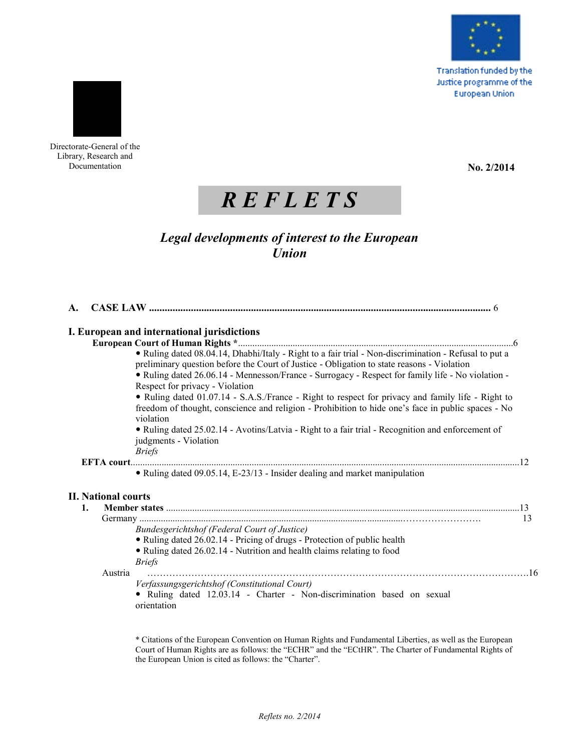Translation funded by the Justice programme of the European Union

Directorate-General of the Library, Research and Documentation

**No. 2/2014**

# *R E F L E T S*

## *Legal developments of interest to the European Union*

**A. CASE LAW** .................................................................................................................................. 6

**I. European and international jurisdictions**

**European Court of Human Rights \***.................................................................................................................6

- Ruling dated 08.04.14, Dhabhi/Italy - Right to a fair trial - Non-discrimination - Refusal to put a preliminary question before the Court of Justice - Obligation to state reasons - Violation
- Ruling dated 26.06.14 - Mennesson/France - Surrogacy - Respect for family life - No violation - Respect for privacy - Violation
- Ruling dated 01.07.14 - S.A.S./France - Right to respect for privacy and family life - Right to freedom of thought, conscience and religion - Prohibition to hide one's face in public spaces - No violation
- Ruling dated 25.02.14 - Avotins/Latvia - Right to a fair trial - Recognition and enforcement of judgments - Violation

*Briefs*

**EFTA court**.......................................................................................................................................................12

- Ruling dated 09.05.14, E-23/13 - Insider dealing and market manipulation

**II. National courts**

**1. Member states** ...............................................................................................................................................13

Germany ............................................................................................................................ 13

*Bundesgerichtshof (Federal Court of Justice)*

- Ruling dated 26.02.14 - Pricing of drugs - Protection of public health
- Ruling dated 26.02.14 - Nutrition and health claims relating to food

*Briefs*

Austria ..........................................................................................................................................16

*Verfassungsgerichtshof (Constitutional Court)*

- Ruling dated 12.03.14 - Charter - Non-discrimination based on sexual orientation

\* Citations of the European Convention on Human Rights and Fundamental Liberties, as well as the European Court of Human Rights are as follows: the "ECHR" and the "ECtHR". The Charter of Fundamental Rights of the European Union is cited as follows: the "Charter".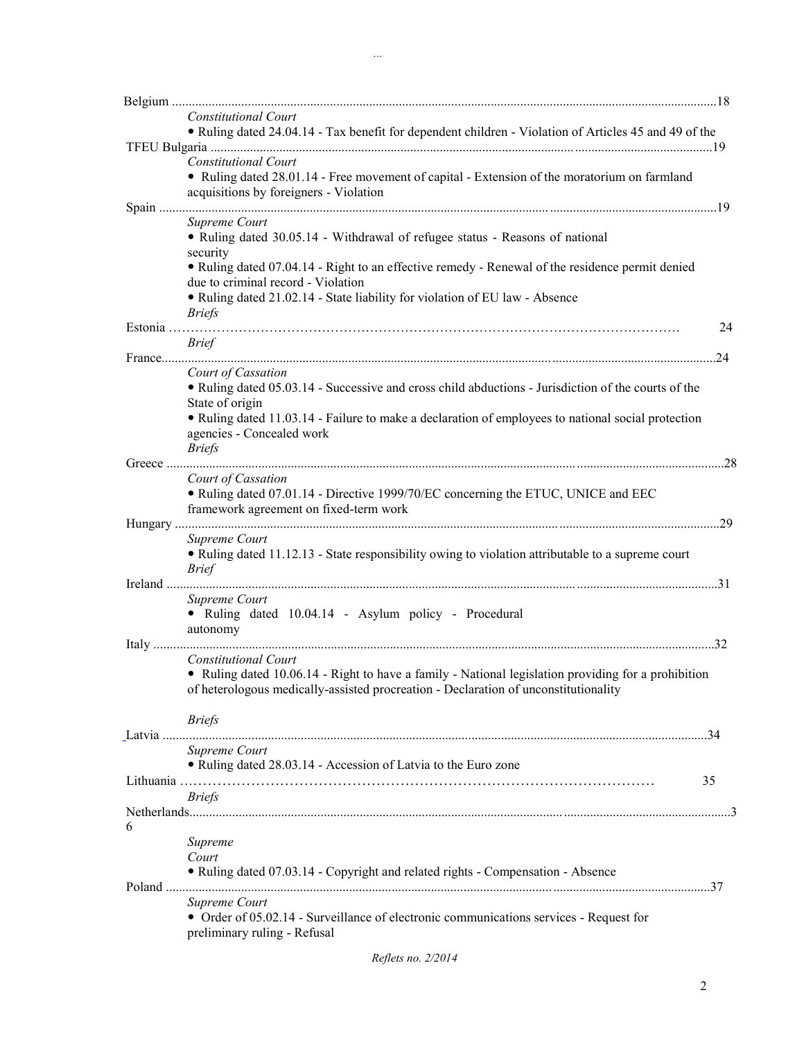Belgium ........................................................................................................................................................18

*Constitutional Court*

• Ruling dated 24.04.14 - Tax benefit for dependent children - Violation of Articles 45 and 49 of the TFEU

Bulgaria ........................................................................................................................................................19

*Constitutional Court*

• Ruling dated 28.01.14 - Free movement of capital - Extension of the moratorium on farmland acquisitions by foreigners - Violation

Spain ........................................................................................................................................................19

*Supreme Court*

• Ruling dated 30.05.14 - Withdrawal of refugee status - Reasons of national security

• Ruling dated 07.04.14 - Right to an effective remedy - Renewal of the residence permit denied due to criminal record - Violation

• Ruling dated 21.02.14 - State liability for violation of EU law - Absence

*Briefs*

Estonia ........................................................................................................................................................24

*Brief*

France........................................................................................................................................................24

*Court of Cassation*

• Ruling dated 05.03.14 - Successive and cross child abductions - Jurisdiction of the courts of the State of origin

• Ruling dated 11.03.14 - Failure to make a declaration of employees to national social protection agencies - Concealed work

*Briefs*

Greece ........................................................................................................................................................28

*Court of Cassation*

• Ruling dated 07.01.14 - Directive 1999/70/EC concerning the ETUC, UNICE and EEC framework agreement on fixed-term work

Hungary ........................................................................................................................................................29

*Supreme Court*

• Ruling dated 11.12.13 - State responsibility owing to violation attributable to a supreme court

*Brief*

Ireland ........................................................................................................................................................31

*Supreme Court*

• Ruling dated 10.04.14 - Asylum policy - Procedural autonomy

Italy ........................................................................................................................................................32

*Constitutional Court*

• Ruling dated 10.06.14 - Right to have a family - National legislation providing for a prohibition of heterologous medically-assisted procreation - Declaration of unconstitutionality

*Briefs*

Latvia ........................................................................................................................................................34

*Supreme Court*

• Ruling dated 28.03.14 - Accession of Latvia to the Euro zone

Lithuania ........................................................................................................................................................35

*Briefs*

Netherlands........................................................................................................................................................36

*Supreme Court*

• Ruling dated 07.03.14 - Copyright and related rights - Compensation - Absence

Poland ........................................................................................................................................................37

*Supreme Court*

• Order of 05.02.14 - Surveillance of electronic communications services - Request for preliminary ruling - Refusal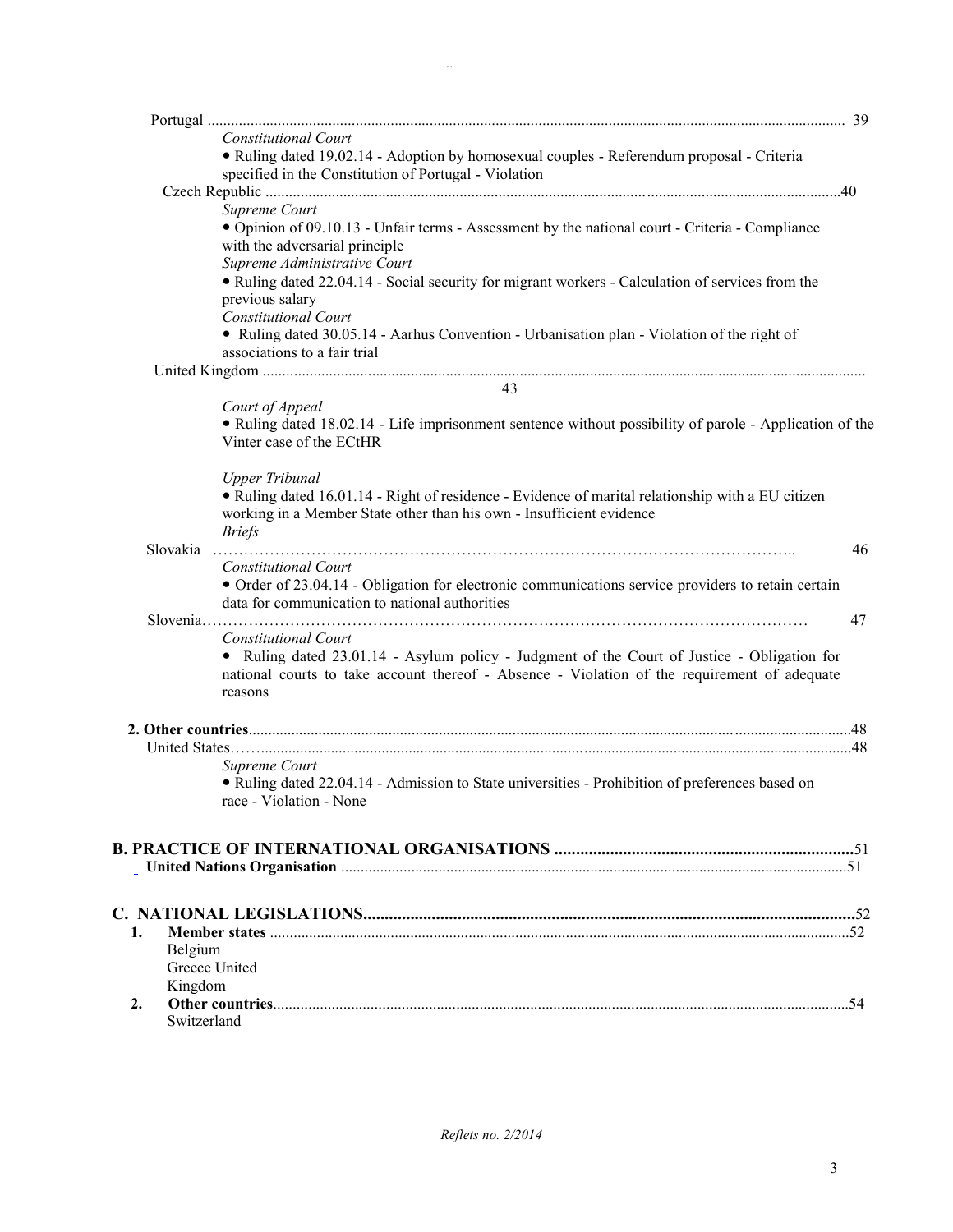Portugal ........................................................................................................................................................ 39

*Constitutional Court*

- Ruling dated 19.02.14 - Adoption by homosexual couples - Referendum proposal - Criteria specified in the Constitution of Portugal - Violation

Czech Republic ..................................................................................................................................................40

*Supreme Court*

- Opinion of 09.10.13 - Unfair terms - Assessment by the national court - Criteria - Compliance with the adversarial principle

*Supreme Administrative Court*

- Ruling dated 22.04.14 - Social security for migrant workers - Calculation of services from the previous salary

*Constitutional Court*

- Ruling dated 30.05.14 - Aarhus Convention - Urbanisation plan - Violation of the right of associations to a fair trial

United Kingdom ........................................................................................................................................................ 43

*Court of Appeal*

- Ruling dated 18.02.14 - Life imprisonment sentence without possibility of parole - Application of the Vinter case of the ECtHR

*Upper Tribunal*

- Ruling dated 16.01.14 - Right of residence - Evidence of marital relationship with a EU citizen working in a Member State other than his own - Insufficient evidence

*Briefs*

Slovakia .................................................................................................................. 46

*Constitutional Court*

- Order of 23.04.14 - Obligation for electronic communications service providers to retain certain data for communication to national authorities

Slovenia.................................................................................................................. 47

*Constitutional Court*

- Ruling dated 23.01.14 - Asylum policy - Judgment of the Court of Justice - Obligation for national courts to take account thereof - Absence - Violation of the requirement of adequate reasons

**2. Other countries**........................................................................................................................................48

United States.........................................................................................................................................................48

*Supreme Court*

- Ruling dated 22.04.14 - Admission to State universities - Prohibition of preferences based on race - Violation - None

**B. PRACTICE OF INTERNATIONAL ORGANISATIONS** ....................................................................51

**United Nations Organisation** ...............................................................................................................51

**C. NATIONAL LEGISLATIONS**...................................................................................................................52

**1. Member states** ...............................................................................................................................52

Belgium
Greece
United Kingdom

**2. Other countries**.............................................................................................................................54

Switzerland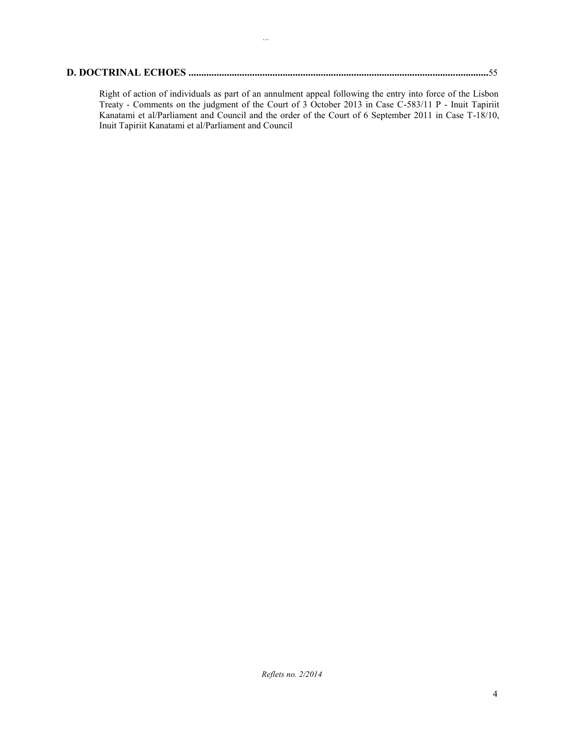...

**D. DOCTRINAL ECHOES** ........................................................................................................................55

Right of action of individuals as part of an annulment appeal following the entry into force of the Lisbon Treaty - Comments on the judgment of the Court of 3 October 2013 in Case C-583/11 P - Inuit Tapiriit Kanatami et al/Parliament and Council and the order of the Court of 6 September 2011 in Case T-18/10, Inuit Tapiriit Kanatami et al/Parliament and Council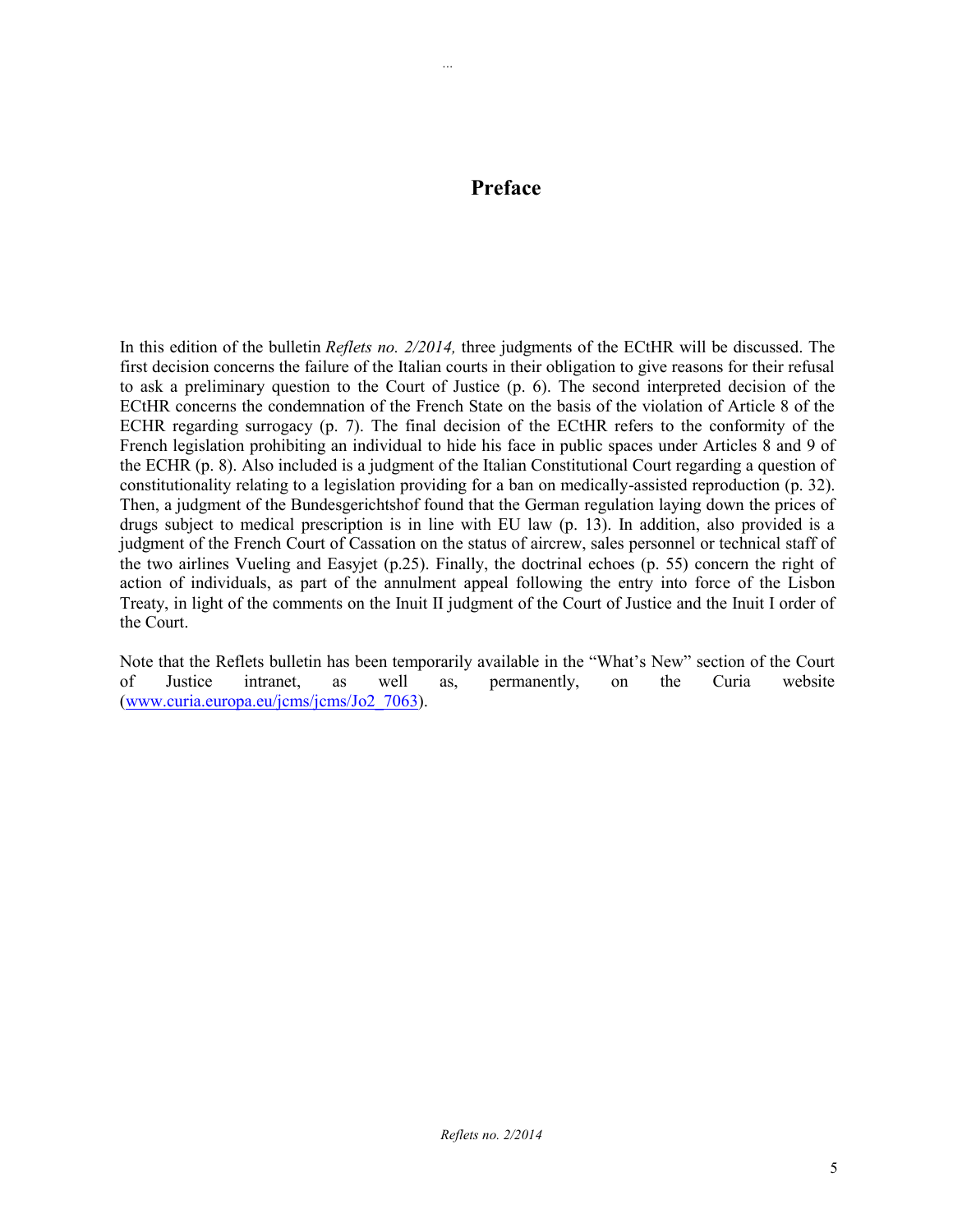# Preface

In this edition of the bulletin *Reflets no. 2/2014,* three judgments of the ECtHR will be discussed. The first decision concerns the failure of the Italian courts in their obligation to give reasons for their refusal to ask a preliminary question to the Court of Justice (p. 6). The second interpreted decision of the ECtHR concerns the condemnation of the French State on the basis of the violation of Article 8 of the ECHR regarding surrogacy (p. 7). The final decision of the ECtHR refers to the conformity of the French legislation prohibiting an individual to hide his face in public spaces under Articles 8 and 9 of the ECHR (p. 8). Also included is a judgment of the Italian Constitutional Court regarding a question of constitutionality relating to a legislation providing for a ban on medically-assisted reproduction (p. 32). Then, a judgment of the Bundesgerichtshof found that the German regulation laying down the prices of drugs subject to medical prescription is in line with EU law (p. 13). In addition, also provided is a judgment of the French Court of Cassation on the status of aircrew, sales personnel or technical staff of the two airlines Vueling and Easyjet (p.25). Finally, the doctrinal echoes (p. 55) concern the right of action of individuals, as part of the annulment appeal following the entry into force of the Lisbon Treaty, in light of the comments on the Inuit II judgment of the Court of Justice and the Inuit I order of the Court.

Note that the Reflets bulletin has been temporarily available in the "What's New" section of the Court of Justice intranet, as well as, permanently, on the Curia website (www.curia.europa.eu/jcms/jcms/Jo2_7063).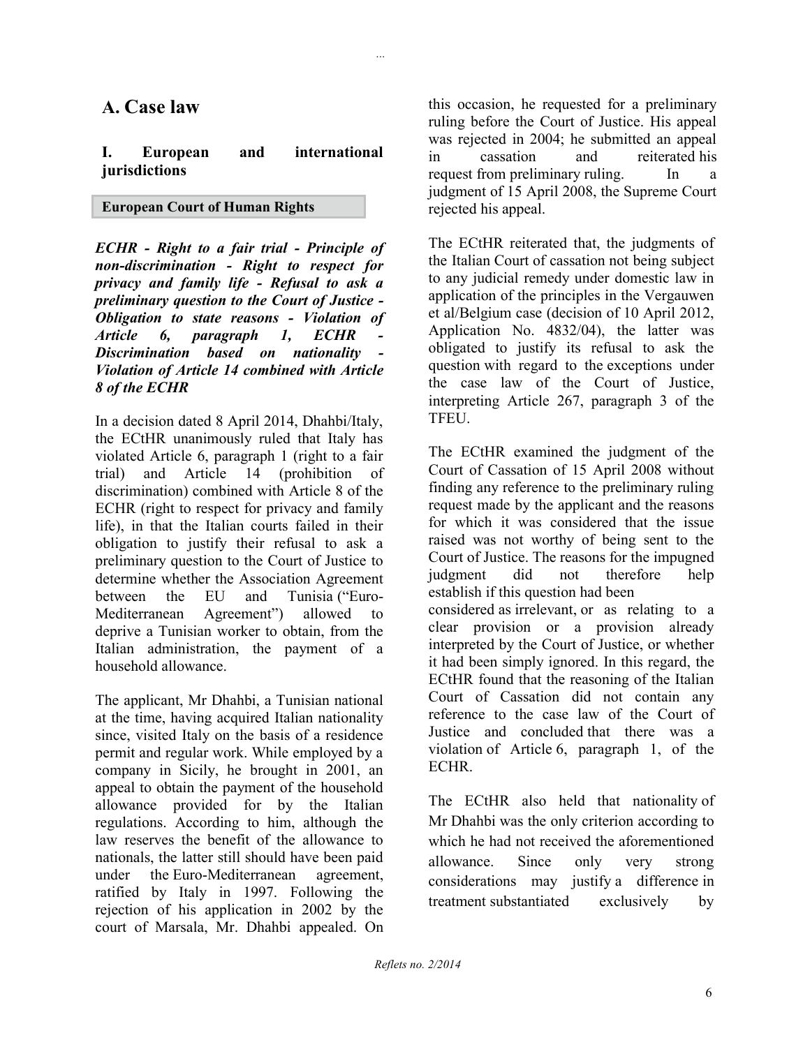# A. Case law

## I. European and international jurisdictions

### European Court of Human Rights

***ECHR - Right to a fair trial - Principle of non-discrimination - Right to respect for privacy and family life - Refusal to ask a preliminary question to the Court of Justice - Obligation to state reasons - Violation of Article 6, paragraph 1, ECHR - Discrimination based on nationality - Violation of Article 14 combined with Article 8 of the ECHR***

In a decision dated 8 April 2014, Dhahbi/Italy, the ECtHR unanimously ruled that Italy has violated Article 6, paragraph 1 (right to a fair trial) and Article 14 (prohibition of discrimination) combined with Article 8 of the ECHR (right to respect for privacy and family life), in that the Italian courts failed in their obligation to justify their refusal to ask a preliminary question to the Court of Justice to determine whether the Association Agreement between the EU and Tunisia ("Euro-Mediterranean Agreement") allowed to deprive a Tunisian worker to obtain, from the Italian administration, the payment of a household allowance.

The applicant, Mr Dhahbi, a Tunisian national at the time, having acquired Italian nationality since, visited Italy on the basis of a residence permit and regular work. While employed by a company in Sicily, he brought in 2001, an appeal to obtain the payment of the household allowance provided for by the Italian regulations. According to him, although the law reserves the benefit of the allowance to nationals, the latter still should have been paid under the Euro-Mediterranean agreement, ratified by Italy in 1997. Following the rejection of his application in 2002 by the court of Marsala, Mr. Dhahbi appealed. On this occasion, he requested for a preliminary ruling before the Court of Justice. His appeal was rejected in 2004; he submitted an appeal in cassation and reiterated his request from preliminary ruling. In a judgment of 15 April 2008, the Supreme Court rejected his appeal.

The ECtHR reiterated that, the judgments of the Italian Court of cassation not being subject to any judicial remedy under domestic law in application of the principles in the Vergauwen et al/Belgium case (decision of 10 April 2012, Application No. 4832/04), the latter was obligated to justify its refusal to ask the question with regard to the exceptions under the case law of the Court of Justice, interpreting Article 267, paragraph 3 of the TFEU.

The ECtHR examined the judgment of the Court of Cassation of 15 April 2008 without finding any reference to the preliminary ruling request made by the applicant and the reasons for which it was considered that the issue raised was not worthy of being sent to the Court of Justice. The reasons for the impugned judgment did not therefore help establish if this question had been considered as irrelevant, or as relating to a clear provision or a provision already interpreted by the Court of Justice, or whether it had been simply ignored. In this regard, the ECtHR found that the reasoning of the Italian Court of Cassation did not contain any reference to the case law of the Court of Justice and concluded that there was a violation of Article 6, paragraph 1, of the ECHR.

The ECtHR also held that nationality of Mr Dhahbi was the only criterion according to which he had not received the aforementioned allowance. Since only very strong considerations may justify a difference in treatment substantiated exclusively by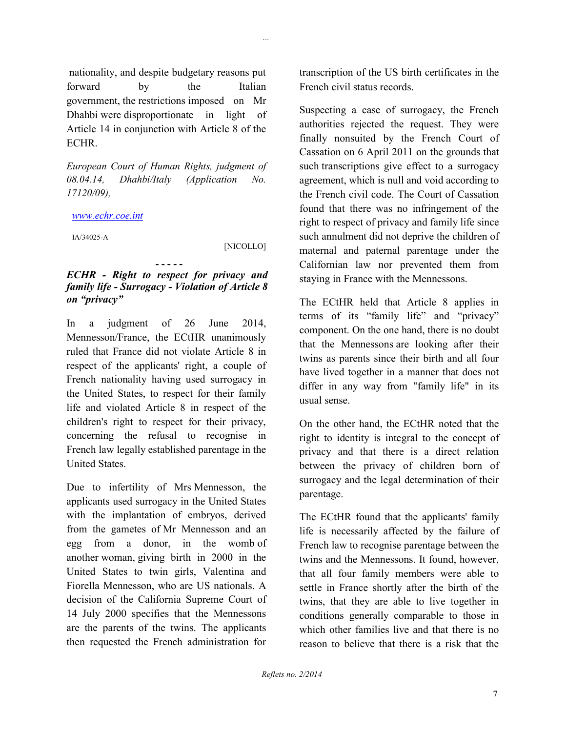nationality, and despite budgetary reasons put forward by the Italian government, the restrictions imposed on Mr Dhahbi were disproportionate in light of Article 14 in conjunction with Article 8 of the ECHR.

*European Court of Human Rights, judgment of 08.04.14, Dhahbi/Italy (Application No. 17120/09),*

www.echr.coe.int

IA/34025-A

[NICOLLO]

- - - - -

***ECHR - Right to respect for privacy and family life - Surrogacy - Violation of Article 8 on "privacy"***

In a judgment of 26 June 2014, Mennesson/France, the ECtHR unanimously ruled that France did not violate Article 8 in respect of the applicants' right, a couple of French nationality having used surrogacy in the United States, to respect for their family life and violated Article 8 in respect of the children's right to respect for their privacy, concerning the refusal to recognise in French law legally established parentage in the United States.

Due to infertility of Mrs Mennesson, the applicants used surrogacy in the United States with the implantation of embryos, derived from the gametes of Mr Mennesson and an egg from a donor, in the womb of another woman, giving birth in 2000 in the United States to twin girls, Valentina and Fiorella Mennesson, who are US nationals. A decision of the California Supreme Court of 14 July 2000 specifies that the Mennessons are the parents of the twins. The applicants then requested the French administration for transcription of the US birth certificates in the French civil status records.

Suspecting a case of surrogacy, the French authorities rejected the request. They were finally nonsuited by the French Court of Cassation on 6 April 2011 on the grounds that such transcriptions give effect to a surrogacy agreement, which is null and void according to the French civil code. The Court of Cassation found that there was no infringement of the right to respect of privacy and family life since such annulment did not deprive the children of maternal and paternal parentage under the Californian law nor prevented them from staying in France with the Mennessons.

The ECtHR held that Article 8 applies in terms of its "family life" and "privacy" component. On the one hand, there is no doubt that the Mennessons are looking after their twins as parents since their birth and all four have lived together in a manner that does not differ in any way from "family life" in its usual sense.

On the other hand, the ECtHR noted that the right to identity is integral to the concept of privacy and that there is a direct relation between the privacy of children born of surrogacy and the legal determination of their parentage.

The ECtHR found that the applicants' family life is necessarily affected by the failure of French law to recognise parentage between the twins and the Mennessons. It found, however, that all four family members were able to settle in France shortly after the birth of the twins, that they are able to live together in conditions generally comparable to those in which other families live and that there is no reason to believe that there is a risk that the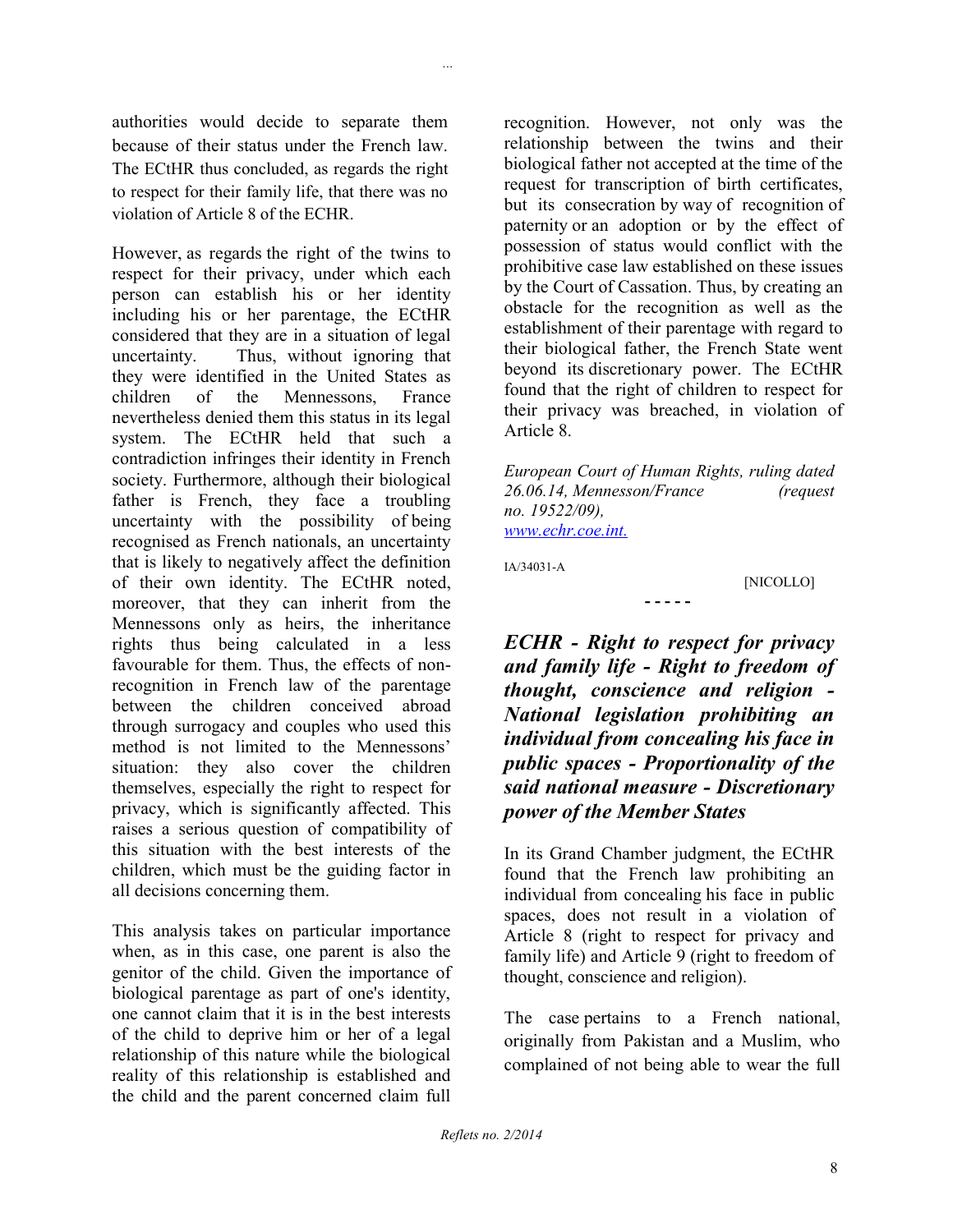authorities would decide to separate them because of their status under the French law. The ECtHR thus concluded, as regards the right to respect for their family life, that there was no violation of Article 8 of the ECHR.

However, as regards the right of the twins to respect for their privacy, under which each person can establish his or her identity including his or her parentage, the ECtHR considered that they are in a situation of legal uncertainty. Thus, without ignoring that they were identified in the United States as children of the Mennessons, France nevertheless denied them this status in its legal system. The ECtHR held that such a contradiction infringes their identity in French society. Furthermore, although their biological father is French, they face a troubling uncertainty with the possibility of being recognised as French nationals, an uncertainty that is likely to negatively affect the definition of their own identity. The ECtHR noted, moreover, that they can inherit from the Mennessons only as heirs, the inheritance rights thus being calculated in a less favourable for them. Thus, the effects of non-recognition in French law of the parentage between the children conceived abroad through surrogacy and couples who used this method is not limited to the Mennessons' situation: they also cover the children themselves, especially the right to respect for privacy, which is significantly affected. This raises a serious question of compatibility of this situation with the best interests of the children, which must be the guiding factor in all decisions concerning them.

This analysis takes on particular importance when, as in this case, one parent is also the genitor of the child. Given the importance of biological parentage as part of one's identity, one cannot claim that it is in the best interests of the child to deprive him or her of a legal relationship of this nature while the biological reality of this relationship is established and the child and the parent concerned claim full recognition. However, not only was the relationship between the twins and their biological father not accepted at the time of the request for transcription of birth certificates, but its consecration by way of recognition of paternity or an adoption or by the effect of possession of status would conflict with the prohibitive case law established on these issues by the Court of Cassation. Thus, by creating an obstacle for the recognition as well as the establishment of their parentage with regard to their biological father, the French State went beyond its discretionary power. The ECtHR found that the right of children to respect for their privacy was breached, in violation of Article 8.

*European Court of Human Rights, ruling dated 26.06.14, Mennesson/France (request no. 19522/09),*
*www.echr.coe.int.*

IA/34031-A

[NICOLLO]

- - - - -

### *ECHR - Right to respect for privacy and family life - Right to freedom of thought, conscience and religion - National legislation prohibiting an individual from concealing his face in public spaces - Proportionality of the said national measure - Discretionary power of the Member States*

In its Grand Chamber judgment, the ECtHR found that the French law prohibiting an individual from concealing his face in public spaces, does not result in a violation of Article 8 (right to respect for privacy and family life) and Article 9 (right to freedom of thought, conscience and religion).

The case pertains to a French national, originally from Pakistan and a Muslim, who complained of not being able to wear the full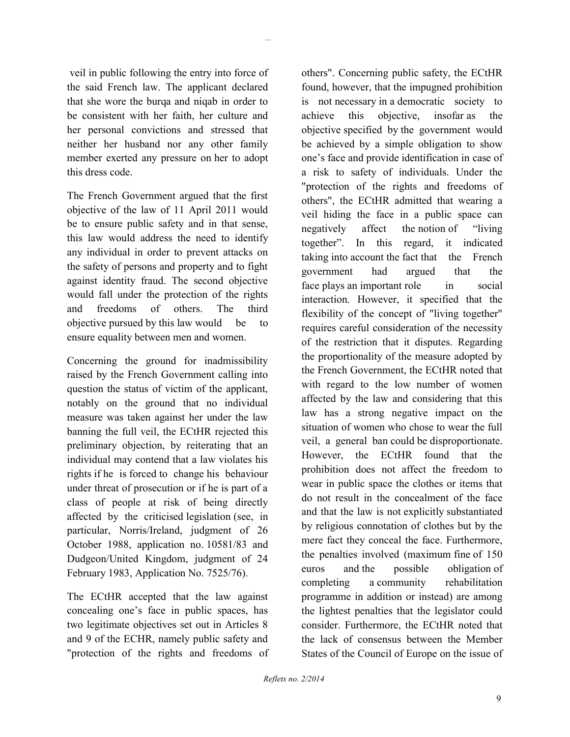veil in public following the entry into force of the said French law. The applicant declared that she wore the burqa and niqab in order to be consistent with her faith, her culture and her personal convictions and stressed that neither her husband nor any other family member exerted any pressure on her to adopt this dress code.

The French Government argued that the first objective of the law of 11 April 2011 would be to ensure public safety and in that sense, this law would address the need to identify any individual in order to prevent attacks on the safety of persons and property and to fight against identity fraud. The second objective would fall under the protection of the rights and freedoms of others. The third objective pursued by this law would be to ensure equality between men and women.

Concerning the ground for inadmissibility raised by the French Government calling into question the status of victim of the applicant, notably on the ground that no individual measure was taken against her under the law banning the full veil, the ECtHR rejected this preliminary objection, by reiterating that an individual may contend that a law violates his rights if he is forced to change his behaviour under threat of prosecution or if he is part of a class of people at risk of being directly affected by the criticised legislation (see, in particular, Norris/Ireland, judgment of 26 October 1988, application no. 10581/83 and Dudgeon/United Kingdom, judgment of 24 February 1983, Application No. 7525/76).

The ECtHR accepted that the law against concealing one's face in public spaces, has two legitimate objectives set out in Articles 8 and 9 of the ECHR, namely public safety and "protection of the rights and freedoms of others". Concerning public safety, the ECtHR found, however, that the impugned prohibition is not necessary in a democratic society to achieve this objective, insofar as the objective specified by the government would be achieved by a simple obligation to show one's face and provide identification in case of a risk to safety of individuals. Under the "protection of the rights and freedoms of others", the ECtHR admitted that wearing a veil hiding the face in a public space can negatively affect the notion of "living together". In this regard, it indicated taking into account the fact that the French government had argued that the face plays an important role in social interaction. However, it specified that the flexibility of the concept of "living together" requires careful consideration of the necessity of the restriction that it disputes. Regarding the proportionality of the measure adopted by the French Government, the ECtHR noted that with regard to the low number of women affected by the law and considering that this law has a strong negative impact on the situation of women who chose to wear the full veil, a general ban could be disproportionate. However, the ECtHR found that the prohibition does not affect the freedom to wear in public space the clothes or items that do not result in the concealment of the face and that the law is not explicitly substantiated by religious connotation of clothes but by the mere fact they conceal the face. Furthermore, the penalties involved (maximum fine of 150 euros and the possible obligation of completing a community rehabilitation programme in addition or instead) are among the lightest penalties that the legislator could consider. Furthermore, the ECtHR noted that the lack of consensus between the Member States of the Council of Europe on the issue of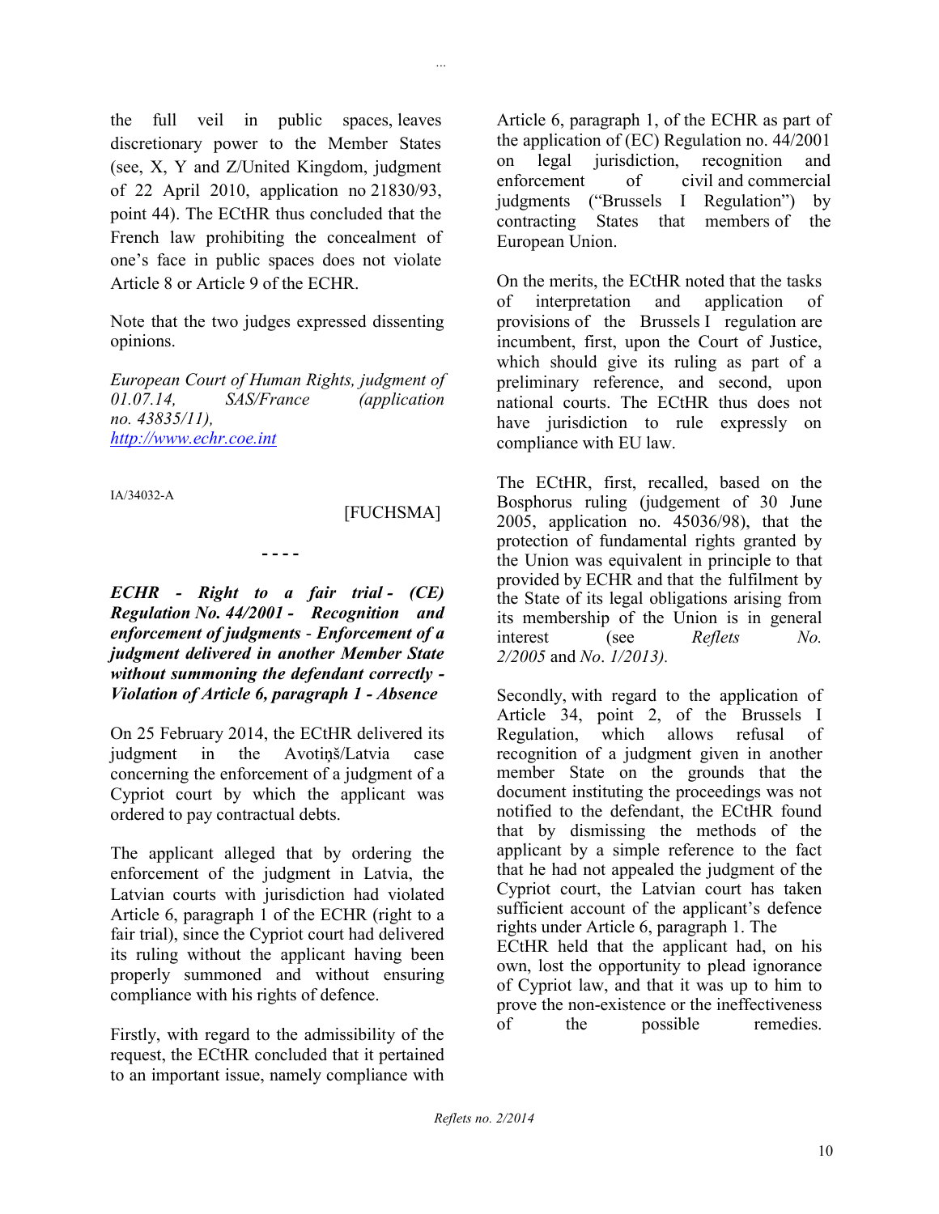the full veil in public spaces, leaves discretionary power to the Member States (see, X, Y and Z/United Kingdom, judgment of 22 April 2010, application no 21830/93, point 44). The ECtHR thus concluded that the French law prohibiting the concealment of one's face in public spaces does not violate Article 8 or Article 9 of the ECHR.

Note that the two judges expressed dissenting opinions.

*European Court of Human Rights, judgment of 01.07.14, SAS/France (application no. 43835/11),* *http://www.echr.coe.int*

IA/34032-A

[FUCHSMA]

- - - -

***ECHR - Right to a fair trial - (CE) Regulation No. 44/2001 - Recognition and enforcement of judgments - Enforcement of a judgment delivered in another Member State without summoning the defendant correctly - Violation of Article 6, paragraph 1 - Absence***

On 25 February 2014, the ECtHR delivered its judgment in the Avotiņš/Latvia case concerning the enforcement of a judgment of a Cypriot court by which the applicant was ordered to pay contractual debts.

The applicant alleged that by ordering the enforcement of the judgment in Latvia, the Latvian courts with jurisdiction had violated Article 6, paragraph 1 of the ECHR (right to a fair trial), since the Cypriot court had delivered its ruling without the applicant having been properly summoned and without ensuring compliance with his rights of defence.

Firstly, with regard to the admissibility of the request, the ECtHR concluded that it pertained to an important issue, namely compliance with Article 6, paragraph 1, of the ECHR as part of the application of (EC) Regulation no. 44/2001 on legal jurisdiction, recognition and enforcement of civil and commercial judgments ("Brussels I Regulation") by contracting States that members of the European Union.

On the merits, the ECtHR noted that the tasks of interpretation and application of provisions of the Brussels I regulation are incumbent, first, upon the Court of Justice, which should give its ruling as part of a preliminary reference, and second, upon national courts. The ECtHR thus does not have jurisdiction to rule expressly on compliance with EU law.

The ECtHR, first, recalled, based on the Bosphorus ruling (judgement of 30 June 2005, application no. 45036/98), that the protection of fundamental rights granted by the Union was equivalent in principle to that provided by ECHR and that the fulfilment by the State of its legal obligations arising from its membership of the Union is in general interest (see *Reflets No. 2/2005* and *No. 1/2013).*

Secondly, with regard to the application of Article 34, point 2, of the Brussels I Regulation, which allows refusal of recognition of a judgment given in another member State on the grounds that the document instituting the proceedings was not notified to the defendant, the ECtHR found that by dismissing the methods of the applicant by a simple reference to the fact that he had not appealed the judgment of the Cypriot court, the Latvian court has taken sufficient account of the applicant's defence rights under Article 6, paragraph 1. The ECtHR held that the applicant had, on his own, lost the opportunity to plead ignorance of Cypriot law, and that it was up to him to prove the non-existence or the ineffectiveness of the possible remedies.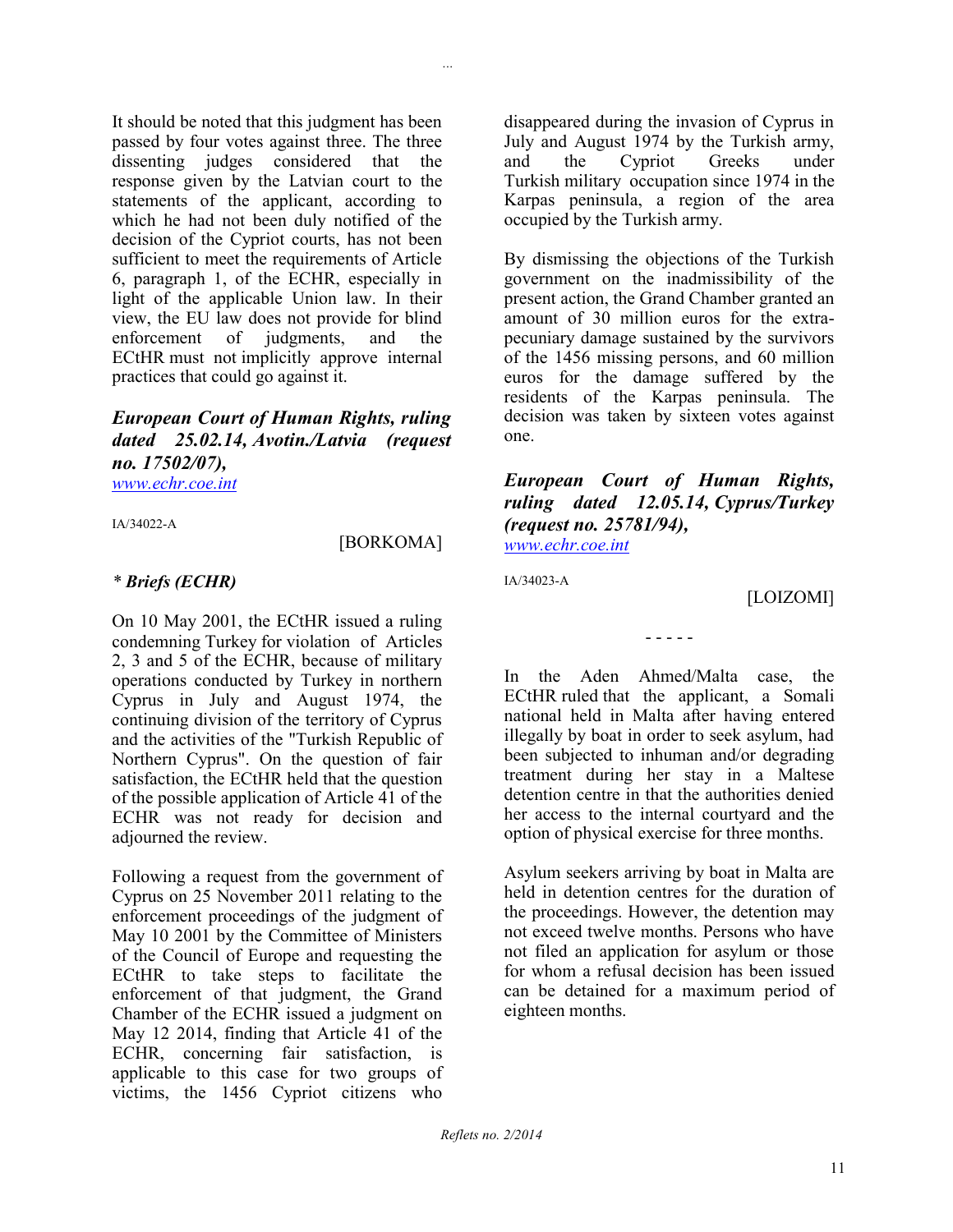It should be noted that this judgment has been passed by four votes against three. The three dissenting judges considered that the response given by the Latvian court to the statements of the applicant, according to which he had not been duly notified of the decision of the Cypriot courts, has not been sufficient to meet the requirements of Article 6, paragraph 1, of the ECHR, especially in light of the applicable Union law. In their view, the EU law does not provide for blind enforcement of judgments, and the ECtHR must not implicitly approve internal practices that could go against it.

***European Court of Human Rights, ruling dated 25.02.14, Avotin./Latvia (request no. 17502/07),***
www.echr.coe.int

IA/34022-A

[BORKOMA]

***\* Briefs (ECHR)***

On 10 May 2001, the ECtHR issued a ruling condemning Turkey for violation of Articles 2, 3 and 5 of the ECHR, because of military operations conducted by Turkey in northern Cyprus in July and August 1974, the continuing division of the territory of Cyprus and the activities of the "Turkish Republic of Northern Cyprus". On the question of fair satisfaction, the ECtHR held that the question of the possible application of Article 41 of the ECHR was not ready for decision and adjourned the review.

Following a request from the government of Cyprus on 25 November 2011 relating to the enforcement proceedings of the judgment of May 10 2001 by the Committee of Ministers of the Council of Europe and requesting the ECtHR to take steps to facilitate the enforcement of that judgment, the Grand Chamber of the ECHR issued a judgment on May 12 2014, finding that Article 41 of the ECHR, concerning fair satisfaction, is applicable to this case for two groups of victims, the 1456 Cypriot citizens who disappeared during the invasion of Cyprus in July and August 1974 by the Turkish army, and the Cypriot Greeks under Turkish military occupation since 1974 in the Karpas peninsula, a region of the area occupied by the Turkish army.

By dismissing the objections of the Turkish government on the inadmissibility of the present action, the Grand Chamber granted an amount of 30 million euros for the extra-pecuniary damage sustained by the survivors of the 1456 missing persons, and 60 million euros for the damage suffered by the residents of the Karpas peninsula. The decision was taken by sixteen votes against one.

***European Court of Human Rights, ruling dated 12.05.14, Cyprus/Turkey (request no. 25781/94),***
www.echr.coe.int

IA/34023-A

[LOIZOMI]

- - - - -

In the Aden Ahmed/Malta case, the ECtHR ruled that the applicant, a Somali national held in Malta after having entered illegally by boat in order to seek asylum, had been subjected to inhuman and/or degrading treatment during her stay in a Maltese detention centre in that the authorities denied her access to the internal courtyard and the option of physical exercise for three months.

Asylum seekers arriving by boat in Malta are held in detention centres for the duration of the proceedings. However, the detention may not exceed twelve months. Persons who have not filed an application for asylum or those for whom a refusal decision has been issued can be detained for a maximum period of eighteen months.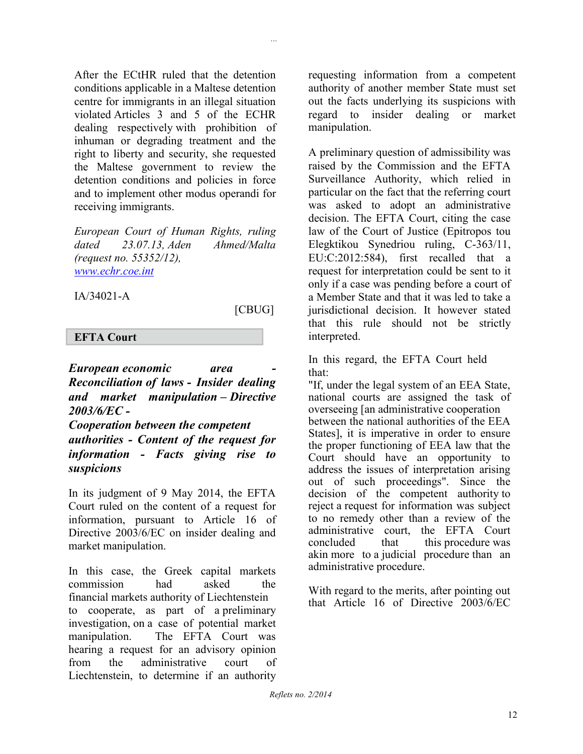After the ECtHR ruled that the detention conditions applicable in a Maltese detention centre for immigrants in an illegal situation violated Articles 3 and 5 of the ECHR dealing respectively with prohibition of inhuman or degrading treatment and the right to liberty and security, she requested the Maltese government to review the detention conditions and policies in force and to implement other modus operandi for receiving immigrants.

*European Court of Human Rights, ruling dated 23.07.13, Aden Ahmed/Malta (request no. 55352/12),* *www.echr.coe.int*

IA/34021-A

[CBUG]

## EFTA Court

***European economic area - Reconciliation of laws - Insider dealing and market manipulation – Directive 2003/6/EC - Cooperation between the competent authorities - Content of the request for information - Facts giving rise to suspicions***

In its judgment of 9 May 2014, the EFTA Court ruled on the content of a request for information, pursuant to Article 16 of Directive 2003/6/EC on insider dealing and market manipulation.

In this case, the Greek capital markets commission had asked the financial markets authority of Liechtenstein to cooperate, as part of a preliminary investigation, on a case of potential market manipulation. The EFTA Court was hearing a request for an advisory opinion from the administrative court of Liechtenstein, to determine if an authority requesting information from a competent authority of another member State must set out the facts underlying its suspicions with regard to insider dealing or market manipulation.

A preliminary question of admissibility was raised by the Commission and the EFTA Surveillance Authority, which relied in particular on the fact that the referring court was asked to adopt an administrative decision. The EFTA Court, citing the case law of the Court of Justice (Epitropos tou Elegktikou Synedriou ruling, C-363/11, EU:C:2012:584), first recalled that a request for interpretation could be sent to it only if a case was pending before a court of a Member State and that it was led to take a jurisdictional decision. It however stated that this rule should not be strictly interpreted.

In this regard, the EFTA Court held that:
"If, under the legal system of an EEA State, national courts are assigned the task of overseeing [an administrative cooperation between the national authorities of the EEA States], it is imperative in order to ensure the proper functioning of EEA law that the Court should have an opportunity to address the issues of interpretation arising out of such proceedings". Since the decision of the competent authority to reject a request for information was subject to no remedy other than a review of the administrative court, the EFTA Court concluded that this procedure was akin more to a judicial procedure than an administrative procedure.

With regard to the merits, after pointing out that Article 16 of Directive 2003/6/EC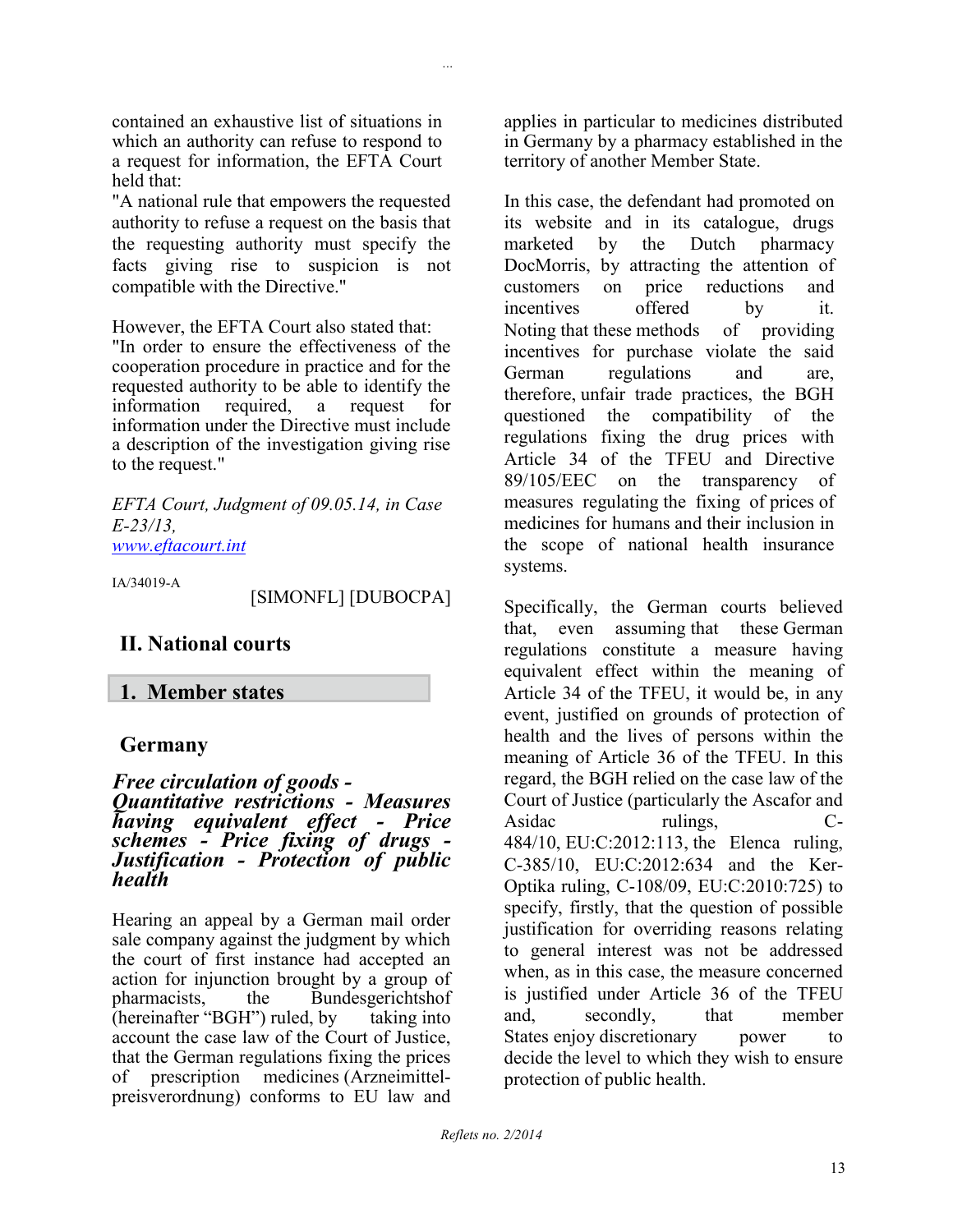contained an exhaustive list of situations in which an authority can refuse to respond to a request for information, the EFTA Court held that:

"A national rule that empowers the requested authority to refuse a request on the basis that the requesting authority must specify the facts giving rise to suspicion is not compatible with the Directive."

However, the EFTA Court also stated that:

"In order to ensure the effectiveness of the cooperation procedure in practice and for the requested authority to be able to identify the information required, a request for information under the Directive must include a description of the investigation giving rise to the request."

*EFTA Court, Judgment of 09.05.14, in Case E-23/13,*
*www.eftacourt.int*

IA/34019-A

[SIMONFL] [DUBOCPA]

## II. National courts

### 1. Member states

#### Germany

***Free circulation of goods - Quantitative restrictions - Measures having equivalent effect - Price schemes - Price fixing of drugs - Justification - Protection of public health***

Hearing an appeal by a German mail order sale company against the judgment by which the court of first instance had accepted an action for injunction brought by a group of pharmacists, the Bundesgerichtshof (hereinafter "BGH") ruled, by taking into account the case law of the Court of Justice, that the German regulations fixing the prices of prescription medicines (Arzneimittel-preisverordnung) conforms to EU law and applies in particular to medicines distributed in Germany by a pharmacy established in the territory of another Member State.

In this case, the defendant had promoted on its website and in its catalogue, drugs marketed by the Dutch pharmacy DocMorris, by attracting the attention of customers on price reductions and incentives offered by it. Noting that these methods of providing incentives for purchase violate the said German regulations and are, therefore, unfair trade practices, the BGH questioned the compatibility of the regulations fixing the drug prices with Article 34 of the TFEU and Directive 89/105/EEC on the transparency of measures regulating the fixing of prices of medicines for humans and their inclusion in the scope of national health insurance systems.

Specifically, the German courts believed that, even assuming that these German regulations constitute a measure having equivalent effect within the meaning of Article 34 of the TFEU, it would be, in any event, justified on grounds of protection of health and the lives of persons within the meaning of Article 36 of the TFEU. In this regard, the BGH relied on the case law of the Court of Justice (particularly the Ascafor and Asidac rulings, C-484/10, EU:C:2012:113, the Elenca ruling, C-385/10, EU:C:2012:634 and the Ker-Optika ruling, C-108/09, EU:C:2010:725) to specify, firstly, that the question of possible justification for overriding reasons relating to general interest was not be addressed when, as in this case, the measure concerned is justified under Article 36 of the TFEU and, secondly, that member States enjoy discretionary power to decide the level to which they wish to ensure protection of public health.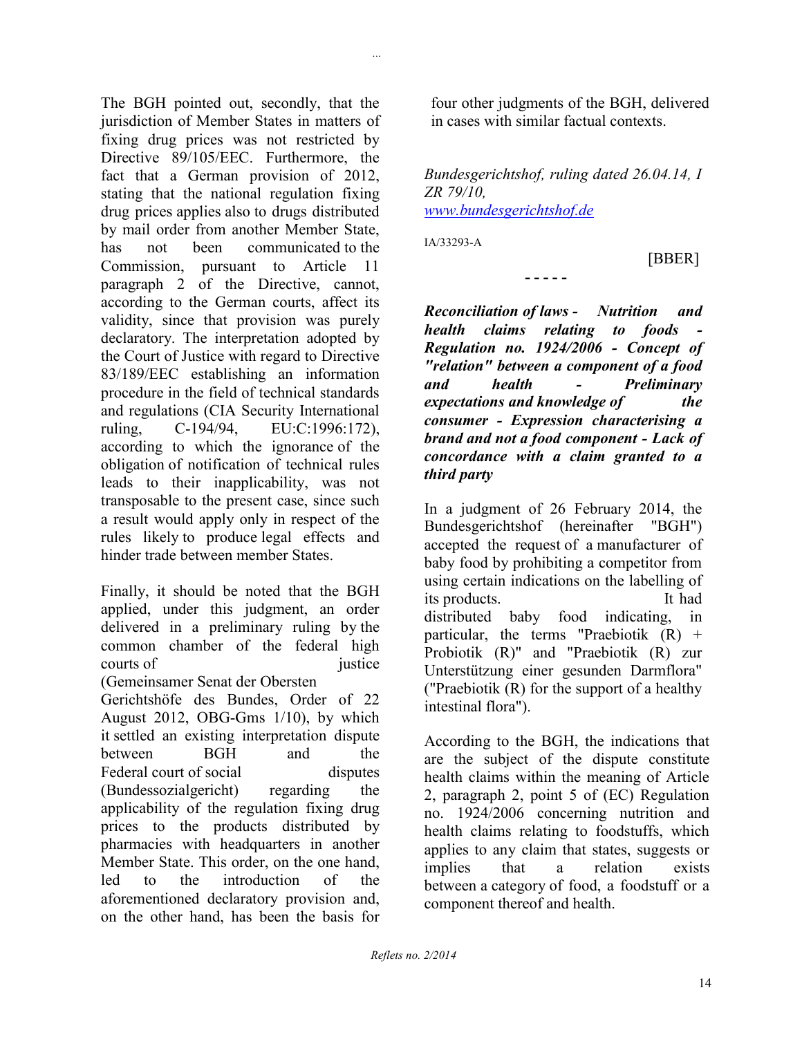The BGH pointed out, secondly, that the jurisdiction of Member States in matters of fixing drug prices was not restricted by Directive 89/105/EEC. Furthermore, the fact that a German provision of 2012, stating that the national regulation fixing drug prices applies also to drugs distributed by mail order from another Member State, has not been communicated to the Commission, pursuant to Article 11 paragraph 2 of the Directive, cannot, according to the German courts, affect its validity, since that provision was purely declaratory. The interpretation adopted by the Court of Justice with regard to Directive 83/189/EEC establishing an information procedure in the field of technical standards and regulations (CIA Security International ruling, C-194/94, EU:C:1996:172), according to which the ignorance of the obligation of notification of technical rules leads to their inapplicability, was not transposable to the present case, since such a result would apply only in respect of the rules likely to produce legal effects and hinder trade between member States.

Finally, it should be noted that the BGH applied, under this judgment, an order delivered in a preliminary ruling by the common chamber of the federal high courts of justice (Gemeinsamer Senat der Obersten Gerichtshöfe des Bundes, Order of 22 August 2012, OBG-Gms 1/10), by which it settled an existing interpretation dispute between BGH and the Federal court of social disputes (Bundessozialgericht) regarding the applicability of the regulation fixing drug prices to the products distributed by pharmacies with headquarters in another Member State. This order, on the one hand, led to the introduction of the aforementioned declaratory provision and, on the other hand, has been the basis for four other judgments of the BGH, delivered in cases with similar factual contexts.

*Bundesgerichtshof, ruling dated 26.04.14, I ZR 79/10,*
*www.bundesgerichtshof.de*

IA/33293-A

[BBER]

- - - - -

***Reconciliation of laws - Nutrition and health claims relating to foods - Regulation no. 1924/2006 - Concept of "relation" between a component of a food and health - Preliminary expectations and knowledge of the consumer - Expression characterising a brand and not a food component - Lack of concordance with a claim granted to a third party***

In a judgment of 26 February 2014, the Bundesgerichtshof (hereinafter "BGH") accepted the request of a manufacturer of baby food by prohibiting a competitor from using certain indications on the labelling of its products. It had distributed baby food indicating, in particular, the terms "Praebiotik (R) + Probiotik (R)" and "Praebiotik (R) zur Unterstützung einer gesunden Darmflora" ("Praebiotik (R) for the support of a healthy intestinal flora").

According to the BGH, the indications that are the subject of the dispute constitute health claims within the meaning of Article 2, paragraph 2, point 5 of (EC) Regulation no. 1924/2006 concerning nutrition and health claims relating to foodstuffs, which applies to any claim that states, suggests or implies that a relation exists between a category of food, a foodstuff or a component thereof and health.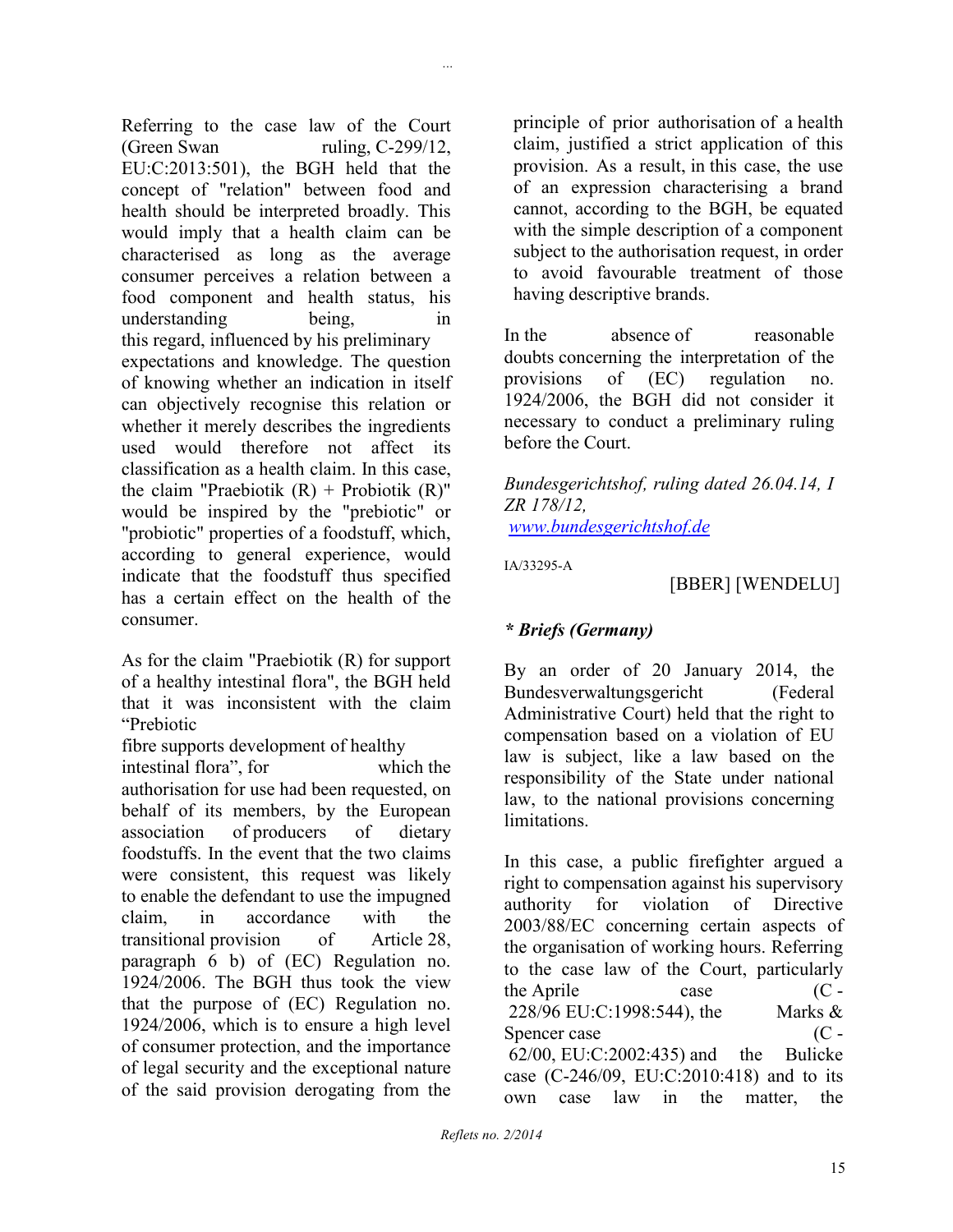Referring to the case law of the Court (Green Swan ruling, C-299/12, EU:C:2013:501), the BGH held that the concept of "relation" between food and health should be interpreted broadly. This would imply that a health claim can be characterised as long as the average consumer perceives a relation between a food component and health status, his understanding being, in this regard, influenced by his preliminary expectations and knowledge. The question of knowing whether an indication in itself can objectively recognise this relation or whether it merely describes the ingredients used would therefore not affect its classification as a health claim. In this case, the claim "Praebiotik (R) + Probiotik (R)" would be inspired by the "prebiotic" or "probiotic" properties of a foodstuff, which, according to general experience, would indicate that the foodstuff thus specified has a certain effect on the health of the consumer.

As for the claim "Praebiotik (R) for support of a healthy intestinal flora", the BGH held that it was inconsistent with the claim "Prebiotic fibre supports development of healthy intestinal flora", for which the authorisation for use had been requested, on behalf of its members, by the European association of producers of dietary foodstuffs. In the event that the two claims were consistent, this request was likely to enable the defendant to use the impugned claim, in accordance with the transitional provision of Article 28, paragraph 6 b) of (EC) Regulation no. 1924/2006. The BGH thus took the view that the purpose of (EC) Regulation no. 1924/2006, which is to ensure a high level of consumer protection, and the importance of legal security and the exceptional nature of the said provision derogating from the principle of prior authorisation of a health claim, justified a strict application of this provision. As a result, in this case, the use of an expression characterising a brand cannot, according to the BGH, be equated with the simple description of a component subject to the authorisation request, in order to avoid favourable treatment of those having descriptive brands.

In the absence of reasonable doubts concerning the interpretation of the provisions of (EC) regulation no. 1924/2006, the BGH did not consider it necessary to conduct a preliminary ruling before the Court.

*Bundesgerichtshof, ruling dated 26.04.14, I ZR 178/12,*
*www.bundesgerichtshof.de*

IA/33295-A

[BBER] [WENDELU]

***\* Briefs (Germany)***

By an order of 20 January 2014, the Bundesverwaltungsgericht (Federal Administrative Court) held that the right to compensation based on a violation of EU law is subject, like a law based on the responsibility of the State under national law, to the national provisions concerning limitations.

In this case, a public firefighter argued a right to compensation against his supervisory authority for violation of Directive 2003/88/EC concerning certain aspects of the organisation of working hours. Referring to the case law of the Court, particularly the Aprile case (C-228/96 EU:C:1998:544), the Marks & Spencer case (C-62/00, EU:C:2002:435) and the Bulicke case (C-246/09, EU:C:2010:418) and to its own case law in the matter, the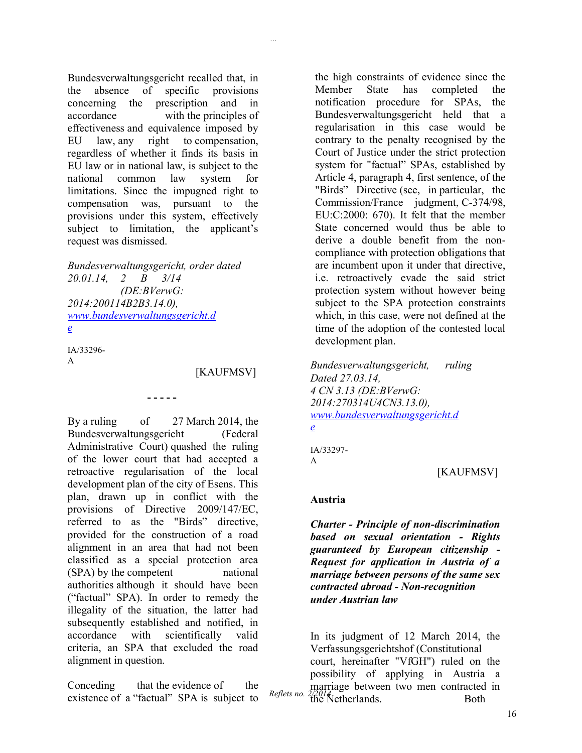Bundesverwaltungsgericht recalled that, in the absence of specific provisions concerning the prescription and in accordance with the principles of effectiveness and equivalence imposed by EU law, any right to compensation, regardless of whether it finds its basis in EU law or in national law, is subject to the national common law system for limitations. Since the impugned right to compensation was, pursuant to the provisions under this system, effectively subject to limitation, the applicant's request was dismissed.

*Bundesverwaltungsgericht, order dated 20.01.14, 2 B 3/14 (DE:BVerwG: 2014:200114B2B3.14.0),* [www.bundesverwaltungsgericht.de](www.bundesverwaltungsgericht.de)

IA/33296-A

[KAUFMSV]

- - - - -

By a ruling of 27 March 2014, the Bundesverwaltungsgericht (Federal Administrative Court) quashed the ruling of the lower court that had accepted a retroactive regularisation of the local development plan of the city of Esens. This plan, drawn up in conflict with the provisions of Directive 2009/147/EC, referred to as the "Birds" directive, provided for the construction of a road alignment in an area that had not been classified as a special protection area (SPA) by the competent national authorities although it should have been ("factual" SPA). In order to remedy the illegality of the situation, the latter had subsequently established and notified, in accordance with scientifically valid criteria, an SPA that excluded the road alignment in question.

Conceding that the evidence of the existence of a "factual" SPA is subject to the high constraints of evidence since the Member State has completed the notification procedure for SPAs, the Bundesverwaltungsgericht held that a regularisation in this case would be contrary to the penalty recognised by the Court of Justice under the strict protection system for "factual" SPAs, established by Article 4, paragraph 4, first sentence, of the "Birds" Directive (see, in particular, the Commission/France judgment, C-374/98, EU:C:2000: 670). It felt that the member State concerned would thus be able to derive a double benefit from the non-compliance with protection obligations that are incumbent upon it under that directive, i.e. retroactively evade the said strict protection system without however being subject to the SPA protection constraints which, in this case, were not defined at the time of the adoption of the contested local development plan.

*Bundesverwaltungsgericht, ruling Dated 27.03.14, 4 CN 3.13 (DE:BVerwG: 2014:270314U4CN3.13.0),* [www.bundesverwaltungsgericht.de](www.bundesverwaltungsgericht.de)

IA/33297-A

[KAUFMSV]

## Austria

***Charter - Principle of non-discrimination based on sexual orientation - Rights guaranteed by European citizenship - Request for application in Austria of a marriage between persons of the same sex contracted abroad - Non-recognition under Austrian law***

In its judgment of 12 March 2014, the Verfassungsgerichtshof (Constitutional court, hereinafter "VfGH") ruled on the possibility of applying in Austria a marriage between two men contracted in the Netherlands. Both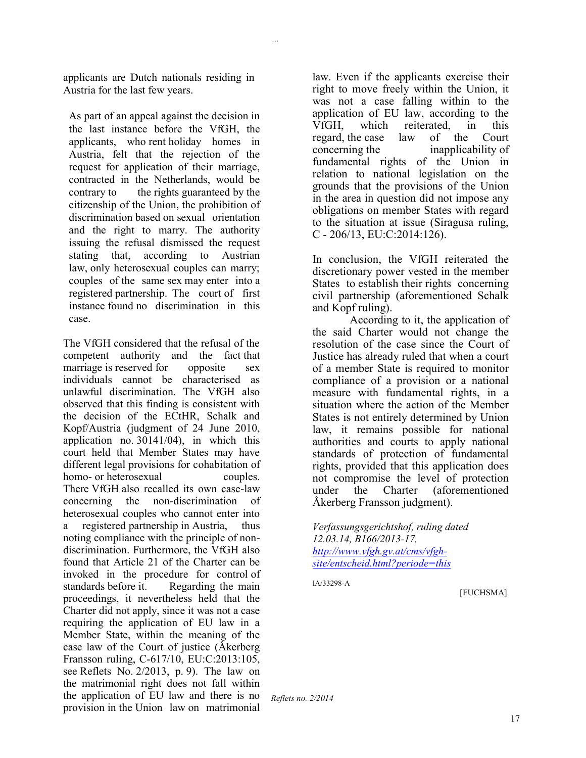applicants are Dutch nationals residing in Austria for the last few years.

As part of an appeal against the decision in the last instance before the VfGH, the applicants, who rent holiday homes in Austria, felt that the rejection of the request for application of their marriage, contracted in the Netherlands, would be contrary to the rights guaranteed by the citizenship of the Union, the prohibition of discrimination based on sexual orientation and the right to marry. The authority issuing the refusal dismissed the request stating that, according to Austrian law, only heterosexual couples can marry; couples of the same sex may enter into a registered partnership. The court of first instance found no discrimination in this case.

The VfGH considered that the refusal of the competent authority and the fact that marriage is reserved for opposite sex individuals cannot be characterised as unlawful discrimination. The VfGH also observed that this finding is consistent with the decision of the ECtHR, Schalk and Kopf/Austria (judgment of 24 June 2010, application no. 30141/04), in which this court held that Member States may have different legal provisions for cohabitation of homo- or heterosexual couples. There VfGH also recalled its own case-law concerning the non-discrimination of heterosexual couples who cannot enter into a registered partnership in Austria, thus noting compliance with the principle of non-discrimination. Furthermore, the VfGH also found that Article 21 of the Charter can be invoked in the procedure for control of standards before it. Regarding the main proceedings, it nevertheless held that the Charter did not apply, since it was not a case requiring the application of EU law in a Member State, within the meaning of the case law of the Court of justice (Åkerberg Fransson ruling, C-617/10, EU:C:2013:105, see Reflets No. 2/2013, p. 9). The law on the matrimonial right does not fall within the application of EU law and there is no provision in the Union law on matrimonial law. Even if the applicants exercise their right to move freely within the Union, it was not a case falling within to the application of EU law, according to the VfGH, which reiterated, in this regard, the case law of the Court concerning the inapplicability of fundamental rights of the Union in relation to national legislation on the grounds that the provisions of the Union in the area in question did not impose any obligations on member States with regard to the situation at issue (Siragusa ruling, C - 206/13, EU:C:2014:126).

In conclusion, the VfGH reiterated the discretionary power vested in the member States to establish their rights concerning civil partnership (aforementioned Schalk and Kopf ruling).

According to it, the application of the said Charter would not change the resolution of the case since the Court of Justice has already ruled that when a court of a member State is required to monitor compliance of a provision or a national measure with fundamental rights, in a situation where the action of the Member States is not entirely determined by Union law, it remains possible for national authorities and courts to apply national standards of protection of fundamental rights, provided that this application does not compromise the level of protection under the Charter (aforementioned Åkerberg Fransson judgment).

*Verfassungsgerichtshof, ruling dated 12.03.14, B166/2013-17,*
*http://www.vfgh.gv.at/cms/vfgh-site/entscheid.html?periode=this*

IA/33298-A

[FUCHSMA]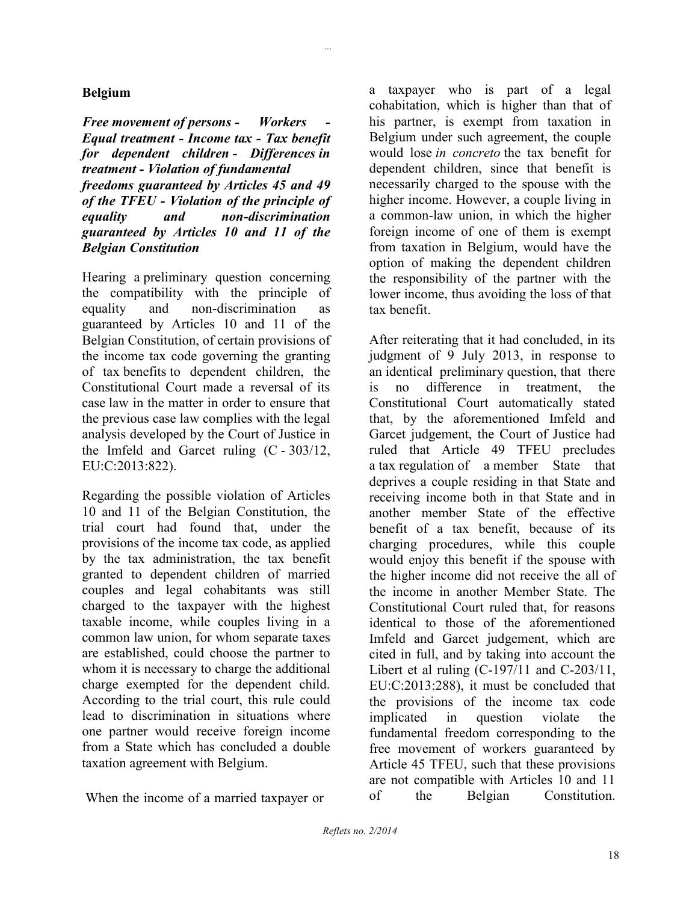## Belgium

***Free movement of persons - Workers - Equal treatment - Income tax - Tax benefit for dependent children - Differences in treatment - Violation of fundamental freedoms guaranteed by Articles 45 and 49 of the TFEU - Violation of the principle of equality and non-discrimination guaranteed by Articles 10 and 11 of the Belgian Constitution***

Hearing a preliminary question concerning the compatibility with the principle of equality and non-discrimination as guaranteed by Articles 10 and 11 of the Belgian Constitution, of certain provisions of the income tax code governing the granting of tax benefits to dependent children, the Constitutional Court made a reversal of its case law in the matter in order to ensure that the previous case law complies with the legal analysis developed by the Court of Justice in the Imfeld and Garcet ruling (C - 303/12, EU:C:2013:822).

Regarding the possible violation of Articles 10 and 11 of the Belgian Constitution, the trial court had found that, under the provisions of the income tax code, as applied by the tax administration, the tax benefit granted to dependent children of married couples and legal cohabitants was still charged to the taxpayer with the highest taxable income, while couples living in a common law union, for whom separate taxes are established, could choose the partner to whom it is necessary to charge the additional charge exempted for the dependent child. According to the trial court, this rule could lead to discrimination in situations where one partner would receive foreign income from a State which has concluded a double taxation agreement with Belgium.

When the income of a married taxpayer or a taxpayer who is part of a legal cohabitation, which is higher than that of his partner, is exempt from taxation in Belgium under such agreement, the couple would lose *in concreto* the tax benefit for dependent children, since that benefit is necessarily charged to the spouse with the higher income. However, a couple living in a common-law union, in which the higher foreign income of one of them is exempt from taxation in Belgium, would have the option of making the dependent children the responsibility of the partner with the lower income, thus avoiding the loss of that tax benefit.

After reiterating that it had concluded, in its judgment of 9 July 2013, in response to an identical preliminary question, that there is no difference in treatment, the Constitutional Court automatically stated that, by the aforementioned Imfeld and Garcet judgement, the Court of Justice had ruled that Article 49 TFEU precludes a tax regulation of a member State that deprives a couple residing in that State and receiving income both in that State and in another member State of the effective benefit of a tax benefit, because of its charging procedures, while this couple would enjoy this benefit if the spouse with the higher income did not receive the all of the income in another Member State. The Constitutional Court ruled that, for reasons identical to those of the aforementioned Imfeld and Garcet judgement, which are cited in full, and by taking into account the Libert et al ruling (C-197/11 and C-203/11, EU:C:2013:288), it must be concluded that the provisions of the income tax code implicated in question violate the fundamental freedom corresponding to the free movement of workers guaranteed by Article 45 TFEU, such that these provisions are not compatible with Articles 10 and 11 of the Belgian Constitution.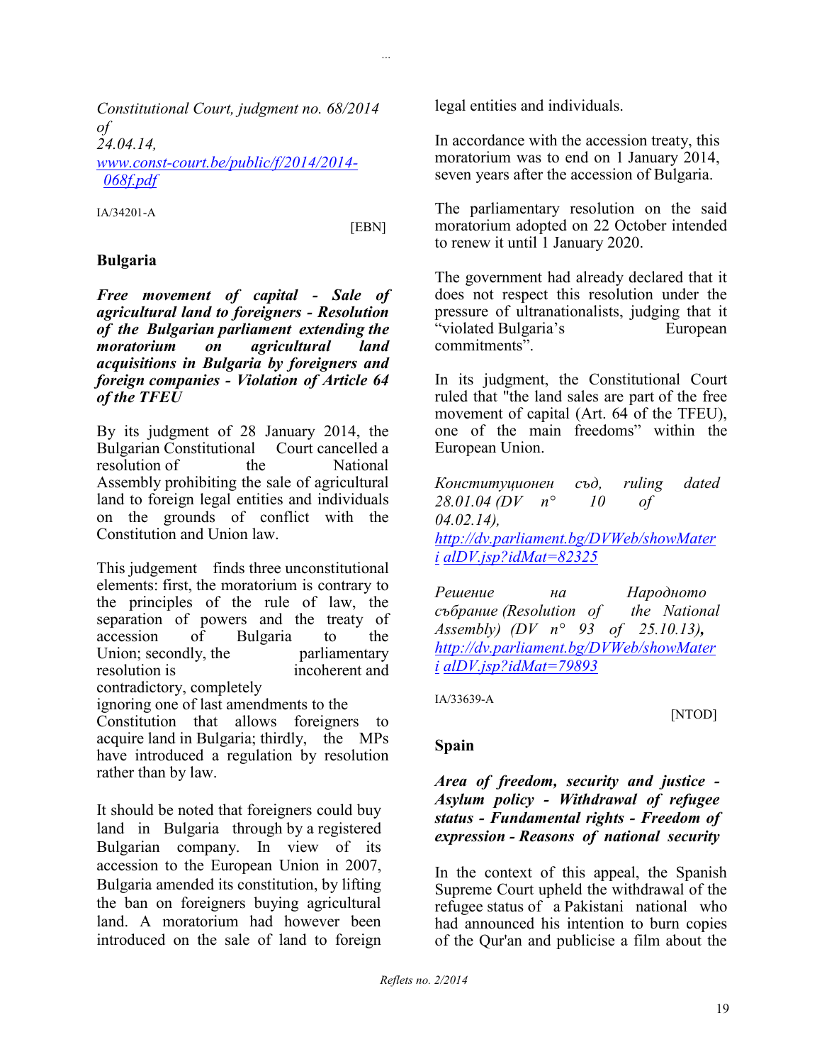*Constitutional Court, judgment no. 68/2014 of 24.04.14, [www.const-court.be/public/f/2014/2014-068f.pdf](www.const-court.be/public/f/2014/2014-068f.pdf)*

IA/34201-A

[EBN]

## Bulgaria

***Free movement of capital - Sale of agricultural land to foreigners - Resolution of the Bulgarian parliament extending the moratorium on agricultural land acquisitions in Bulgaria by foreigners and foreign companies - Violation of Article 64 of the TFEU***

By its judgment of 28 January 2014, the Bulgarian Constitutional Court cancelled a resolution of the National Assembly prohibiting the sale of agricultural land to foreign legal entities and individuals on the grounds of conflict with the Constitution and Union law.

This judgement finds three unconstitutional elements: first, the moratorium is contrary to the principles of the rule of law, the separation of powers and the treaty of accession of Bulgaria to the Union; secondly, the parliamentary resolution is incoherent and contradictory, completely ignoring one of last amendments to the Constitution that allows foreigners to acquire land in Bulgaria; thirdly, the MPs have introduced a regulation by resolution rather than by law.

It should be noted that foreigners could buy land in Bulgaria through by a registered Bulgarian company. In view of its accession to the European Union in 2007, Bulgaria amended its constitution, by lifting the ban on foreigners buying agricultural land. A moratorium had however been introduced on the sale of land to foreign legal entities and individuals.

In accordance with the accession treaty, this moratorium was to end on 1 January 2014, seven years after the accession of Bulgaria.

The parliamentary resolution on the said moratorium adopted on 22 October intended to renew it until 1 January 2020.

The government had already declared that it does not respect this resolution under the pressure of ultranationalists, judging that it "violated Bulgaria's European commitments".

In its judgment, the Constitutional Court ruled that "the land sales are part of the free movement of capital (Art. 64 of the TFEU), one of the main freedoms" within the European Union.

*Конституционен съд, ruling dated 28.01.04 (DV n° 10 of 04.02.14), [http://dv.parliament.bg/DVWeb/showMateri alDV.jsp?idMat=82325](http://dv.parliament.bg/DVWeb/showMaterialDV.jsp?idMat=82325)*

*Решение на Народното събрание (Resolution of the National Assembly) (DV n° 93 of 25.10.13)***,** *[http://dv.parliament.bg/DVWeb/showMateri alDV.jsp?idMat=79893](http://dv.parliament.bg/DVWeb/showMaterialDV.jsp?idMat=79893)*

IA/33639-A

[NTOD]

## Spain

***Area of freedom, security and justice - Asylum policy - Withdrawal of refugee status - Fundamental rights - Freedom of expression - Reasons of national security***

In the context of this appeal, the Spanish Supreme Court upheld the withdrawal of the refugee status of a Pakistani national who had announced his intention to burn copies of the Qur'an and publicise a film about the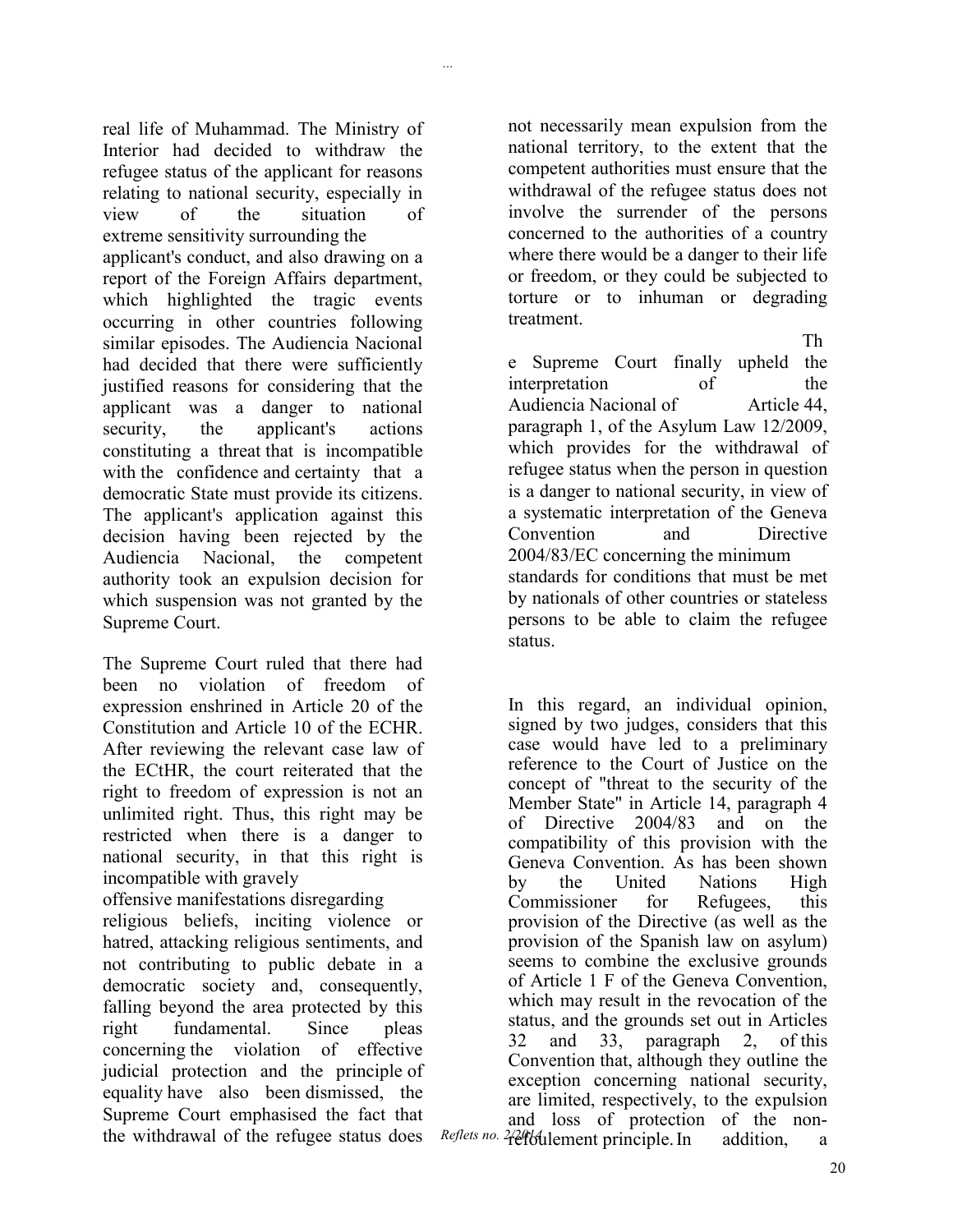real life of Muhammad. The Ministry of Interior had decided to withdraw the refugee status of the applicant for reasons relating to national security, especially in view of the situation of extreme sensitivity surrounding the applicant's conduct, and also drawing on a report of the Foreign Affairs department, which highlighted the tragic events occurring in other countries following similar episodes. The Audiencia Nacional had decided that there were sufficiently justified reasons for considering that the applicant was a danger to national security, the applicant's actions constituting a threat that is incompatible with the confidence and certainty that a democratic State must provide its citizens. The applicant's application against this decision having been rejected by the Audiencia Nacional, the competent authority took an expulsion decision for which suspension was not granted by the Supreme Court.

The Supreme Court ruled that there had been no violation of freedom of expression enshrined in Article 20 of the Constitution and Article 10 of the ECHR. After reviewing the relevant case law of the ECtHR, the court reiterated that the right to freedom of expression is not an unlimited right. Thus, this right may be restricted when there is a danger to national security, in that this right is incompatible with gravely offensive manifestations disregarding religious beliefs, inciting violence or hatred, attacking religious sentiments, and not contributing to public debate in a democratic society and, consequently, falling beyond the area protected by this right fundamental. Since pleas concerning the violation of effective judicial protection and the principle of equality have also been dismissed, the Supreme Court emphasised the fact that the withdrawal of the refugee status does not necessarily mean expulsion from the national territory, to the extent that the competent authorities must ensure that the withdrawal of the refugee status does not involve the surrender of the persons concerned to the authorities of a country where there would be a danger to their life or freedom, or they could be subjected to torture or to inhuman or degrading treatment.

The Supreme Court finally upheld the interpretation of the Audiencia Nacional of Article 44, paragraph 1, of the Asylum Law 12/2009, which provides for the withdrawal of refugee status when the person in question is a danger to national security, in view of a systematic interpretation of the Geneva Convention and Directive 2004/83/EC concerning the minimum standards for conditions that must be met by nationals of other countries or stateless persons to be able to claim the refugee status.

In this regard, an individual opinion, signed by two judges, considers that this case would have led to a preliminary reference to the Court of Justice on the concept of "threat to the security of the Member State" in Article 14, paragraph 4 of Directive 2004/83 and on the compatibility of this provision with the Geneva Convention. As has been shown by the United Nations High Commissioner for Refugees, this provision of the Directive (as well as the provision of the Spanish law on asylum) seems to combine the exclusive grounds of Article 1 F of the Geneva Convention, which may result in the revocation of the status, and the grounds set out in Articles 32 and 33, paragraph 2, of this Convention that, although they outline the exception concerning national security, are limited, respectively, to the expulsion and loss of protection of the non-refoulement principle. In addition, a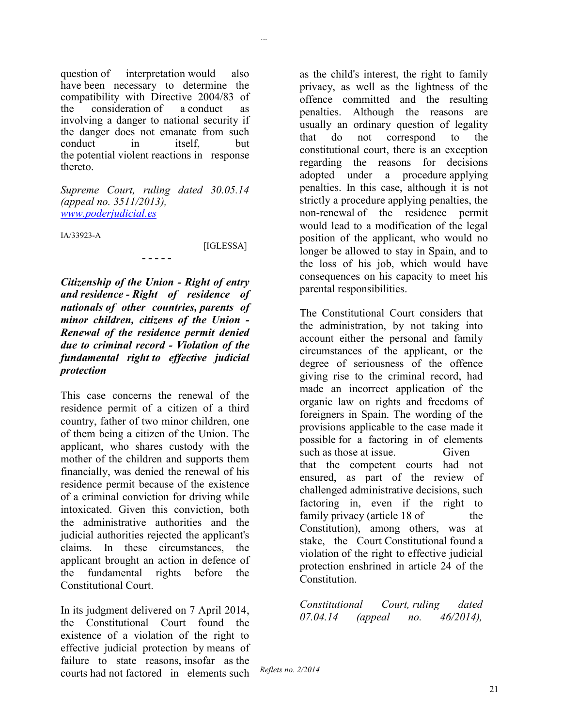question of interpretation would also have been necessary to determine the compatibility with Directive 2004/83 of the consideration of a conduct as involving a danger to national security if the danger does not emanate from such conduct in itself, but the potential violent reactions in response thereto.

*Supreme Court, ruling dated 30.05.14 (appeal no. 3511/2013),* *www.poderjudicial.es*

IA/33923-A

[IGLESSA]

- - - - -

***Citizenship of the Union - Right of entry and residence - Right of residence of nationals of other countries, parents of minor children, citizens of the Union - Renewal of the residence permit denied due to criminal record - Violation of the fundamental right to effective judicial protection***

This case concerns the renewal of the residence permit of a citizen of a third country, father of two minor children, one of them being a citizen of the Union. The applicant, who shares custody with the mother of the children and supports them financially, was denied the renewal of his residence permit because of the existence of a criminal conviction for driving while intoxicated. Given this conviction, both the administrative authorities and the judicial authorities rejected the applicant's claims. In these circumstances, the applicant brought an action in defence of the fundamental rights before the Constitutional Court.

In its judgment delivered on 7 April 2014, the Constitutional Court found the existence of a violation of the right to effective judicial protection by means of failure to state reasons, insofar as the courts had not factored in elements such as the child's interest, the right to family privacy, as well as the lightness of the offence committed and the resulting penalties. Although the reasons are usually an ordinary question of legality that do not correspond to the constitutional court, there is an exception regarding the reasons for decisions adopted under a procedure applying penalties. In this case, although it is not strictly a procedure applying penalties, the non-renewal of the residence permit would lead to a modification of the legal position of the applicant, who would no longer be allowed to stay in Spain, and to the loss of his job, which would have consequences on his capacity to meet his parental responsibilities.

The Constitutional Court considers that the administration, by not taking into account either the personal and family circumstances of the applicant, or the degree of seriousness of the offence giving rise to the criminal record, had made an incorrect application of the organic law on rights and freedoms of foreigners in Spain. The wording of the provisions applicable to the case made it possible for a factoring in of elements such as those at issue. Given that the competent courts had not ensured, as part of the review of challenged administrative decisions, such factoring in, even if the right to family privacy (article 18 of the Constitution), among others, was at stake, the Court Constitutional found a violation of the right to effective judicial protection enshrined in article 24 of the Constitution.

*Constitutional Court, ruling dated 07.04.14 (appeal no. 46/2014),*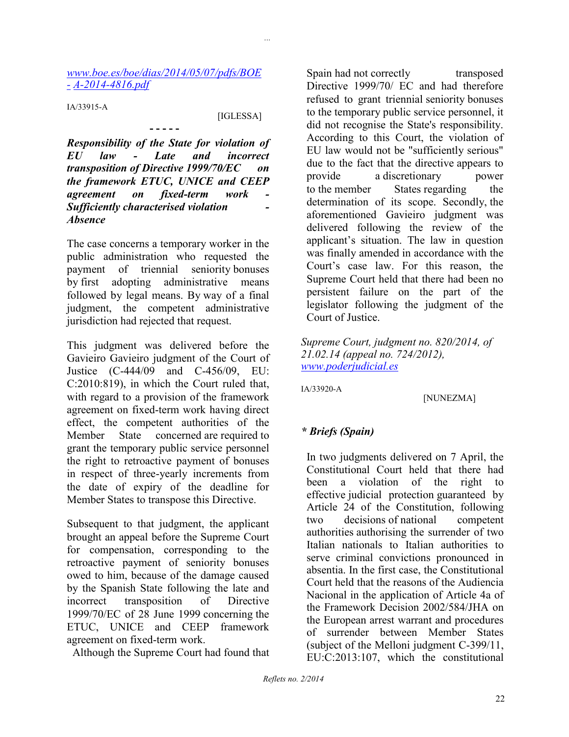[www.boe.es/boe/dias/2014/05/07/pdfs/BOE - A-2014-4816.pdf](www.boe.es/boe/dias/2014/05/07/pdfs/BOE-A-2014-4816.pdf)

IA/33915-A

[IGLESSA]

- - - - -

***Responsibility of the State for violation of EU law - Late and incorrect transposition of Directive 1999/70/EC on the framework ETUC, UNICE and CEEP agreement on fixed-term work - Sufficiently characterised violation - Absence***

The case concerns a temporary worker in the public administration who requested the payment of triennial seniority bonuses by first adopting administrative means followed by legal means. By way of a final judgment, the competent administrative jurisdiction had rejected that request.

This judgment was delivered before the Gavieiro Gavieiro judgment of the Court of Justice (C-444/09 and C-456/09, EU: C:2010:819), in which the Court ruled that, with regard to a provision of the framework agreement on fixed-term work having direct effect, the competent authorities of the Member State concerned are required to grant the temporary public service personnel the right to retroactive payment of bonuses in respect of three-yearly increments from the date of expiry of the deadline for Member States to transpose this Directive.

Subsequent to that judgment, the applicant brought an appeal before the Supreme Court for compensation, corresponding to the retroactive payment of seniority bonuses owed to him, because of the damage caused by the Spanish State following the late and incorrect transposition of Directive 1999/70/EC of 28 June 1999 concerning the ETUC, UNICE and CEEP framework agreement on fixed-term work.

Although the Supreme Court had found that Spain had not correctly transposed Directive 1999/70/ EC and had therefore refused to grant triennial seniority bonuses to the temporary public service personnel, it did not recognise the State's responsibility. According to this Court, the violation of EU law would not be "sufficiently serious" due to the fact that the directive appears to provide a discretionary power to the member States regarding the determination of its scope. Secondly, the aforementioned Gavieiro judgment was delivered following the review of the applicant's situation. The law in question was finally amended in accordance with the Court's case law. For this reason, the Supreme Court held that there had been no persistent failure on the part of the legislator following the judgment of the Court of Justice.

*Supreme Court, judgment no. 820/2014, of 21.02.14 (appeal no. 724/2012),* [*www.poderjudicial.es*](www.poderjudicial.es)

IA/33920-A

[NUNEZMA]

***\* Briefs (Spain)***

In two judgments delivered on 7 April, the Constitutional Court held that there had been a violation of the right to effective judicial protection guaranteed by Article 24 of the Constitution, following two decisions of national competent authorities authorising the surrender of two Italian nationals to Italian authorities to serve criminal convictions pronounced in absentia. In the first case, the Constitutional Court held that the reasons of the Audiencia Nacional in the application of Article 4a of the Framework Decision 2002/584/JHA on the European arrest warrant and procedures of surrender between Member States (subject of the Melloni judgment C-399/11, EU:C:2013:107, which the constitutional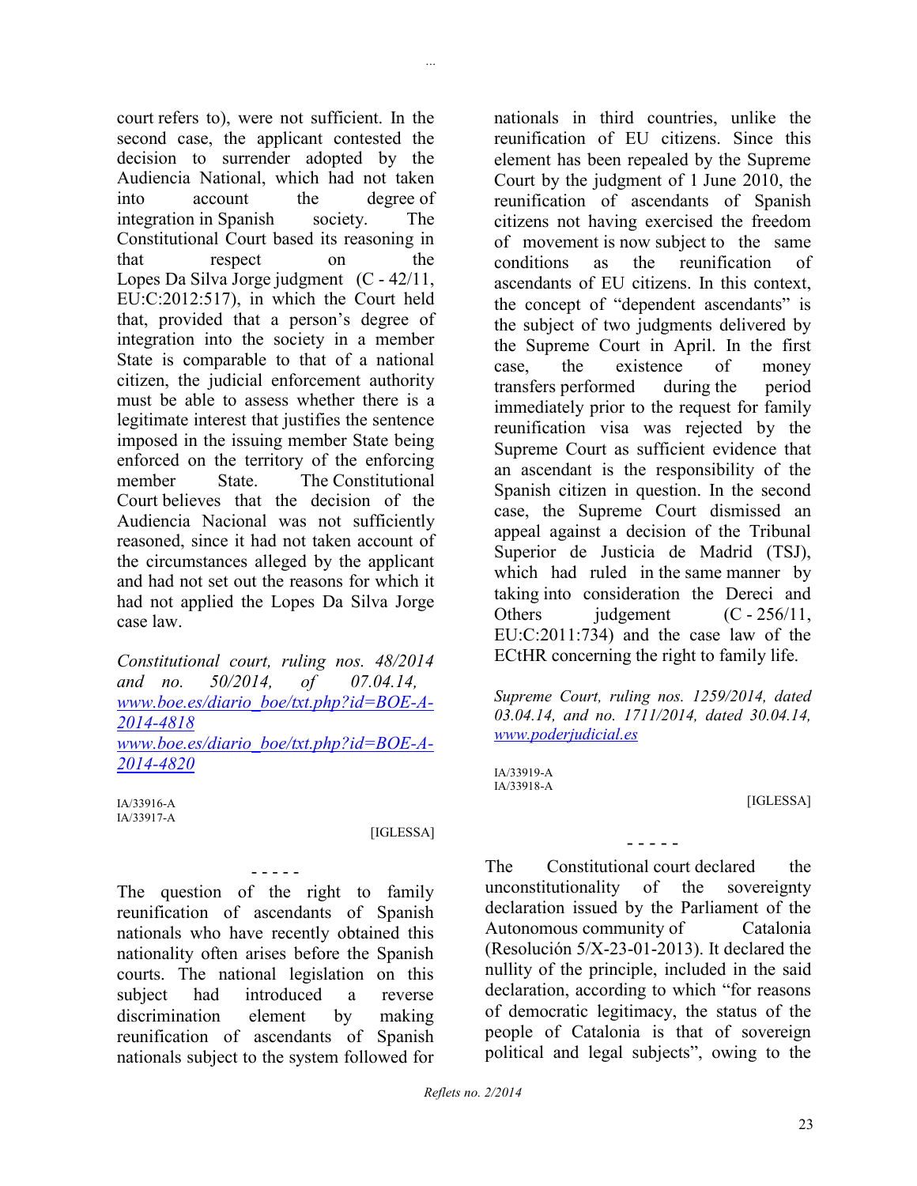court refers to), were not sufficient. In the second case, the applicant contested the decision to surrender adopted by the Audiencia National, which had not taken into account the degree of integration in Spanish society. The Constitutional Court based its reasoning in that respect on the Lopes Da Silva Jorge judgment (C - 42/11, EU:C:2012:517), in which the Court held that, provided that a person's degree of integration into the society in a member State is comparable to that of a national citizen, the judicial enforcement authority must be able to assess whether there is a legitimate interest that justifies the sentence imposed in the issuing member State being enforced on the territory of the enforcing member State. The Constitutional Court believes that the decision of the Audiencia Nacional was not sufficiently reasoned, since it had not taken account of the circumstances alleged by the applicant and had not set out the reasons for which it had not applied the Lopes Da Silva Jorge case law.

*Constitutional court, ruling nos. 48/2014 and no. 50/2014, of 07.04.14,*
[www.boe.es/diario_boe/txt.php?id=BOE-A-2014-4818](www.boe.es/diario_boe/txt.php?id=BOE-A-2014-4818)
[www.boe.es/diario_boe/txt.php?id=BOE-A-2014-4820](www.boe.es/diario_boe/txt.php?id=BOE-A-2014-4820)

IA/33916-A
IA/33917-A

[IGLESSA]

- - - - -

The question of the right to family reunification of ascendants of Spanish nationals who have recently obtained this nationality often arises before the Spanish courts. The national legislation on this subject had introduced a reverse discrimination element by making reunification of ascendants of Spanish nationals subject to the system followed for nationals in third countries, unlike the reunification of EU citizens. Since this element has been repealed by the Supreme Court by the judgment of 1 June 2010, the reunification of ascendants of Spanish citizens not having exercised the freedom of movement is now subject to the same conditions as the reunification of ascendants of EU citizens. In this context, the concept of "dependent ascendants" is the subject of two judgments delivered by the Supreme Court in April. In the first case, the existence of money transfers performed during the period immediately prior to the request for family reunification visa was rejected by the Supreme Court as sufficient evidence that an ascendant is the responsibility of the Spanish citizen in question. In the second case, the Supreme Court dismissed an appeal against a decision of the Tribunal Superior de Justicia de Madrid (TSJ), which had ruled in the same manner by taking into consideration the Dereci and Others judgement (C - 256/11, EU:C:2011:734) and the case law of the ECtHR concerning the right to family life.

*Supreme Court, ruling nos. 1259/2014, dated 03.04.14, and no. 1711/2014, dated 30.04.14,* [www.poderjudicial.es](www.poderjudicial.es)

IA/33919-A
IA/33918-A

[IGLESSA]

- - - - -

The Constitutional court declared the unconstitutionality of the sovereignty declaration issued by the Parliament of the Autonomous community of Catalonia (Resolución 5/X-23-01-2013). It declared the nullity of the principle, included in the said declaration, according to which "for reasons of democratic legitimacy, the status of the people of Catalonia is that of sovereign political and legal subjects", owing to the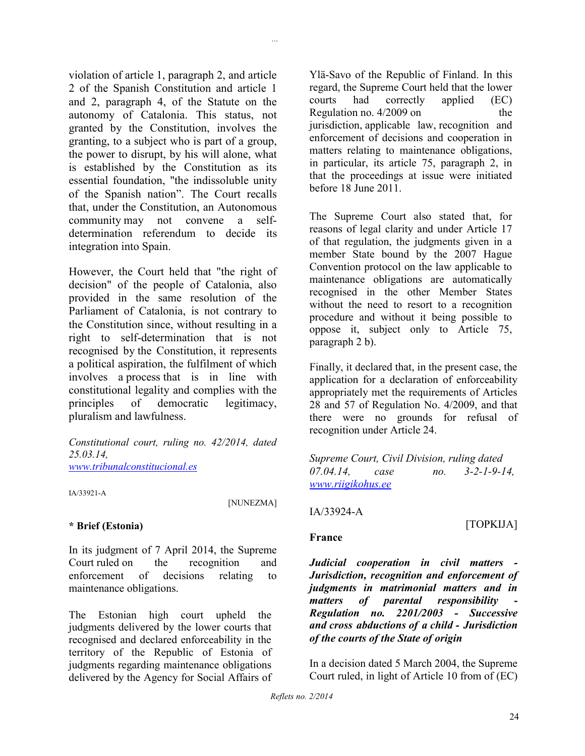violation of article 1, paragraph 2, and article 2 of the Spanish Constitution and article 1 and 2, paragraph 4, of the Statute on the autonomy of Catalonia. This status, not granted by the Constitution, involves the granting, to a subject who is part of a group, the power to disrupt, by his will alone, what is established by the Constitution as its essential foundation, "the indissoluble unity of the Spanish nation". The Court recalls that, under the Constitution, an Autonomous community may not convene a self-determination referendum to decide its integration into Spain.

However, the Court held that "the right of decision" of the people of Catalonia, also provided in the same resolution of the Parliament of Catalonia, is not contrary to the Constitution since, without resulting in a right to self-determination that is not recognised by the Constitution, it represents a political aspiration, the fulfilment of which involves a process that is in line with constitutional legality and complies with the principles of democratic legitimacy, pluralism and lawfulness.

*Constitutional court, ruling no. 42/2014, dated 25.03.14,*
*www.tribunalconstitucional.es*

IA/33921-A

[NUNEZMA]

**\* Brief (Estonia)**

In its judgment of 7 April 2014, the Supreme Court ruled on the recognition and enforcement of decisions relating to maintenance obligations.

The Estonian high court upheld the judgments delivered by the lower courts that recognised and declared enforceability in the territory of the Republic of Estonia of judgments regarding maintenance obligations delivered by the Agency for Social Affairs of Ylä-Savo of the Republic of Finland. In this regard, the Supreme Court held that the lower courts had correctly applied (EC) Regulation no. 4/2009 on the jurisdiction, applicable law, recognition and enforcement of decisions and cooperation in matters relating to maintenance obligations, in particular, its article 75, paragraph 2, in that the proceedings at issue were initiated before 18 June 2011.

The Supreme Court also stated that, for reasons of legal clarity and under Article 17 of that regulation, the judgments given in a member State bound by the 2007 Hague Convention protocol on the law applicable to maintenance obligations are automatically recognised in the other Member States without the need to resort to a recognition procedure and without it being possible to oppose it, subject only to Article 75, paragraph 2 b).

Finally, it declared that, in the present case, the application for a declaration of enforceability appropriately met the requirements of Articles 28 and 57 of Regulation No. 4/2009, and that there were no grounds for refusal of recognition under Article 24.

*Supreme Court, Civil Division, ruling dated 07.04.14, case no. 3-2-1-9-14,*
*www.riigikohus.ee*

IA/33924-A

[TOPKIJA]

**France**

***Judicial cooperation in civil matters - Jurisdiction, recognition and enforcement of judgments in matrimonial matters and in matters of parental responsibility - Regulation no. 2201/2003 - Successive and cross abductions of a child - Jurisdiction of the courts of the State of origin***

In a decision dated 5 March 2004, the Supreme Court ruled, in light of Article 10 from of (EC)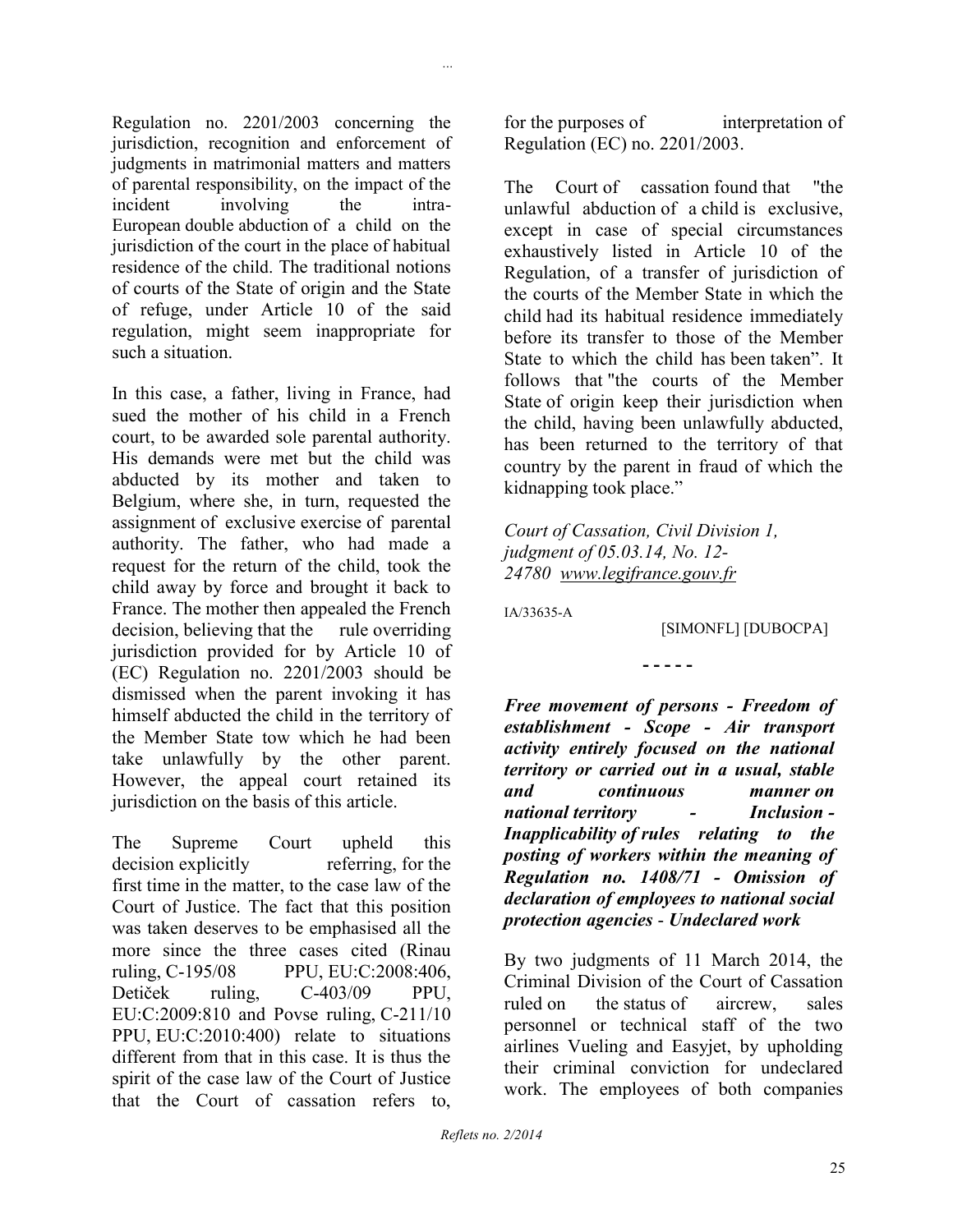Regulation no. 2201/2003 concerning the jurisdiction, recognition and enforcement of judgments in matrimonial matters and matters of parental responsibility, on the impact of the incident involving the intra-European double abduction of a child on the jurisdiction of the court in the place of habitual residence of the child. The traditional notions of courts of the State of origin and the State of refuge, under Article 10 of the said regulation, might seem inappropriate for such a situation.

In this case, a father, living in France, had sued the mother of his child in a French court, to be awarded sole parental authority. His demands were met but the child was abducted by its mother and taken to Belgium, where she, in turn, requested the assignment of exclusive exercise of parental authority. The father, who had made a request for the return of the child, took the child away by force and brought it back to France. The mother then appealed the French decision, believing that the rule overriding jurisdiction provided for by Article 10 of (EC) Regulation no. 2201/2003 should be dismissed when the parent invoking it has himself abducted the child in the territory of the Member State tow which he had been take unlawfully by the other parent. However, the appeal court retained its jurisdiction on the basis of this article.

The Supreme Court upheld this decision explicitly referring, for the first time in the matter, to the case law of the Court of Justice. The fact that this position was taken deserves to be emphasised all the more since the three cases cited (Rinau ruling, C-195/08 PPU, EU:C:2008:406, Detiček ruling, C-403/09 PPU, EU:C:2009:810 and Povse ruling, C-211/10 PPU, EU:C:2010:400) relate to situations different from that in this case. It is thus the spirit of the case law of the Court of Justice that the Court of cassation refers to, for the purposes of interpretation of Regulation (EC) no. 2201/2003.

The Court of cassation found that "the unlawful abduction of a child is exclusive, except in case of special circumstances exhaustively listed in Article 10 of the Regulation, of a transfer of jurisdiction of the courts of the Member State in which the child had its habitual residence immediately before its transfer to those of the Member State to which the child has been taken". It follows that "the courts of the Member State of origin keep their jurisdiction when the child, having been unlawfully abducted, has been returned to the territory of that country by the parent in fraud of which the kidnapping took place."

*Court of Cassation, Civil Division 1, judgment of 05.03.14, No. 12-24780 www.legifrance.gouv.fr*

IA/33635-A

[SIMONFL] [DUBOCPA]

- - - - -

***Free movement of persons - Freedom of establishment - Scope - Air transport activity entirely focused on the national territory or carried out in a usual, stable and continuous manner on national territory - Inclusion - Inapplicability of rules relating to the posting of workers within the meaning of Regulation no. 1408/71 - Omission of declaration of employees to national social protection agencies - Undeclared work***

By two judgments of 11 March 2014, the Criminal Division of the Court of Cassation ruled on the status of aircrew, sales personnel or technical staff of the two airlines Vueling and Easyjet, by upholding their criminal conviction for undeclared work. The employees of both companies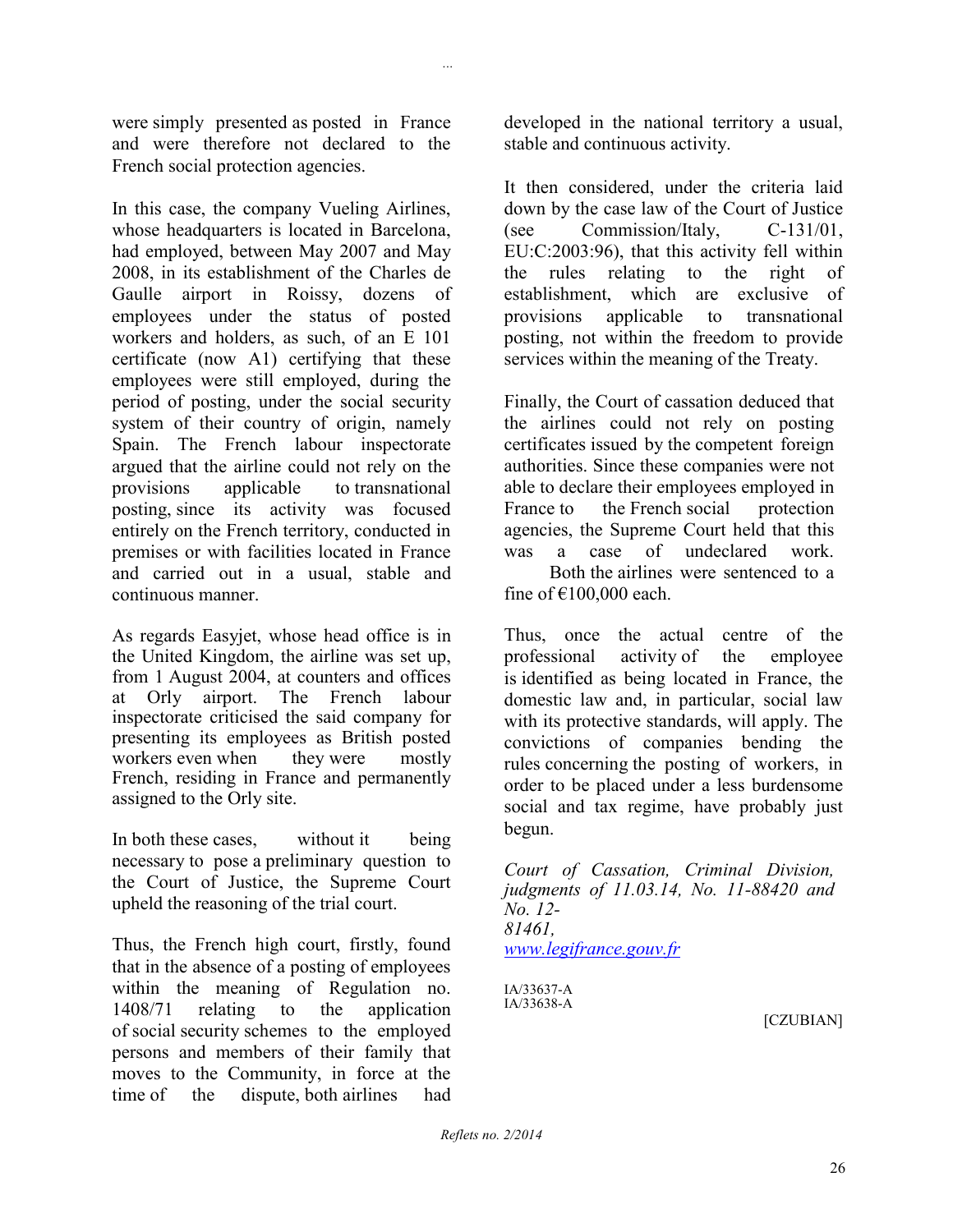were simply presented as posted in France and were therefore not declared to the French social protection agencies.

In this case, the company Vueling Airlines, whose headquarters is located in Barcelona, had employed, between May 2007 and May 2008, in its establishment of the Charles de Gaulle airport in Roissy, dozens of employees under the status of posted workers and holders, as such, of an E 101 certificate (now A1) certifying that these employees were still employed, during the period of posting, under the social security system of their country of origin, namely Spain. The French labour inspectorate argued that the airline could not rely on the provisions applicable to transnational posting, since its activity was focused entirely on the French territory, conducted in premises or with facilities located in France and carried out in a usual, stable and continuous manner.

As regards Easyjet, whose head office is in the United Kingdom, the airline was set up, from 1 August 2004, at counters and offices at Orly airport. The French labour inspectorate criticised the said company for presenting its employees as British posted workers even when they were mostly French, residing in France and permanently assigned to the Orly site.

In both these cases, without it being necessary to pose a preliminary question to the Court of Justice, the Supreme Court upheld the reasoning of the trial court.

Thus, the French high court, firstly, found that in the absence of a posting of employees within the meaning of Regulation no. 1408/71 relating to the application of social security schemes to the employed persons and members of their family that moves to the Community, in force at the time of the dispute, both airlines had developed in the national territory a usual, stable and continuous activity.

It then considered, under the criteria laid down by the case law of the Court of Justice (see Commission/Italy, C-131/01, EU:C:2003:96), that this activity fell within the rules relating to the right of establishment, which are exclusive of provisions applicable to transnational posting, not within the freedom to provide services within the meaning of the Treaty.

Finally, the Court of cassation deduced that the airlines could not rely on posting certificates issued by the competent foreign authorities. Since these companies were not able to declare their employees employed in France to the French social protection agencies, the Supreme Court held that this was a case of undeclared work. Both the airlines were sentenced to a fine of €100,000 each.

Thus, once the actual centre of the professional activity of the employee is identified as being located in France, the domestic law and, in particular, social law with its protective standards, will apply. The convictions of companies bending the rules concerning the posting of workers, in order to be placed under a less burdensome social and tax regime, have probably just begun.

*Court of Cassation, Criminal Division, judgments of 11.03.14, No. 11-88420 and No. 12-81461,*
*[www.legifrance.gouv.fr](www.legifrance.gouv.fr)*

IA/33637-A
IA/33638-A

[CZUBIAN]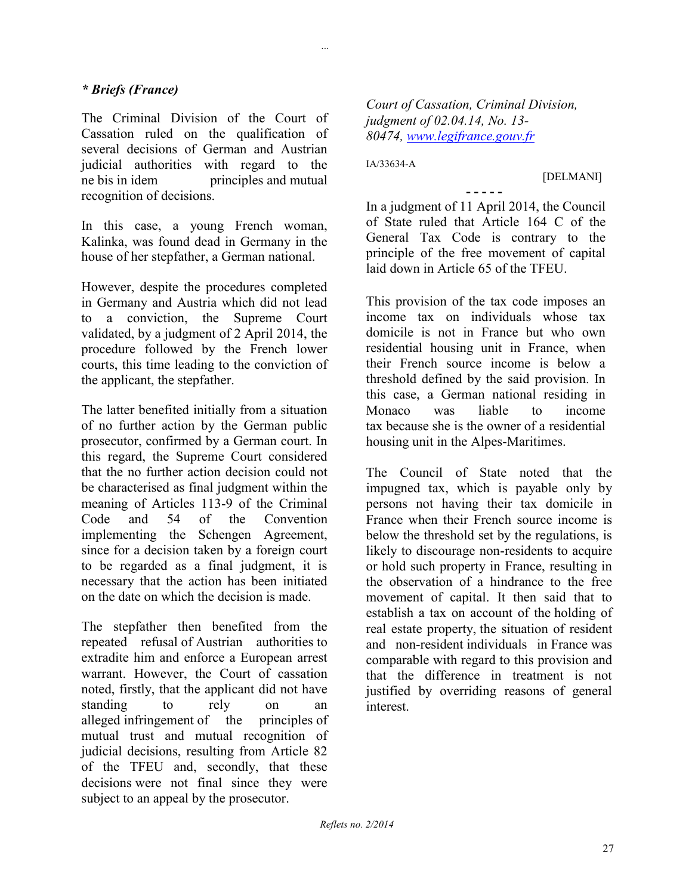*** Briefs (France)**

The Criminal Division of the Court of Cassation ruled on the qualification of several decisions of German and Austrian judicial authorities with regard to the ne bis in idem principles and mutual recognition of decisions.

In this case, a young French woman, Kalinka, was found dead in Germany in the house of her stepfather, a German national.

However, despite the procedures completed in Germany and Austria which did not lead to a conviction, the Supreme Court validated, by a judgment of 2 April 2014, the procedure followed by the French lower courts, this time leading to the conviction of the applicant, the stepfather.

The latter benefited initially from a situation of no further action by the German public prosecutor, confirmed by a German court. In this regard, the Supreme Court considered that the no further action decision could not be characterised as final judgment within the meaning of Articles 113-9 of the Criminal Code and 54 of the Convention implementing the Schengen Agreement, since for a decision taken by a foreign court to be regarded as a final judgment, it is necessary that the action has been initiated on the date on which the decision is made.

The stepfather then benefited from the repeated refusal of Austrian authorities to extradite him and enforce a European arrest warrant. However, the Court of cassation noted, firstly, that the applicant did not have standing to rely on an alleged infringement of the principles of mutual trust and mutual recognition of judicial decisions, resulting from Article 82 of the TFEU and, secondly, that these decisions were not final since they were subject to an appeal by the prosecutor.

*Court of Cassation, Criminal Division, judgment of 02.04.14, No. 13-80474, www.legifrance.gouv.fr*

IA/33634-A

[DELMANI]

- - - - -

In a judgment of 11 April 2014, the Council of State ruled that Article 164 C of the General Tax Code is contrary to the principle of the free movement of capital laid down in Article 65 of the TFEU.

This provision of the tax code imposes an income tax on individuals whose tax domicile is not in France but who own residential housing unit in France, when their French source income is below a threshold defined by the said provision. In this case, a German national residing in Monaco was liable to income tax because she is the owner of a residential housing unit in the Alpes-Maritimes.

The Council of State noted that the impugned tax, which is payable only by persons not having their tax domicile in France when their French source income is below the threshold set by the regulations, is likely to discourage non-residents to acquire or hold such property in France, resulting in the observation of a hindrance to the free movement of capital. It then said that to establish a tax on account of the holding of real estate property, the situation of resident and non-resident individuals in France was comparable with regard to this provision and that the difference in treatment is not justified by overriding reasons of general interest.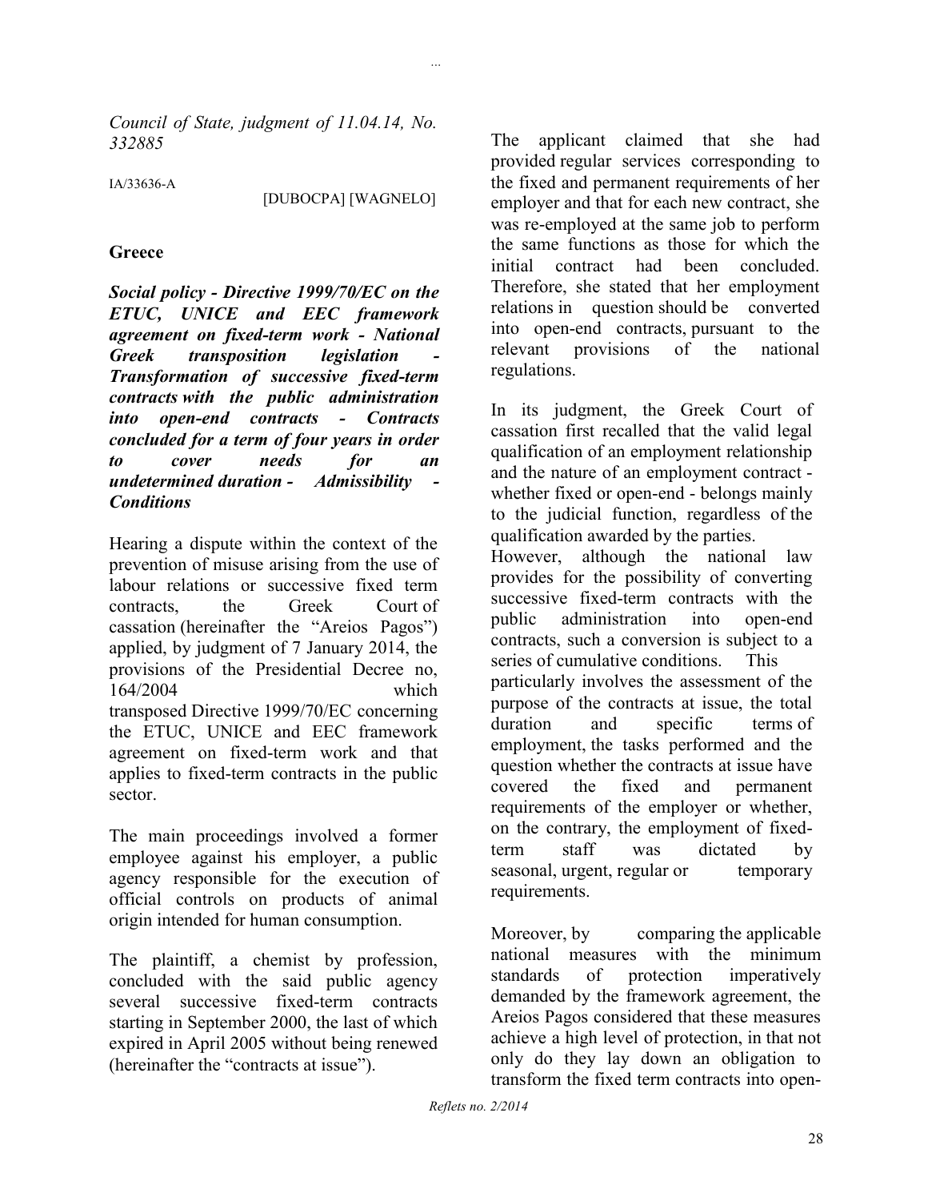...

*Council of State, judgment of 11.04.14, No. 332885*

IA/33636-A

[DUBOCPA] [WAGNELO]

## Greece

***Social policy - Directive 1999/70/EC on the ETUC, UNICE and EEC framework agreement on fixed-term work - National Greek transposition legislation - Transformation of successive fixed-term contracts with the public administration into open-end contracts - Contracts concluded for a term of four years in order to cover needs for an undetermined duration - Admissibility - Conditions***

Hearing a dispute within the context of the prevention of misuse arising from the use of labour relations or successive fixed term contracts, the Greek Court of cassation (hereinafter the "Areios Pagos") applied, by judgment of 7 January 2014, the provisions of the Presidential Decree no, 164/2004 which transposed Directive 1999/70/EC concerning the ETUC, UNICE and EEC framework agreement on fixed-term work and that applies to fixed-term contracts in the public sector.

The main proceedings involved a former employee against his employer, a public agency responsible for the execution of official controls on products of animal origin intended for human consumption.

The plaintiff, a chemist by profession, concluded with the said public agency several successive fixed-term contracts starting in September 2000, the last of which expired in April 2005 without being renewed (hereinafter the "contracts at issue").

The applicant claimed that she had provided regular services corresponding to the fixed and permanent requirements of her employer and that for each new contract, she was re-employed at the same job to perform the same functions as those for which the initial contract had been concluded. Therefore, she stated that her employment relations in question should be converted into open-end contracts, pursuant to the relevant provisions of the national regulations.

In its judgment, the Greek Court of cassation first recalled that the valid legal qualification of an employment relationship and the nature of an employment contract - whether fixed or open-end - belongs mainly to the judicial function, regardless of the qualification awarded by the parties.
However, although the national law provides for the possibility of converting successive fixed-term contracts with the public administration into open-end contracts, such a conversion is subject to a series of cumulative conditions. This particularly involves the assessment of the purpose of the contracts at issue, the total duration and specific terms of employment, the tasks performed and the question whether the contracts at issue have covered the fixed and permanent requirements of the employer or whether, on the contrary, the employment of fixed-term staff was dictated by seasonal, urgent, regular or temporary requirements.

Moreover, by comparing the applicable national measures with the minimum standards of protection imperatively demanded by the framework agreement, the Areios Pagos considered that these measures achieve a high level of protection, in that not only do they lay down an obligation to transform the fixed term contracts into open-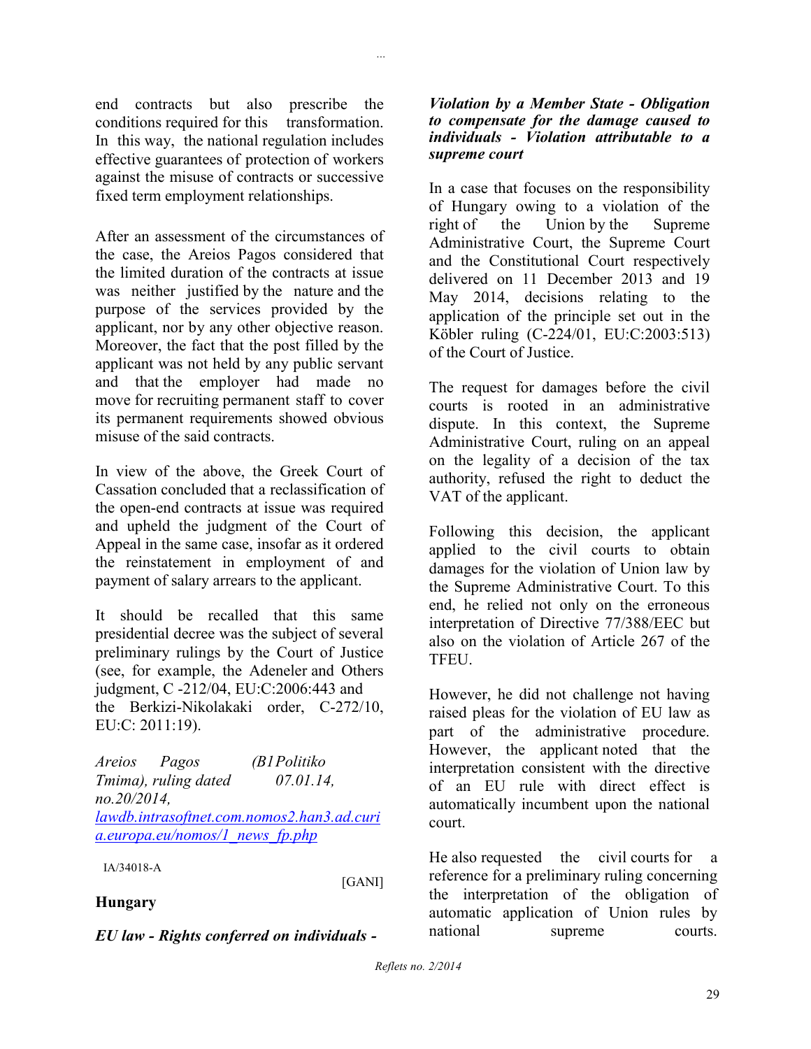end contracts but also prescribe the conditions required for this transformation. In this way, the national regulation includes effective guarantees of protection of workers against the misuse of contracts or successive fixed term employment relationships.

After an assessment of the circumstances of the case, the Areios Pagos considered that the limited duration of the contracts at issue was neither justified by the nature and the purpose of the services provided by the applicant, nor by any other objective reason. Moreover, the fact that the post filled by the applicant was not held by any public servant and that the employer had made no move for recruiting permanent staff to cover its permanent requirements showed obvious misuse of the said contracts.

In view of the above, the Greek Court of Cassation concluded that a reclassification of the open-end contracts at issue was required and upheld the judgment of the Court of Appeal in the same case, insofar as it ordered the reinstatement in employment of and payment of salary arrears to the applicant.

It should be recalled that this same presidential decree was the subject of several preliminary rulings by the Court of Justice (see, for example, the Adeneler and Others judgment, C -212/04, EU:C:2006:443 and the Berkizi-Nikolakaki order, C-272/10, EU:C: 2011:19).

*Areios Pagos (B1Politiko Tmima), ruling dated 07.01.14, no.20/2014,*
[lawdb.intrasoftnet.com.nomos2.han3.ad.curia.europa.eu/nomos/1_news_fp.php](lawdb.intrasoftnet.com.nomos2.han3.ad.curia.europa.eu/nomos/1_news_fp.php)

IA/34018-A

[GANI]

**Hungary**

***EU law - Rights conferred on individuals - Violation by a Member State - Obligation to compensate for the damage caused to individuals - Violation attributable to a supreme court***

In a case that focuses on the responsibility of Hungary owing to a violation of the right of the Union by the Supreme Administrative Court, the Supreme Court and the Constitutional Court respectively delivered on 11 December 2013 and 19 May 2014, decisions relating to the application of the principle set out in the Köbler ruling (C-224/01, EU:C:2003:513) of the Court of Justice.

The request for damages before the civil courts is rooted in an administrative dispute. In this context, the Supreme Administrative Court, ruling on an appeal on the legality of a decision of the tax authority, refused the right to deduct the VAT of the applicant.

Following this decision, the applicant applied to the civil courts to obtain damages for the violation of Union law by the Supreme Administrative Court. To this end, he relied not only on the erroneous interpretation of Directive 77/388/EEC but also on the violation of Article 267 of the TFEU.

However, he did not challenge not having raised pleas for the violation of EU law as part of the administrative procedure. However, the applicant noted that the interpretation consistent with the directive of an EU rule with direct effect is automatically incumbent upon the national court.

He also requested the civil courts for a reference for a preliminary ruling concerning the interpretation of the obligation of automatic application of Union rules by national supreme courts.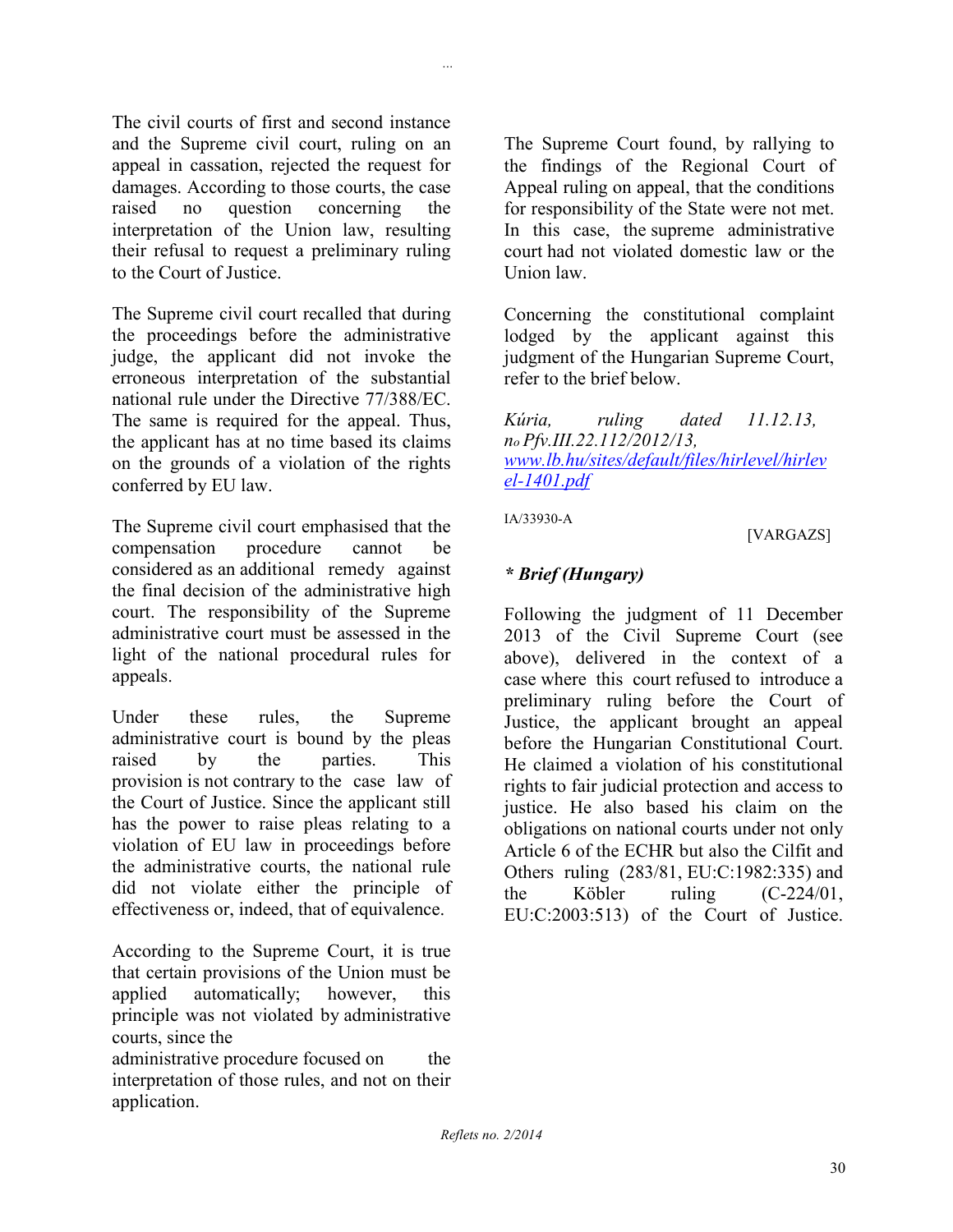The civil courts of first and second instance and the Supreme civil court, ruling on an appeal in cassation, rejected the request for damages. According to those courts, the case raised no question concerning the interpretation of the Union law, resulting their refusal to request a preliminary ruling to the Court of Justice.

The Supreme civil court recalled that during the proceedings before the administrative judge, the applicant did not invoke the erroneous interpretation of the substantial national rule under the Directive 77/388/EC. The same is required for the appeal. Thus, the applicant has at no time based its claims on the grounds of a violation of the rights conferred by EU law.

The Supreme civil court emphasised that the compensation procedure cannot be considered as an additional remedy against the final decision of the administrative high court. The responsibility of the Supreme administrative court must be assessed in the light of the national procedural rules for appeals.

Under these rules, the Supreme administrative court is bound by the pleas raised by the parties. This provision is not contrary to the case law of the Court of Justice. Since the applicant still has the power to raise pleas relating to a violation of EU law in proceedings before the administrative courts, the national rule did not violate either the principle of effectiveness or, indeed, that of equivalence.

According to the Supreme Court, it is true that certain provisions of the Union must be applied automatically; however, this principle was not violated by administrative courts, since the administrative procedure focused on the interpretation of those rules, and not on their application.

The Supreme Court found, by rallying to the findings of the Regional Court of Appeal ruling on appeal, that the conditions for responsibility of the State were not met. In this case, the supreme administrative court had not violated domestic law or the Union law.

Concerning the constitutional complaint lodged by the applicant against this judgment of the Hungarian Supreme Court, refer to the brief below.

*Kúria, ruling dated 11.12.13, no Pfv.III.22.112/2012/13,* [www.lb.hu/sites/default/files/hirlevel/hirlevel-1401.pdf](www.lb.hu/sites/default/files/hirlevel/hirlevel-1401.pdf)

IA/33930-A

[VARGAZS]

### *\* Brief (Hungary)*

Following the judgment of 11 December 2013 of the Civil Supreme Court (see above), delivered in the context of a case where this court refused to introduce a preliminary ruling before the Court of Justice, the applicant brought an appeal before the Hungarian Constitutional Court. He claimed a violation of his constitutional rights to fair judicial protection and access to justice. He also based his claim on the obligations on national courts under not only Article 6 of the ECHR but also the Cilfit and Others ruling (283/81, EU:C:1982:335) and the Köbler ruling (C-224/01, EU:C:2003:513) of the Court of Justice.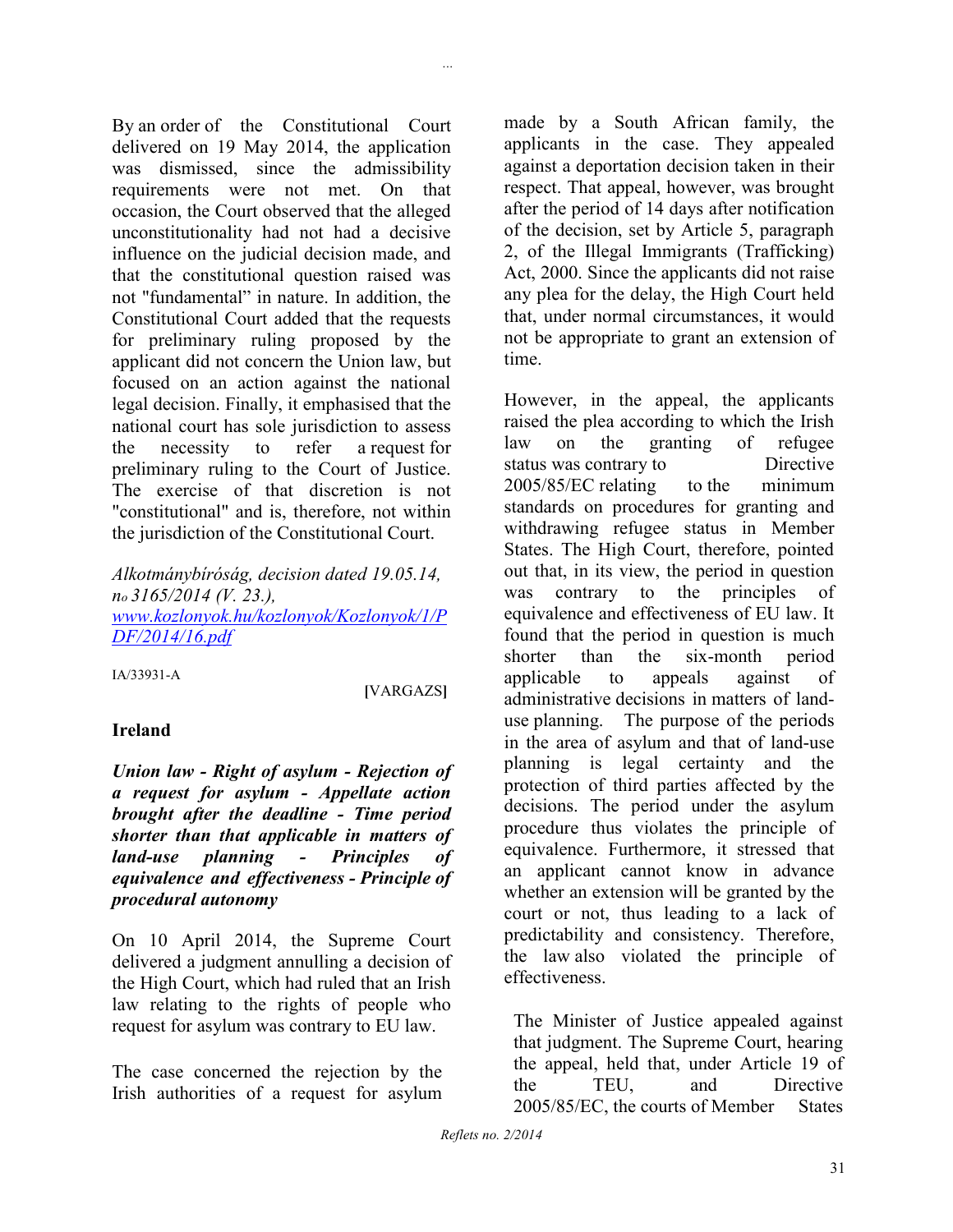By an order of the Constitutional Court delivered on 19 May 2014, the application was dismissed, since the admissibility requirements were not met. On that occasion, the Court observed that the alleged unconstitutionality had not had a decisive influence on the judicial decision made, and that the constitutional question raised was not "fundamental" in nature. In addition, the Constitutional Court added that the requests for preliminary ruling proposed by the applicant did not concern the Union law, but focused on an action against the national legal decision. Finally, it emphasised that the national court has sole jurisdiction to assess the necessity to refer a request for preliminary ruling to the Court of Justice. The exercise of that discretion is not "constitutional" and is, therefore, not within the jurisdiction of the Constitutional Court.

*Alkotmánybíróság, decision dated 19.05.14, no 3165/2014 (V. 23.),* [*www.kozlonyok.hu/kozlonyok/Kozlonyok/1/PDF/2014/16.pdf*](www.kozlonyok.hu/kozlonyok/Kozlonyok/1/PDF/2014/16.pdf)

IA/33931-A

[VARGAZS]

## Ireland

***Union law - Right of asylum - Rejection of a request for asylum - Appellate action brought after the deadline - Time period shorter than that applicable in matters of land-use planning - Principles of equivalence and effectiveness - Principle of procedural autonomy***

On 10 April 2014, the Supreme Court delivered a judgment annulling a decision of the High Court, which had ruled that an Irish law relating to the rights of people who request for asylum was contrary to EU law.

The case concerned the rejection by the Irish authorities of a request for asylum made by a South African family, the applicants in the case. They appealed against a deportation decision taken in their respect. That appeal, however, was brought after the period of 14 days after notification of the decision, set by Article 5, paragraph 2, of the Illegal Immigrants (Trafficking) Act, 2000. Since the applicants did not raise any plea for the delay, the High Court held that, under normal circumstances, it would not be appropriate to grant an extension of time.

However, in the appeal, the applicants raised the plea according to which the Irish law on the granting of refugee status was contrary to Directive 2005/85/EC relating to the minimum standards on procedures for granting and withdrawing refugee status in Member States. The High Court, therefore, pointed out that, in its view, the period in question was contrary to the principles of equivalence and effectiveness of EU law. It found that the period in question is much shorter than the six-month period applicable to appeals against of administrative decisions in matters of land-use planning. The purpose of the periods in the area of asylum and that of land-use planning is legal certainty and the protection of third parties affected by the decisions. The period under the asylum procedure thus violates the principle of equivalence. Furthermore, it stressed that an applicant cannot know in advance whether an extension will be granted by the court or not, thus leading to a lack of predictability and consistency. Therefore, the law also violated the principle of effectiveness.

The Minister of Justice appealed against that judgment. The Supreme Court, hearing the appeal, held that, under Article 19 of the TEU, and Directive 2005/85/EC, the courts of Member States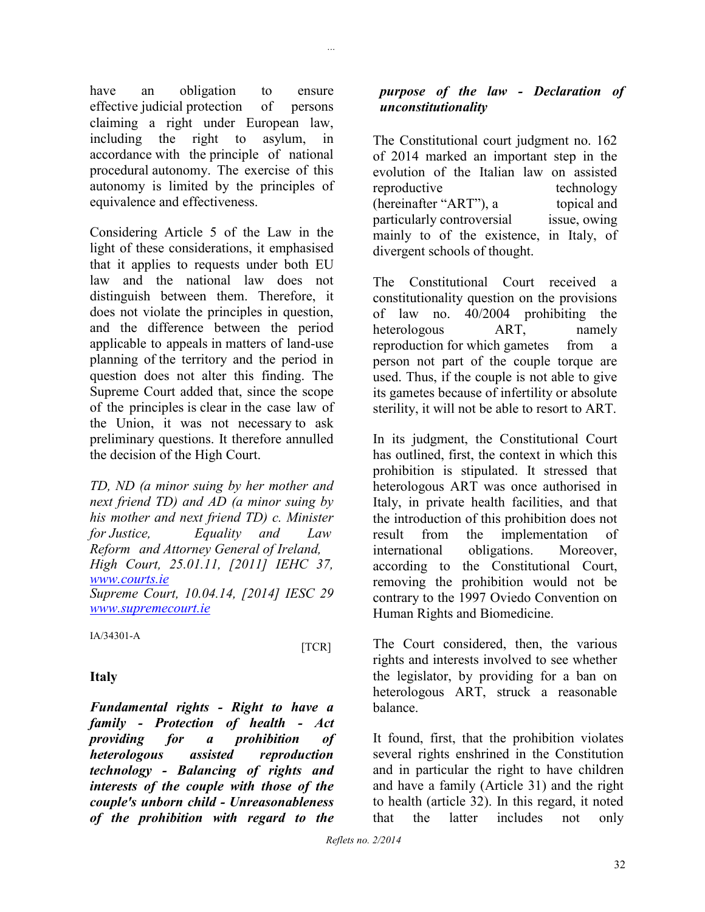have an obligation to ensure effective judicial protection of persons claiming a right under European law, including the right to asylum, in accordance with the principle of national procedural autonomy. The exercise of this autonomy is limited by the principles of equivalence and effectiveness.

Considering Article 5 of the Law in the light of these considerations, it emphasised that it applies to requests under both EU law and the national law does not distinguish between them. Therefore, it does not violate the principles in question, and the difference between the period applicable to appeals in matters of land-use planning of the territory and the period in question does not alter this finding. The Supreme Court added that, since the scope of the principles is clear in the case law of the Union, it was not necessary to ask preliminary questions. It therefore annulled the decision of the High Court.

*TD, ND (a minor suing by her mother and next friend TD) and AD (a minor suing by his mother and next friend TD) c. Minister for Justice, Equality and Law Reform and Attorney General of Ireland, High Court, 25.01.11, [2011] IEHC 37,* *www.courts.ie*
*Supreme Court, 10.04.14, [2014] IESC 29* *www.supremecourt.ie*

IA/34301-A

[TCR]

## Italy

***Fundamental rights - Right to have a family - Protection of health - Act providing for a prohibition of heterologous assisted reproduction technology - Balancing of rights and interests of the couple with those of the couple's unborn child - Unreasonableness of the prohibition with regard to the purpose of the law - Declaration of unconstitutionality***

The Constitutional court judgment no. 162 of 2014 marked an important step in the evolution of the Italian law on assisted reproductive technology (hereinafter "ART"), a topical and particularly controversial issue, owing mainly to of the existence, in Italy, of divergent schools of thought.

The Constitutional Court received a constitutionality question on the provisions of law no. 40/2004 prohibiting the heterologous ART, namely reproduction for which gametes from a person not part of the couple torque are used. Thus, if the couple is not able to give its gametes because of infertility or absolute sterility, it will not be able to resort to ART.

In its judgment, the Constitutional Court has outlined, first, the context in which this prohibition is stipulated. It stressed that heterologous ART was once authorised in Italy, in private health facilities, and that the introduction of this prohibition does not result from the implementation of international obligations. Moreover, according to the Constitutional Court, removing the prohibition would not be contrary to the 1997 Oviedo Convention on Human Rights and Biomedicine.

The Court considered, then, the various rights and interests involved to see whether the legislator, by providing for a ban on heterologous ART, struck a reasonable balance.

It found, first, that the prohibition violates several rights enshrined in the Constitution and in particular the right to have children and have a family (Article 31) and the right to health (article 32). In this regard, it noted that the latter includes not only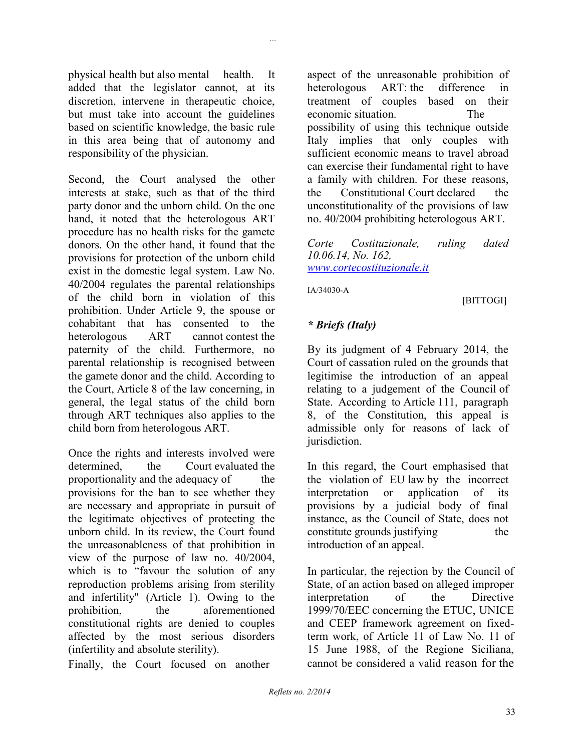physical health but also mental health. It added that the legislator cannot, at its discretion, intervene in therapeutic choice, but must take into account the guidelines based on scientific knowledge, the basic rule in this area being that of autonomy and responsibility of the physician.

Second, the Court analysed the other interests at stake, such as that of the third party donor and the unborn child. On the one hand, it noted that the heterologous ART procedure has no health risks for the gamete donors. On the other hand, it found that the provisions for protection of the unborn child exist in the domestic legal system. Law No. 40/2004 regulates the parental relationships of the child born in violation of this prohibition. Under Article 9, the spouse or cohabitant that has consented to the heterologous ART cannot contest the paternity of the child. Furthermore, no parental relationship is recognised between the gamete donor and the child. According to the Court, Article 8 of the law concerning, in general, the legal status of the child born through ART techniques also applies to the child born from heterologous ART.

Once the rights and interests involved were determined, the Court evaluated the proportionality and the adequacy of the provisions for the ban to see whether they are necessary and appropriate in pursuit of the legitimate objectives of protecting the unborn child. In its review, the Court found the unreasonableness of that prohibition in view of the purpose of law no. 40/2004, which is to "favour the solution of any reproduction problems arising from sterility and infertility" (Article 1). Owing to the prohibition, the aforementioned constitutional rights are denied to couples affected by the most serious disorders (infertility and absolute sterility).

Finally, the Court focused on another aspect of the unreasonable prohibition of heterologous ART: the difference in treatment of couples based on their economic situation. The possibility of using this technique outside Italy implies that only couples with sufficient economic means to travel abroad can exercise their fundamental right to have a family with children. For these reasons, the Constitutional Court declared the unconstitutionality of the provisions of law no. 40/2004 prohibiting heterologous ART.

*Corte Costituzionale, ruling dated 10.06.14, No. 162,*
*www.cortecostituzionale.it*

IA/34030-A

[BITTOGI]

### * Briefs (Italy)

By its judgment of 4 February 2014, the Court of cassation ruled on the grounds that legitimise the introduction of an appeal relating to a judgement of the Council of State. According to Article 111, paragraph 8, of the Constitution, this appeal is admissible only for reasons of lack of jurisdiction.

In this regard, the Court emphasised that the violation of EU law by the incorrect interpretation or application of its provisions by a judicial body of final instance, as the Council of State, does not constitute grounds justifying the introduction of an appeal.

In particular, the rejection by the Council of State, of an action based on alleged improper interpretation of the Directive 1999/70/EEC concerning the ETUC, UNICE and CEEP framework agreement on fixed-term work, of Article 11 of Law No. 11 of 15 June 1988, of the Regione Siciliana, cannot be considered a valid reason for the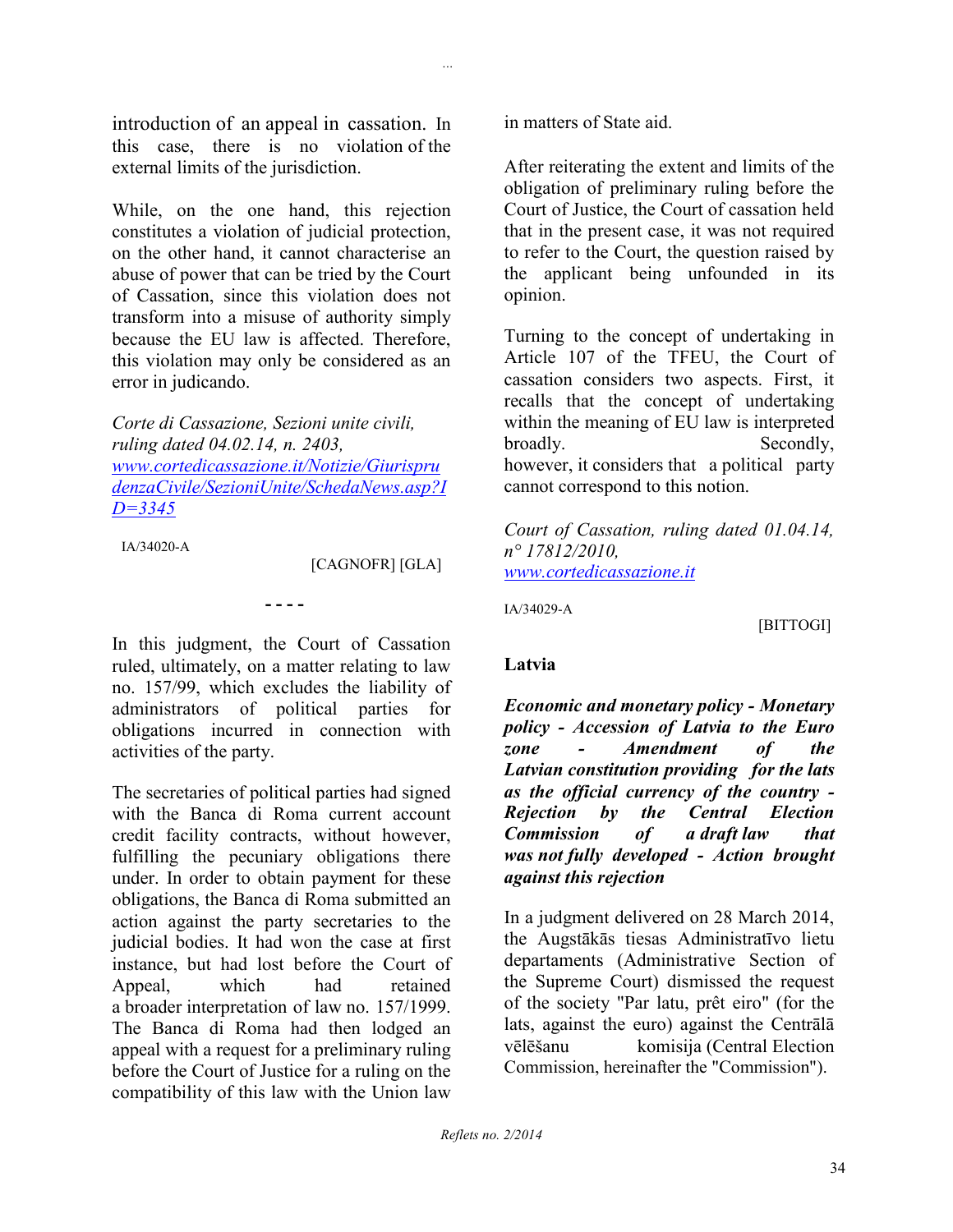introduction of an appeal in cassation. In this case, there is no violation of the external limits of the jurisdiction.

While, on the one hand, this rejection constitutes a violation of judicial protection, on the other hand, it cannot characterise an abuse of power that can be tried by the Court of Cassation, since this violation does not transform into a misuse of authority simply because the EU law is affected. Therefore, this violation may only be considered as an error in judicando.

*Corte di Cassazione, Sezioni unite civili, ruling dated 04.02.14, n. 2403,* [www.cortedicassazione.it/Notizie/GiurisprudenzaCivile/SezioniUnite/SchedaNews.asp?ID=3345](www.cortedicassazione.it/Notizie/GiurisprudenzaCivile/SezioniUnite/SchedaNews.asp?ID=3345)

IA/34020-A

[CAGNOFR] [GLA]

- - - -

In this judgment, the Court of Cassation ruled, ultimately, on a matter relating to law no. 157/99, which excludes the liability of administrators of political parties for obligations incurred in connection with activities of the party.

The secretaries of political parties had signed with the Banca di Roma current account credit facility contracts, without however, fulfilling the pecuniary obligations there under. In order to obtain payment for these obligations, the Banca di Roma submitted an action against the party secretaries to the judicial bodies. It had won the case at first instance, but had lost before the Court of Appeal, which had retained a broader interpretation of law no. 157/1999. The Banca di Roma had then lodged an appeal with a request for a preliminary ruling before the Court of Justice for a ruling on the compatibility of this law with the Union law in matters of State aid.

After reiterating the extent and limits of the obligation of preliminary ruling before the Court of Justice, the Court of cassation held that in the present case, it was not required to refer to the Court, the question raised by the applicant being unfounded in its opinion.

Turning to the concept of undertaking in Article 107 of the TFEU, the Court of cassation considers two aspects. First, it recalls that the concept of undertaking within the meaning of EU law is interpreted broadly. Secondly, however, it considers that a political party cannot correspond to this notion.

*Court of Cassation, ruling dated 01.04.14, n° 17812/2010,* [www.cortedicassazione.it](www.cortedicassazione.it)

IA/34029-A

[BITTOGI]

## Latvia

***Economic and monetary policy - Monetary policy - Accession of Latvia to the Euro zone - Amendment of the Latvian constitution providing for the lats as the official currency of the country - Rejection by the Central Election Commission of a draft law that was not fully developed - Action brought against this rejection***

In a judgment delivered on 28 March 2014, the Augstākās tiesas Administratīvo lietu departaments (Administrative Section of the Supreme Court) dismissed the request of the society "Par latu, prêt eiro" (for the lats, against the euro) against the Centrālā vēlēšanu komisija (Central Election Commission, hereinafter the "Commission").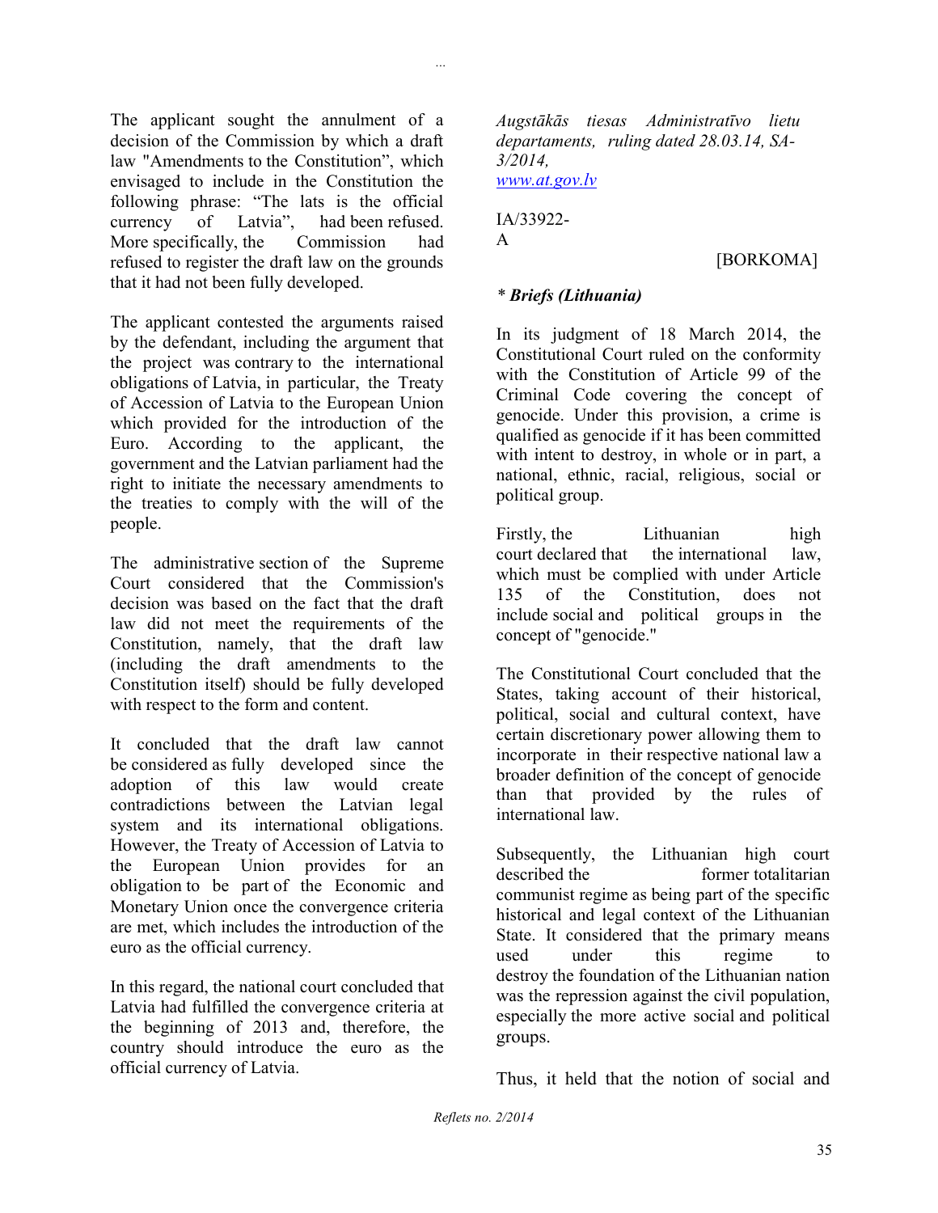The applicant sought the annulment of a decision of the Commission by which a draft law "Amendments to the Constitution", which envisaged to include in the Constitution the following phrase: "The lats is the official currency of Latvia", had been refused. More specifically, the Commission had refused to register the draft law on the grounds that it had not been fully developed.

The applicant contested the arguments raised by the defendant, including the argument that the project was contrary to the international obligations of Latvia, in particular, the Treaty of Accession of Latvia to the European Union which provided for the introduction of the Euro. According to the applicant, the government and the Latvian parliament had the right to initiate the necessary amendments to the treaties to comply with the will of the people.

The administrative section of the Supreme Court considered that the Commission's decision was based on the fact that the draft law did not meet the requirements of the Constitution, namely, that the draft law (including the draft amendments to the Constitution itself) should be fully developed with respect to the form and content.

It concluded that the draft law cannot be considered as fully developed since the adoption of this law would create contradictions between the Latvian legal system and its international obligations. However, the Treaty of Accession of Latvia to the European Union provides for an obligation to be part of the Economic and Monetary Union once the convergence criteria are met, which includes the introduction of the euro as the official currency.

In this regard, the national court concluded that Latvia had fulfilled the convergence criteria at the beginning of 2013 and, therefore, the country should introduce the euro as the official currency of Latvia.

*Augstākās tiesas Administratīvo lietu departaments, ruling dated 28.03.14, SA-3/2014,*
*www.at.gov.lv*

IA/33922-A

[BORKOMA]

***\* Briefs (Lithuania)***

In its judgment of 18 March 2014, the Constitutional Court ruled on the conformity with the Constitution of Article 99 of the Criminal Code covering the concept of genocide. Under this provision, a crime is qualified as genocide if it has been committed with intent to destroy, in whole or in part, a national, ethnic, racial, religious, social or political group.

Firstly, the Lithuanian high court declared that the international law, which must be complied with under Article 135 of the Constitution, does not include social and political groups in the concept of "genocide."

The Constitutional Court concluded that the States, taking account of their historical, political, social and cultural context, have certain discretionary power allowing them to incorporate in their respective national law a broader definition of the concept of genocide than that provided by the rules of international law.

Subsequently, the Lithuanian high court described the former totalitarian communist regime as being part of the specific historical and legal context of the Lithuanian State. It considered that the primary means used under this regime to destroy the foundation of the Lithuanian nation was the repression against the civil population, especially the more active social and political groups.

Thus, it held that the notion of social and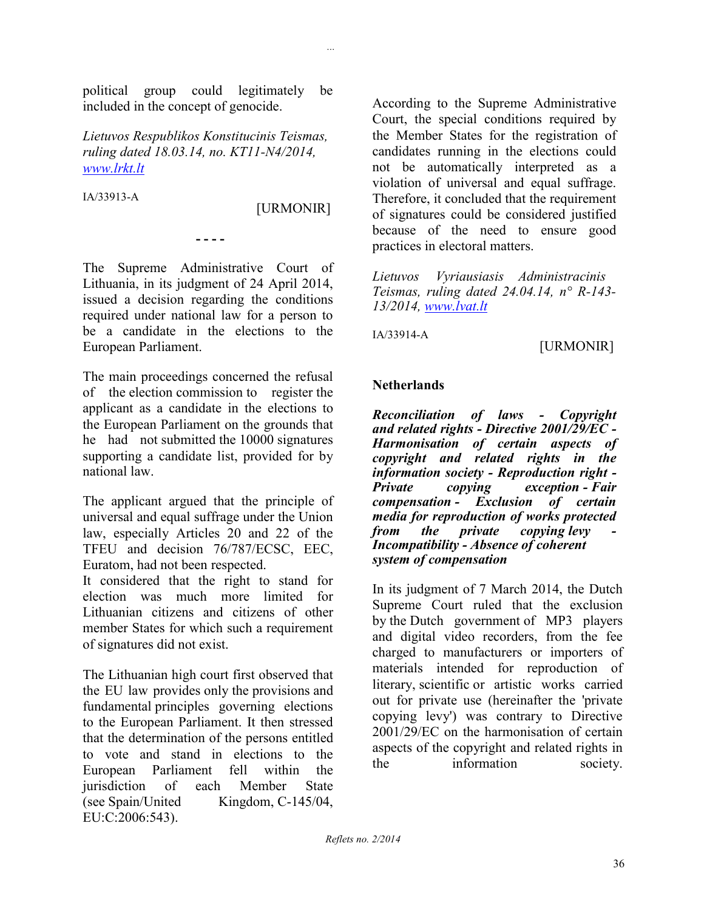political group could legitimately be included in the concept of genocide.

*Lietuvos Respublikos Konstitucinis Teismas, ruling dated 18.03.14, no. KT11-N4/2014,* *www.lrkt.lt*

IA/33913-A

[URMONIR]

- - - -

The Supreme Administrative Court of Lithuania, in its judgment of 24 April 2014, issued a decision regarding the conditions required under national law for a person to be a candidate in the elections to the European Parliament.

The main proceedings concerned the refusal of the election commission to register the applicant as a candidate in the elections to the European Parliament on the grounds that he had not submitted the 10000 signatures supporting a candidate list, provided for by national law.

The applicant argued that the principle of universal and equal suffrage under the Union law, especially Articles 20 and 22 of the TFEU and decision 76/787/ECSC, EEC, Euratom, had not been respected.
It considered that the right to stand for election was much more limited for Lithuanian citizens and citizens of other member States for which such a requirement of signatures did not exist.

The Lithuanian high court first observed that the EU law provides only the provisions and fundamental principles governing elections to the European Parliament. It then stressed that the determination of the persons entitled to vote and stand in elections to the European Parliament fell within the jurisdiction of each Member State (see Spain/United Kingdom, C-145/04, EU:C:2006:543).

According to the Supreme Administrative Court, the special conditions required by the Member States for the registration of candidates running in the elections could not be automatically interpreted as a violation of universal and equal suffrage. Therefore, it concluded that the requirement of signatures could be considered justified because of the need to ensure good practices in electoral matters.

*Lietuvos Vyriausiasis Administracinis Teismas, ruling dated 24.04.14, n° R-143-13/2014,* *www.lvat.lt*

IA/33914-A

[URMONIR]

## Netherlands

***Reconciliation of laws - Copyright and related rights - Directive 2001/29/EC - Harmonisation of certain aspects of copyright and related rights in the information society - Reproduction right - Private copying exception - Fair compensation - Exclusion of certain media for reproduction of works protected from the private copying levy - Incompatibility - Absence of coherent system of compensation***

In its judgment of 7 March 2014, the Dutch Supreme Court ruled that the exclusion by the Dutch government of MP3 players and digital video recorders, from the fee charged to manufacturers or importers of materials intended for reproduction of literary, scientific or artistic works carried out for private use (hereinafter the 'private copying levy') was contrary to Directive 2001/29/EC on the harmonisation of certain aspects of the copyright and related rights in the information society.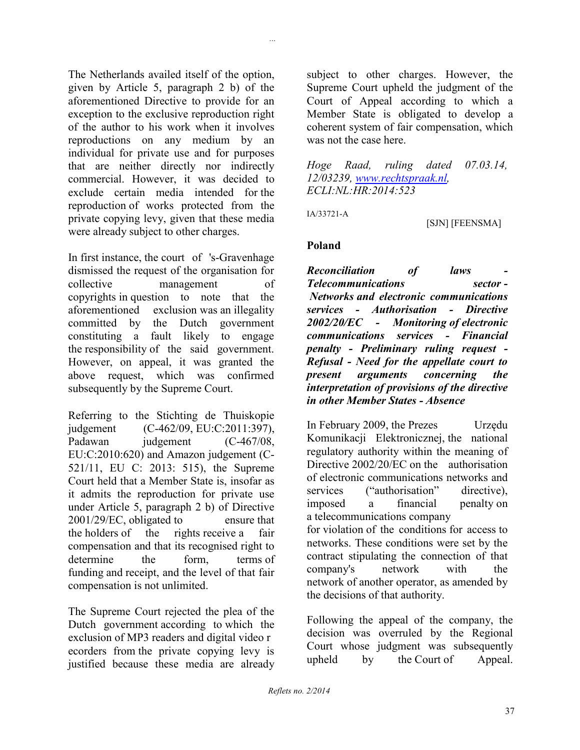The Netherlands availed itself of the option, given by Article 5, paragraph 2 b) of the aforementioned Directive to provide for an exception to the exclusive reproduction right of the author to his work when it involves reproductions on any medium by an individual for private use and for purposes that are neither directly nor indirectly commercial. However, it was decided to exclude certain media intended for the reproduction of works protected from the private copying levy, given that these media were already subject to other charges.

In first instance, the court of 's-Gravenhage dismissed the request of the organisation for collective management of copyrights in question to note that the aforementioned exclusion was an illegality committed by the Dutch government constituting a fault likely to engage the responsibility of the said government. However, on appeal, it was granted the above request, which was confirmed subsequently by the Supreme Court.

Referring to the Stichting de Thuiskopie judgement (C-462/09, EU:C:2011:397), Padawan judgement (C-467/08, EU:C:2010:620) and Amazon judgement (C-521/11, EU C: 2013: 515), the Supreme Court held that a Member State is, insofar as it admits the reproduction for private use under Article 5, paragraph 2 b) of Directive 2001/29/EC, obligated to ensure that the holders of the rights receive a fair compensation and that its recognised right to determine the form, terms of funding and receipt, and the level of that fair compensation is not unlimited.

The Supreme Court rejected the plea of the Dutch government according to which the exclusion of MP3 readers and digital video recorders from the private copying levy is justified because these media are already subject to other charges. However, the Supreme Court upheld the judgment of the Court of Appeal according to which a Member State is obligated to develop a coherent system of fair compensation, which was not the case here.

*Hoge Raad, ruling dated 07.03.14, 12/03239, www.rechtspraak.nl, ECLI:NL:HR:2014:523*

IA/33721-A

[SJN] [FEENSMA]

**Poland**

***Reconciliation of laws - Telecommunications sector - Networks and electronic communications services - Authorisation - Directive 2002/20/EC - Monitoring of electronic communications services - Financial penalty - Preliminary ruling request - Refusal - Need for the appellate court to present arguments concerning the interpretation of provisions of the directive in other Member States - Absence***

In February 2009, the Prezes Urzędu Komunikacji Elektronicznej, the national regulatory authority within the meaning of Directive 2002/20/EC on the authorisation of electronic communications networks and services ("authorisation" directive), imposed a financial penalty on a telecommunications company for violation of the conditions for access to networks. These conditions were set by the contract stipulating the connection of that company's network with the network of another operator, as amended by the decisions of that authority.

Following the appeal of the company, the decision was overruled by the Regional Court whose judgment was subsequently upheld by the Court of Appeal.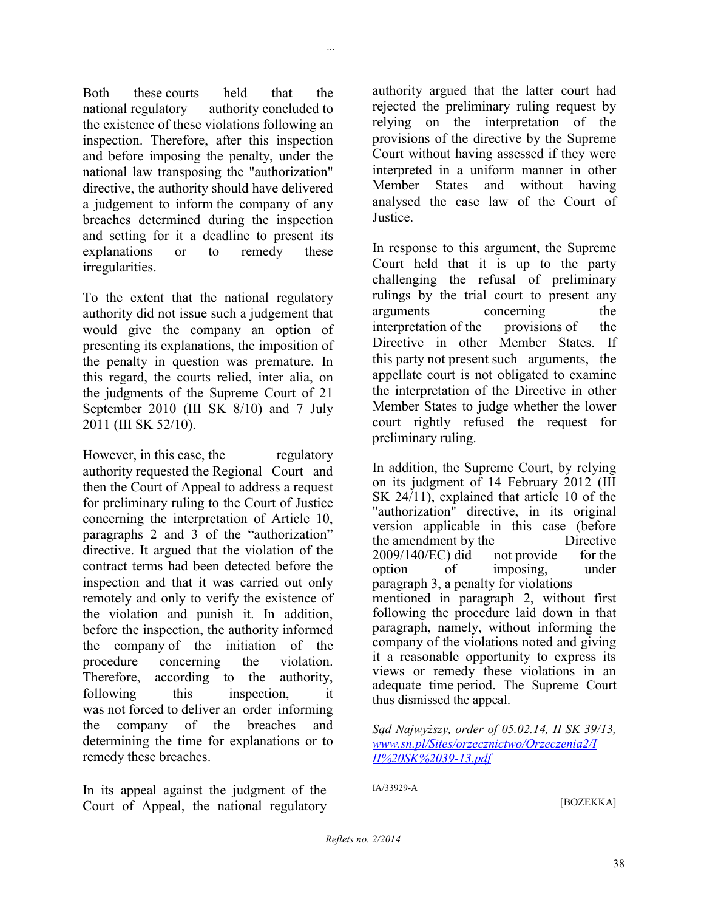Both these courts held that the national regulatory authority concluded to the existence of these violations following an inspection. Therefore, after this inspection and before imposing the penalty, under the national law transposing the "authorization" directive, the authority should have delivered a judgement to inform the company of any breaches determined during the inspection and setting for it a deadline to present its explanations or to remedy these irregularities.

To the extent that the national regulatory authority did not issue such a judgement that would give the company an option of presenting its explanations, the imposition of the penalty in question was premature. In this regard, the courts relied, inter alia, on the judgments of the Supreme Court of 21 September 2010 (III SK 8/10) and 7 July 2011 (III SK 52/10).

However, in this case, the regulatory authority requested the Regional Court and then the Court of Appeal to address a request for preliminary ruling to the Court of Justice concerning the interpretation of Article 10, paragraphs 2 and 3 of the "authorization" directive. It argued that the violation of the contract terms had been detected before the inspection and that it was carried out only remotely and only to verify the existence of the violation and punish it. In addition, before the inspection, the authority informed the company of the initiation of the procedure concerning the violation. Therefore, according to the authority, following this inspection, it was not forced to deliver an order informing the company of the breaches and determining the time for explanations or to remedy these breaches.

In its appeal against the judgment of the Court of Appeal, the national regulatory authority argued that the latter court had rejected the preliminary ruling request by relying on the interpretation of the provisions of the directive by the Supreme Court without having assessed if they were interpreted in a uniform manner in other Member States and without having analysed the case law of the Court of Justice.

In response to this argument, the Supreme Court held that it is up to the party challenging the refusal of preliminary rulings by the trial court to present any arguments concerning the interpretation of the provisions of the Directive in other Member States. If this party not present such arguments, the appellate court is not obligated to examine the interpretation of the Directive in other Member States to judge whether the lower court rightly refused the request for preliminary ruling.

In addition, the Supreme Court, by relying on its judgment of 14 February 2012 (III SK 24/11), explained that article 10 of the "authorization" directive, in its original version applicable in this case (before the amendment by the Directive 2009/140/EC) did not provide for the option of imposing, under paragraph 3, a penalty for violations mentioned in paragraph 2, without first following the procedure laid down in that paragraph, namely, without informing the company of the violations noted and giving it a reasonable opportunity to express its views or remedy these violations in an adequate time period. The Supreme Court thus dismissed the appeal.

*Sąd Najwyższy, order of 05.02.14, II SK 39/13,* [www.sn.pl/Sites/orzecznictwo/Orzeczenia2/III%20SK%2039-13.pdf](www.sn.pl/Sites/orzecznictwo/Orzeczenia2/III%20SK%2039-13.pdf)

IA/33929-A

[BOZEKKA]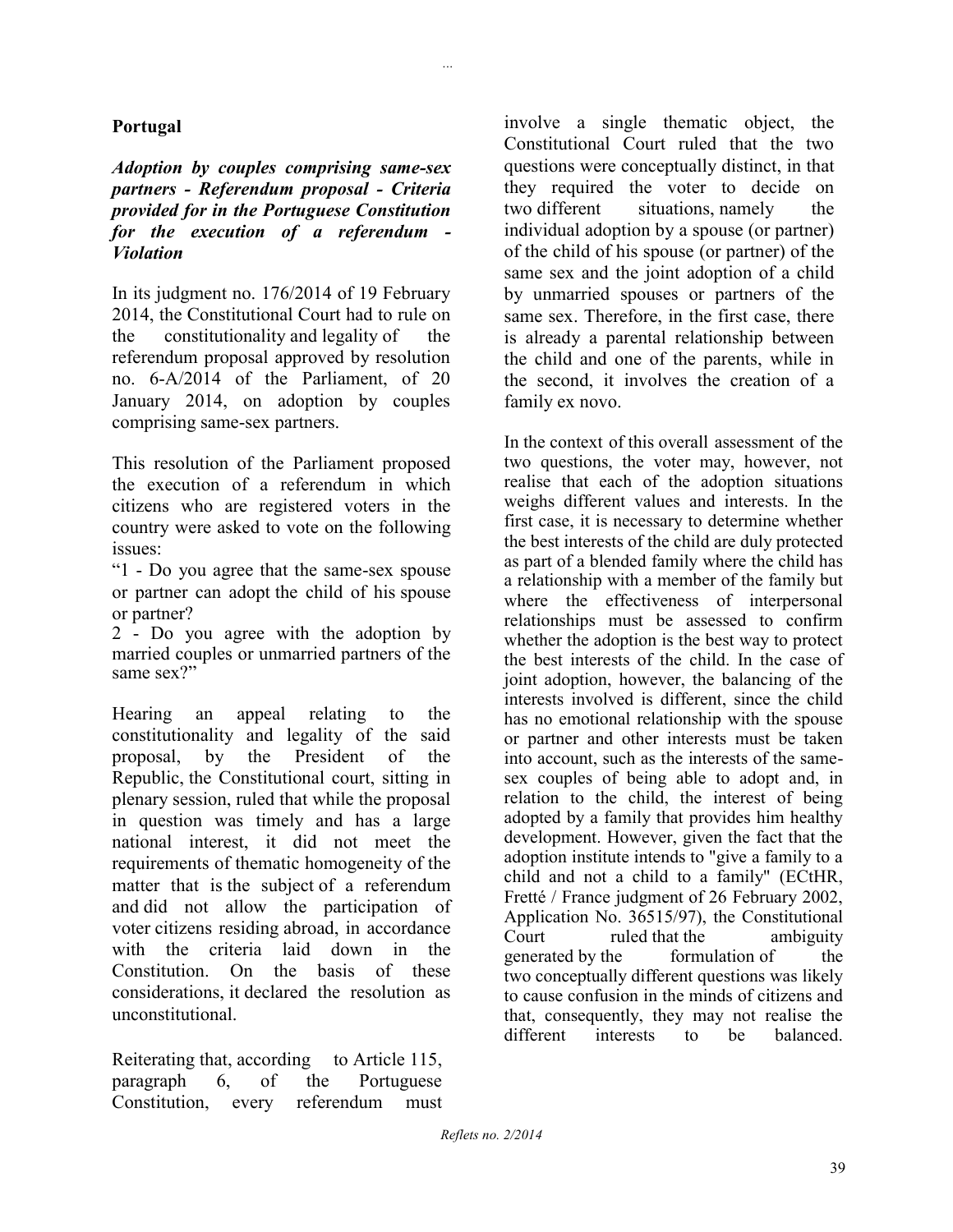## Portugal

***Adoption by couples comprising same-sex partners - Referendum proposal - Criteria provided for in the Portuguese Constitution for the execution of a referendum - Violation***

In its judgment no. 176/2014 of 19 February 2014, the Constitutional Court had to rule on the constitutionality and legality of the referendum proposal approved by resolution no. 6-A/2014 of the Parliament, of 20 January 2014, on adoption by couples comprising same-sex partners.

This resolution of the Parliament proposed the execution of a referendum in which citizens who are registered voters in the country were asked to vote on the following issues:

"1 - Do you agree that the same-sex spouse or partner can adopt the child of his spouse or partner?

2 - Do you agree with the adoption by married couples or unmarried partners of the same sex?"

Hearing an appeal relating to the constitutionality and legality of the said proposal, by the President of the Republic, the Constitutional court, sitting in plenary session, ruled that while the proposal in question was timely and has a large national interest, it did not meet the requirements of thematic homogeneity of the matter that is the subject of a referendum and did not allow the participation of voter citizens residing abroad, in accordance with the criteria laid down in the Constitution. On the basis of these considerations, it declared the resolution as unconstitutional.

Reiterating that, according to Article 115, paragraph 6, of the Portuguese Constitution, every referendum must involve a single thematic object, the Constitutional Court ruled that the two questions were conceptually distinct, in that they required the voter to decide on two different situations, namely the individual adoption by a spouse (or partner) of the child of his spouse (or partner) of the same sex and the joint adoption of a child by unmarried spouses or partners of the same sex. Therefore, in the first case, there is already a parental relationship between the child and one of the parents, while in the second, it involves the creation of a family ex novo.

In the context of this overall assessment of the two questions, the voter may, however, not realise that each of the adoption situations weighs different values and interests. In the first case, it is necessary to determine whether the best interests of the child are duly protected as part of a blended family where the child has a relationship with a member of the family but where the effectiveness of interpersonal relationships must be assessed to confirm whether the adoption is the best way to protect the best interests of the child. In the case of joint adoption, however, the balancing of the interests involved is different, since the child has no emotional relationship with the spouse or partner and other interests must be taken into account, such as the interests of the same-sex couples of being able to adopt and, in relation to the child, the interest of being adopted by a family that provides him healthy development. However, given the fact that the adoption institute intends to "give a family to a child and not a child to a family" (ECtHR, Fretté / France judgment of 26 February 2002, Application No. 36515/97), the Constitutional Court ruled that the ambiguity generated by the formulation of the two conceptually different questions was likely to cause confusion in the minds of citizens and that, consequently, they may not realise the different interests to be balanced.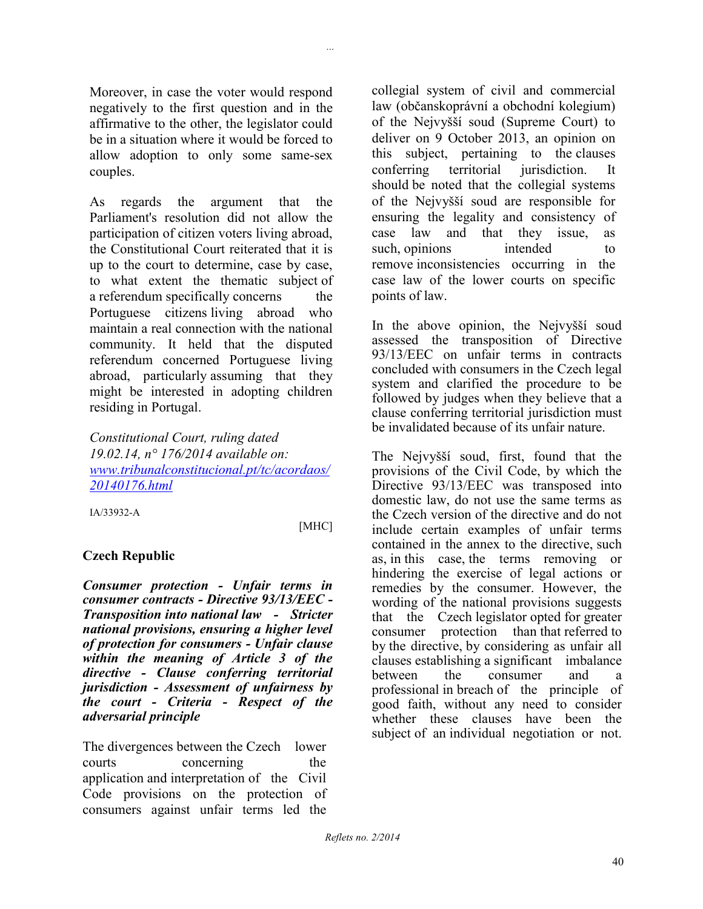Moreover, in case the voter would respond negatively to the first question and in the affirmative to the other, the legislator could be in a situation where it would be forced to allow adoption to only some same-sex couples.

As regards the argument that the Parliament's resolution did not allow the participation of citizen voters living abroad, the Constitutional Court reiterated that it is up to the court to determine, case by case, to what extent the thematic subject of a referendum specifically concerns the Portuguese citizens living abroad who maintain a real connection with the national community. It held that the disputed referendum concerned Portuguese living abroad, particularly assuming that they might be interested in adopting children residing in Portugal.

*Constitutional Court, ruling dated 19.02.14, n° 176/2014 available on: [www.tribunalconstitucional.pt/tc/acordaos/20140176.html](www.tribunalconstitucional.pt/tc/acordaos/20140176.html)*

IA/33932-A

[MHC]

## Czech Republic

***Consumer protection - Unfair terms in consumer contracts - Directive 93/13/EEC - Transposition into national law - Stricter national provisions, ensuring a higher level of protection for consumers - Unfair clause within the meaning of Article 3 of the directive - Clause conferring territorial jurisdiction - Assessment of unfairness by the court - Criteria - Respect of the adversarial principle***

The divergences between the Czech lower courts concerning the application and interpretation of the Civil Code provisions on the protection of consumers against unfair terms led the collegial system of civil and commercial law (občanskoprávní a obchodní kolegium) of the Nejvyšší soud (Supreme Court) to deliver on 9 October 2013, an opinion on this subject, pertaining to the clauses conferring territorial jurisdiction. It should be noted that the collegial systems of the Nejvyšší soud are responsible for ensuring the legality and consistency of case law and that they issue, as such, opinions intended to remove inconsistencies occurring in the case law of the lower courts on specific points of law.

In the above opinion, the Nejvyšší soud assessed the transposition of Directive 93/13/EEC on unfair terms in contracts concluded with consumers in the Czech legal system and clarified the procedure to be followed by judges when they believe that a clause conferring territorial jurisdiction must be invalidated because of its unfair nature.

The Nejvyšší soud, first, found that the provisions of the Civil Code, by which the Directive 93/13/EEC was transposed into domestic law, do not use the same terms as the Czech version of the directive and do not include certain examples of unfair terms contained in the annex to the directive, such as, in this case, the terms removing or hindering the exercise of legal actions or remedies by the consumer. However, the wording of the national provisions suggests that the Czech legislator opted for greater consumer protection than that referred to by the directive, by considering as unfair all clauses establishing a significant imbalance between the consumer and a professional in breach of the principle of good faith, without any need to consider whether these clauses have been the subject of an individual negotiation or not.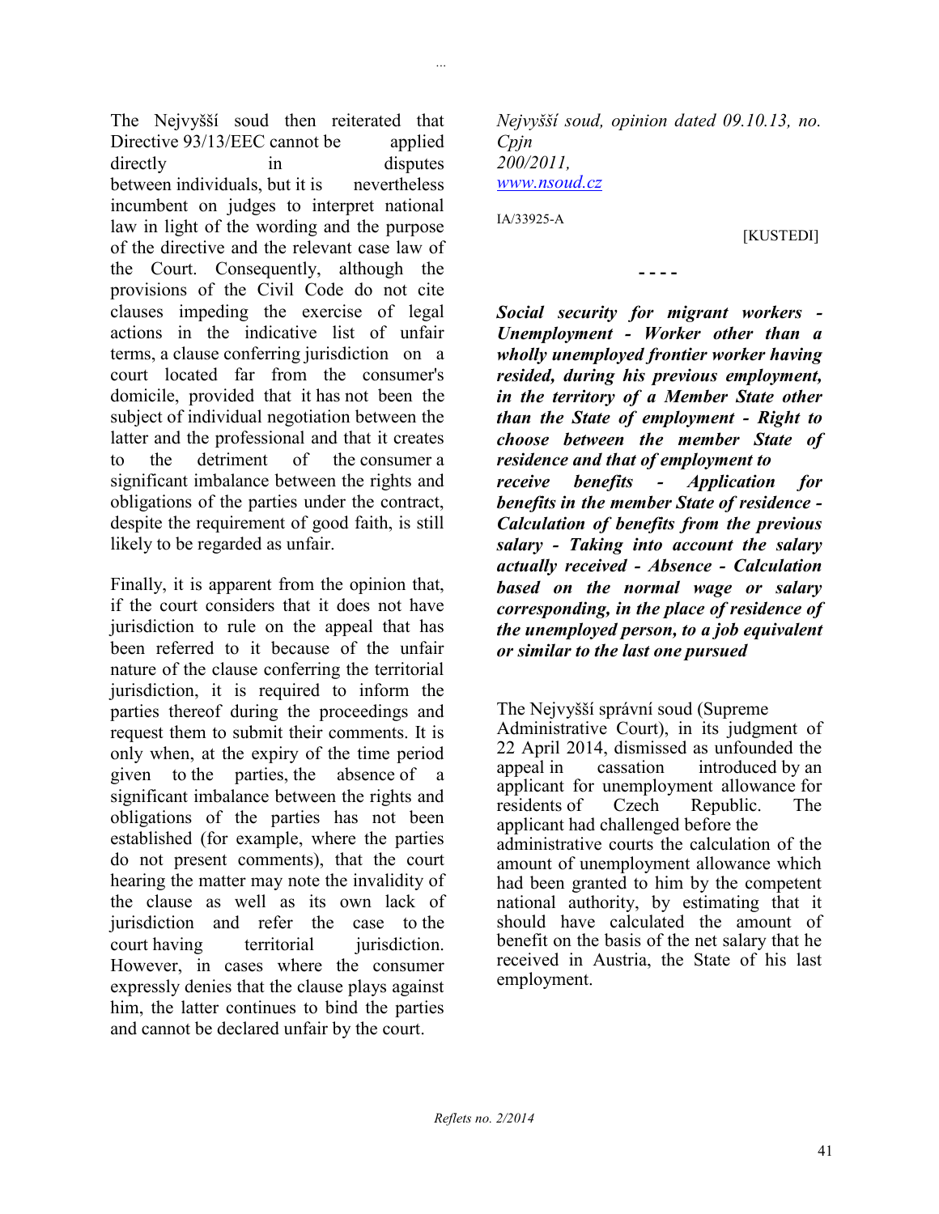The Nejvyšší soud then reiterated that Directive 93/13/EEC cannot be applied directly in disputes between individuals, but it is nevertheless incumbent on judges to interpret national law in light of the wording and the purpose of the directive and the relevant case law of the Court. Consequently, although the provisions of the Civil Code do not cite clauses impeding the exercise of legal actions in the indicative list of unfair terms, a clause conferring jurisdiction on a court located far from the consumer's domicile, provided that it has not been the subject of individual negotiation between the latter and the professional and that it creates to the detriment of the consumer a significant imbalance between the rights and obligations of the parties under the contract, despite the requirement of good faith, is still likely to be regarded as unfair.

Finally, it is apparent from the opinion that, if the court considers that it does not have jurisdiction to rule on the appeal that has been referred to it because of the unfair nature of the clause conferring the territorial jurisdiction, it is required to inform the parties thereof during the proceedings and request them to submit their comments. It is only when, at the expiry of the time period given to the parties, the absence of a significant imbalance between the rights and obligations of the parties has not been established (for example, where the parties do not present comments), that the court hearing the matter may note the invalidity of the clause as well as its own lack of jurisdiction and refer the case to the court having territorial jurisdiction. However, in cases where the consumer expressly denies that the clause plays against him, the latter continues to bind the parties and cannot be declared unfair by the court.

*Nejvyšší soud, opinion dated 09.10.13, no. Cpjn 200/2011,*
*www.nsoud.cz*

IA/33925-A

[KUSTEDI]

- - - -

***Social security for migrant workers - Unemployment - Worker other than a wholly unemployed frontier worker having resided, during his previous employment, in the territory of a Member State other than the State of employment - Right to choose between the member State of residence and that of employment to receive benefits - Application for benefits in the member State of residence - Calculation of benefits from the previous salary - Taking into account the salary actually received - Absence - Calculation based on the normal wage or salary corresponding, in the place of residence of the unemployed person, to a job equivalent or similar to the last one pursued***

The Nejvyšší správní soud (Supreme Administrative Court), in its judgment of 22 April 2014, dismissed as unfounded the appeal in cassation introduced by an applicant for unemployment allowance for residents of Czech Republic. The applicant had challenged before the administrative courts the calculation of the amount of unemployment allowance which had been granted to him by the competent national authority, by estimating that it should have calculated the amount of benefit on the basis of the net salary that he received in Austria, the State of his last employment.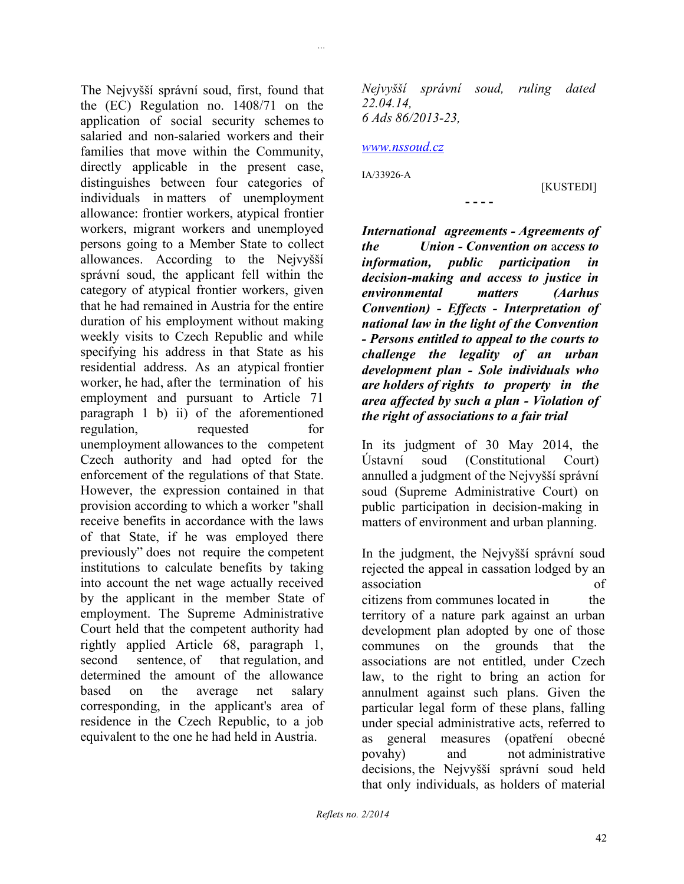The Nejvyšší správní soud, first, found that the (EC) Regulation no. 1408/71 on the application of social security schemes to salaried and non-salaried workers and their families that move within the Community, directly applicable in the present case, distinguishes between four categories of individuals in matters of unemployment allowance: frontier workers, atypical frontier workers, migrant workers and unemployed persons going to a Member State to collect allowances. According to the Nejvyšší správní soud, the applicant fell within the category of atypical frontier workers, given that he had remained in Austria for the entire duration of his employment without making weekly visits to Czech Republic and while specifying his address in that State as his residential address. As an atypical frontier worker, he had, after the termination of his employment and pursuant to Article 71 paragraph 1 b) ii) of the aforementioned regulation, requested for unemployment allowances to the competent Czech authority and had opted for the enforcement of the regulations of that State. However, the expression contained in that provision according to which a worker "shall receive benefits in accordance with the laws of that State, if he was employed there previously" does not require the competent institutions to calculate benefits by taking into account the net wage actually received by the applicant in the member State of employment. The Supreme Administrative Court held that the competent authority had rightly applied Article 68, paragraph 1, second sentence, of that regulation, and determined the amount of the allowance based on the average net salary corresponding, in the applicant's area of residence in the Czech Republic, to a job equivalent to the one he had held in Austria.

*Nejvyšší správní soud, ruling dated 22.04.14,*
*6 Ads 86/2013-23,*

*www.nssoud.cz*

IA/33926-A

[KUSTEDI]

\- - - -

***International agreements - Agreements of the Union - Convention on access to information, public participation in decision-making and access to justice in environmental matters (Aarhus Convention) - Effects - Interpretation of national law in the light of the Convention - Persons entitled to appeal to the courts to challenge the legality of an urban development plan - Sole individuals who are holders of rights to property in the area affected by such a plan - Violation of the right of associations to a fair trial***

In its judgment of 30 May 2014, the Ústavní soud (Constitutional Court) annulled a judgment of the Nejvyšší správní soud (Supreme Administrative Court) on public participation in decision-making in matters of environment and urban planning.

In the judgment, the Nejvyšší správní soud rejected the appeal in cassation lodged by an association of citizens from communes located in the territory of a nature park against an urban development plan adopted by one of those communes on the grounds that the associations are not entitled, under Czech law, to the right to bring an action for annulment against such plans. Given the particular legal form of these plans, falling under special administrative acts, referred to as general measures (opatření obecné povahy) and not administrative decisions, the Nejvyšší správní soud held that only individuals, as holders of material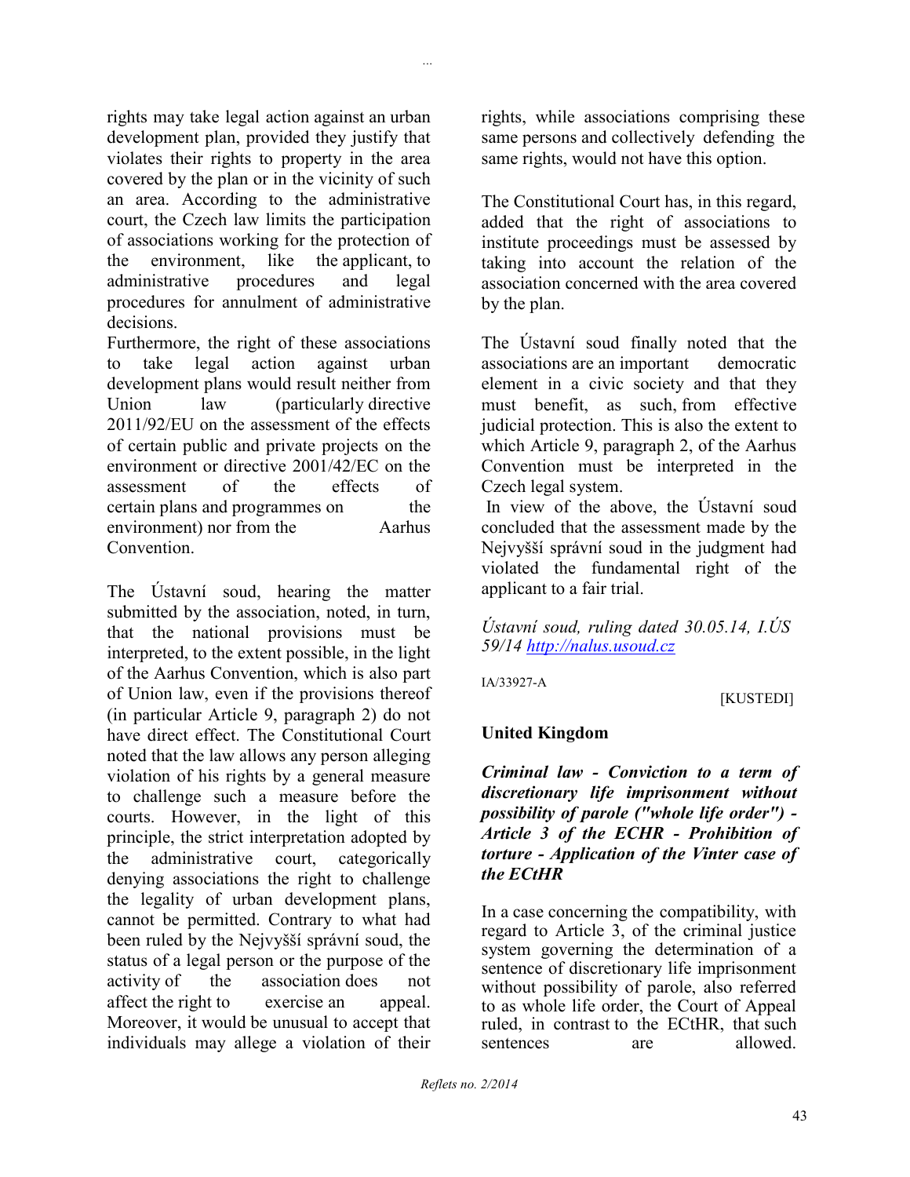rights may take legal action against an urban development plan, provided they justify that violates their rights to property in the area covered by the plan or in the vicinity of such an area. According to the administrative court, the Czech law limits the participation of associations working for the protection of the environment, like the applicant, to administrative procedures and legal procedures for annulment of administrative decisions.
Furthermore, the right of these associations to take legal action against urban development plans would result neither from Union law (particularly directive 2011/92/EU on the assessment of the effects of certain public and private projects on the environment or directive 2001/42/EC on the assessment of the effects of certain plans and programmes on the environment) nor from the Aarhus Convention.

The Ústavní soud, hearing the matter submitted by the association, noted, in turn, that the national provisions must be interpreted, to the extent possible, in the light of the Aarhus Convention, which is also part of Union law, even if the provisions thereof (in particular Article 9, paragraph 2) do not have direct effect. The Constitutional Court noted that the law allows any person alleging violation of his rights by a general measure to challenge such a measure before the courts. However, in the light of this principle, the strict interpretation adopted by the administrative court, categorically denying associations the right to challenge the legality of urban development plans, cannot be permitted. Contrary to what had been ruled by the Nejvyšší správní soud, the status of a legal person or the purpose of the activity of the association does not affect the right to exercise an appeal. Moreover, it would be unusual to accept that individuals may allege a violation of their rights, while associations comprising these same persons and collectively defending the same rights, would not have this option.

The Constitutional Court has, in this regard, added that the right of associations to institute proceedings must be assessed by taking into account the relation of the association concerned with the area covered by the plan.

The Ústavní soud finally noted that the associations are an important democratic element in a civic society and that they must benefit, as such, from effective judicial protection. This is also the extent to which Article 9, paragraph 2, of the Aarhus Convention must be interpreted in the Czech legal system.
In view of the above, the Ústavní soud concluded that the assessment made by the Nejvyšší správní soud in the judgment had violated the fundamental right of the applicant to a fair trial.

*Ústavní soud, ruling dated 30.05.14, I.ÚS 59/14* [http://nalus.usoud.cz](http://nalus.usoud.cz)

IA/33927-A

[KUSTEDI]

## United Kingdom

***Criminal law - Conviction to a term of discretionary life imprisonment without possibility of parole ("whole life order") - Article 3 of the ECHR - Prohibition of torture - Application of the Vinter case of the ECtHR***

In a case concerning the compatibility, with regard to Article 3, of the criminal justice system governing the determination of a sentence of discretionary life imprisonment without possibility of parole, also referred to as whole life order, the Court of Appeal ruled, in contrast to the ECtHR, that such sentences are allowed.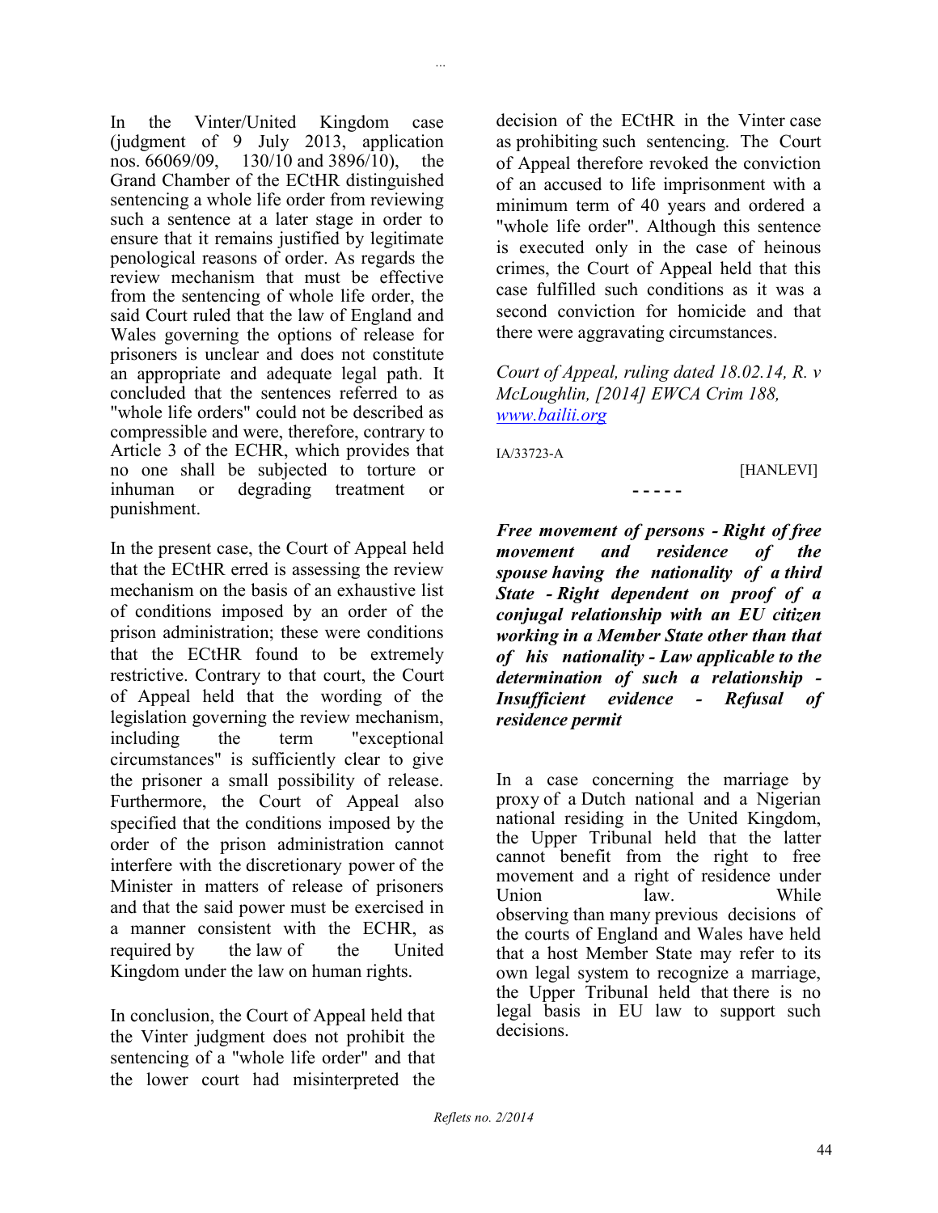In the Vinter/United Kingdom case (judgment of 9 July 2013, application nos. 66069/09, 130/10 and 3896/10), the Grand Chamber of the ECtHR distinguished sentencing a whole life order from reviewing such a sentence at a later stage in order to ensure that it remains justified by legitimate penological reasons of order. As regards the review mechanism that must be effective from the sentencing of whole life order, the said Court ruled that the law of England and Wales governing the options of release for prisoners is unclear and does not constitute an appropriate and adequate legal path. It concluded that the sentences referred to as "whole life orders" could not be described as compressible and were, therefore, contrary to Article 3 of the ECHR, which provides that no one shall be subjected to torture or inhuman or degrading treatment or punishment.

In the present case, the Court of Appeal held that the ECtHR erred is assessing the review mechanism on the basis of an exhaustive list of conditions imposed by an order of the prison administration; these were conditions that the ECtHR found to be extremely restrictive. Contrary to that court, the Court of Appeal held that the wording of the legislation governing the review mechanism, including the term "exceptional circumstances" is sufficiently clear to give the prisoner a small possibility of release. Furthermore, the Court of Appeal also specified that the conditions imposed by the order of the prison administration cannot interfere with the discretionary power of the Minister in matters of release of prisoners and that the said power must be exercised in a manner consistent with the ECHR, as required by the law of the United Kingdom under the law on human rights.

In conclusion, the Court of Appeal held that the Vinter judgment does not prohibit the sentencing of a "whole life order" and that the lower court had misinterpreted the decision of the ECtHR in the Vinter case as prohibiting such sentencing. The Court of Appeal therefore revoked the conviction of an accused to life imprisonment with a minimum term of 40 years and ordered a "whole life order". Although this sentence is executed only in the case of heinous crimes, the Court of Appeal held that this case fulfilled such conditions as it was a second conviction for homicide and that there were aggravating circumstances.

*Court of Appeal, ruling dated 18.02.14, R. v McLoughlin, [2014] EWCA Crim 188, www.bailii.org*

IA/33723-A

[HANLEVI]

- - - - -

***Free movement of persons - Right of free movement and residence of the spouse having the nationality of a third State - Right dependent on proof of a conjugal relationship with an EU citizen working in a Member State other than that of his nationality - Law applicable to the determination of such a relationship - Insufficient evidence - Refusal of residence permit***

In a case concerning the marriage by proxy of a Dutch national and a Nigerian national residing in the United Kingdom, the Upper Tribunal held that the latter cannot benefit from the right to free movement and a right of residence under Union law. While observing than many previous decisions of the courts of England and Wales have held that a host Member State may refer to its own legal system to recognize a marriage, the Upper Tribunal held that there is no legal basis in EU law to support such decisions.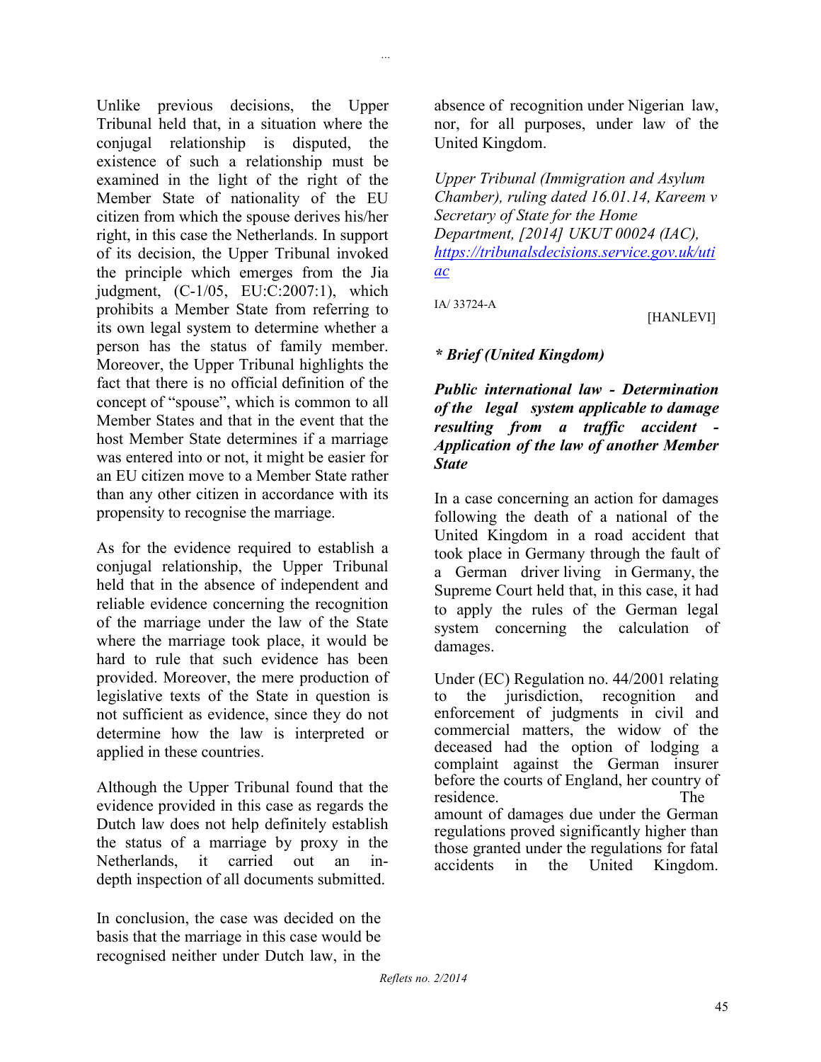Unlike previous decisions, the Upper Tribunal held that, in a situation where the conjugal relationship is disputed, the existence of such a relationship must be examined in the light of the right of the Member State of nationality of the EU citizen from which the spouse derives his/her right, in this case the Netherlands. In support of its decision, the Upper Tribunal invoked the principle which emerges from the Jia judgment, (C-1/05, EU:C:2007:1), which prohibits a Member State from referring to its own legal system to determine whether a person has the status of family member. Moreover, the Upper Tribunal highlights the fact that there is no official definition of the concept of "spouse", which is common to all Member States and that in the event that the host Member State determines if a marriage was entered into or not, it might be easier for an EU citizen move to a Member State rather than any other citizen in accordance with its propensity to recognise the marriage.

As for the evidence required to establish a conjugal relationship, the Upper Tribunal held that in the absence of independent and reliable evidence concerning the recognition of the marriage under the law of the State where the marriage took place, it would be hard to rule that such evidence has been provided. Moreover, the mere production of legislative texts of the State in question is not sufficient as evidence, since they do not determine how the law is interpreted or applied in these countries.

Although the Upper Tribunal found that the evidence provided in this case as regards the Dutch law does not help definitely establish the status of a marriage by proxy in the Netherlands, it carried out an in-depth inspection of all documents submitted.

In conclusion, the case was decided on the basis that the marriage in this case would be recognised neither under Dutch law, in the absence of recognition under Nigerian law, nor, for all purposes, under law of the United Kingdom.

*Upper Tribunal (Immigration and Asylum Chamber), ruling dated 16.01.14, Kareem v Secretary of State for the Home Department, [2014] UKUT 00024 (IAC),* [*https://tribunalsdecisions.service.gov.uk/utiac*](https://tribunalsdecisions.service.gov.uk/utiac)

IA/ 33724-A

[HANLEVI]

### *\* Brief (United Kingdom)*

***Public international law - Determination of the legal system applicable to damage resulting from a traffic accident - Application of the law of another Member State***

In a case concerning an action for damages following the death of a national of the United Kingdom in a road accident that took place in Germany through the fault of a German driver living in Germany, the Supreme Court held that, in this case, it had to apply the rules of the German legal system concerning the calculation of damages.

Under (EC) Regulation no. 44/2001 relating to the jurisdiction, recognition and enforcement of judgments in civil and commercial matters, the widow of the deceased had the option of lodging a complaint against the German insurer before the courts of England, her country of residence. The amount of damages due under the German regulations proved significantly higher than those granted under the regulations for fatal accidents in the United Kingdom.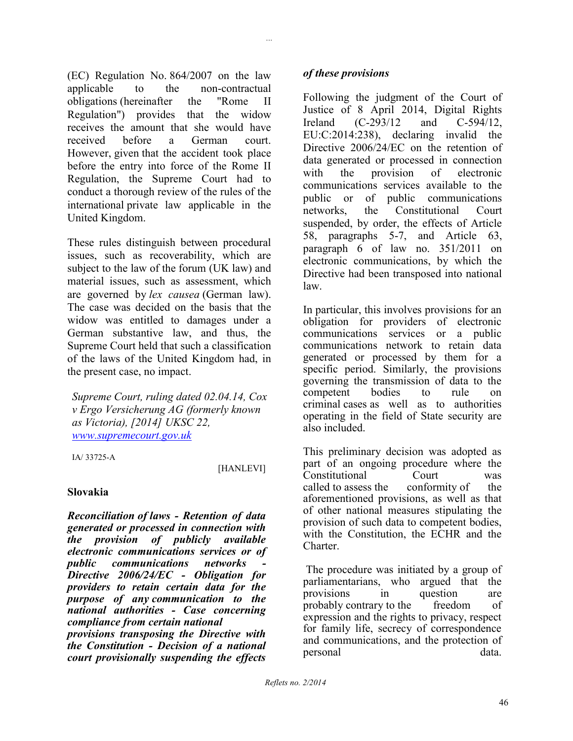(EC) Regulation No. 864/2007 on the law applicable to the non-contractual obligations (hereinafter the "Rome II Regulation") provides that the widow receives the amount that she would have received before a German court. However, given that the accident took place before the entry into force of the Rome II Regulation, the Supreme Court had to conduct a thorough review of the rules of the international private law applicable in the United Kingdom.

These rules distinguish between procedural issues, such as recoverability, which are subject to the law of the forum (UK law) and material issues, such as assessment, which are governed by *lex causea* (German law). The case was decided on the basis that the widow was entitled to damages under a German substantive law, and thus, the Supreme Court held that such a classification of the laws of the United Kingdom had, in the present case, no impact.

*Supreme Court, ruling dated 02.04.14, Cox v Ergo Versicherung AG (formerly known as Victoria), [2014] UKSC 22, www.supremecourt.gov.uk*

IA/ 33725-A

[HANLEVI]

## Slovakia

***Reconciliation of laws - Retention of data generated or processed in connection with the provision of publicly available electronic communications services or of public communications networks - Directive 2006/24/EC - Obligation for providers to retain certain data for the purpose of any communication to the national authorities - Case concerning compliance from certain national provisions transposing the Directive with the Constitution - Decision of a national court provisionally suspending the effects of these provisions***

Following the judgment of the Court of Justice of 8 April 2014, Digital Rights Ireland (C-293/12 and C-594/12, EU:C:2014:238), declaring invalid the Directive 2006/24/EC on the retention of data generated or processed in connection with the provision of electronic communications services available to the public or of public communications networks, the Constitutional Court suspended, by order, the effects of Article 58, paragraphs 5-7, and Article 63, paragraph 6 of law no. 351/2011 on electronic communications, by which the Directive had been transposed into national law.

In particular, this involves provisions for an obligation for providers of electronic communications services or a public communications network to retain data generated or processed by them for a specific period. Similarly, the provisions governing the transmission of data to the competent bodies to rule on criminal cases as well as to authorities operating in the field of State security are also included.

This preliminary decision was adopted as part of an ongoing procedure where the Constitutional Court was called to assess the conformity of the aforementioned provisions, as well as that of other national measures stipulating the provision of such data to competent bodies, with the Constitution, the ECHR and the Charter.

The procedure was initiated by a group of parliamentarians, who argued that the provisions in question are probably contrary to the freedom of expression and the rights to privacy, respect for family life, secrecy of correspondence and communications, and the protection of personal data.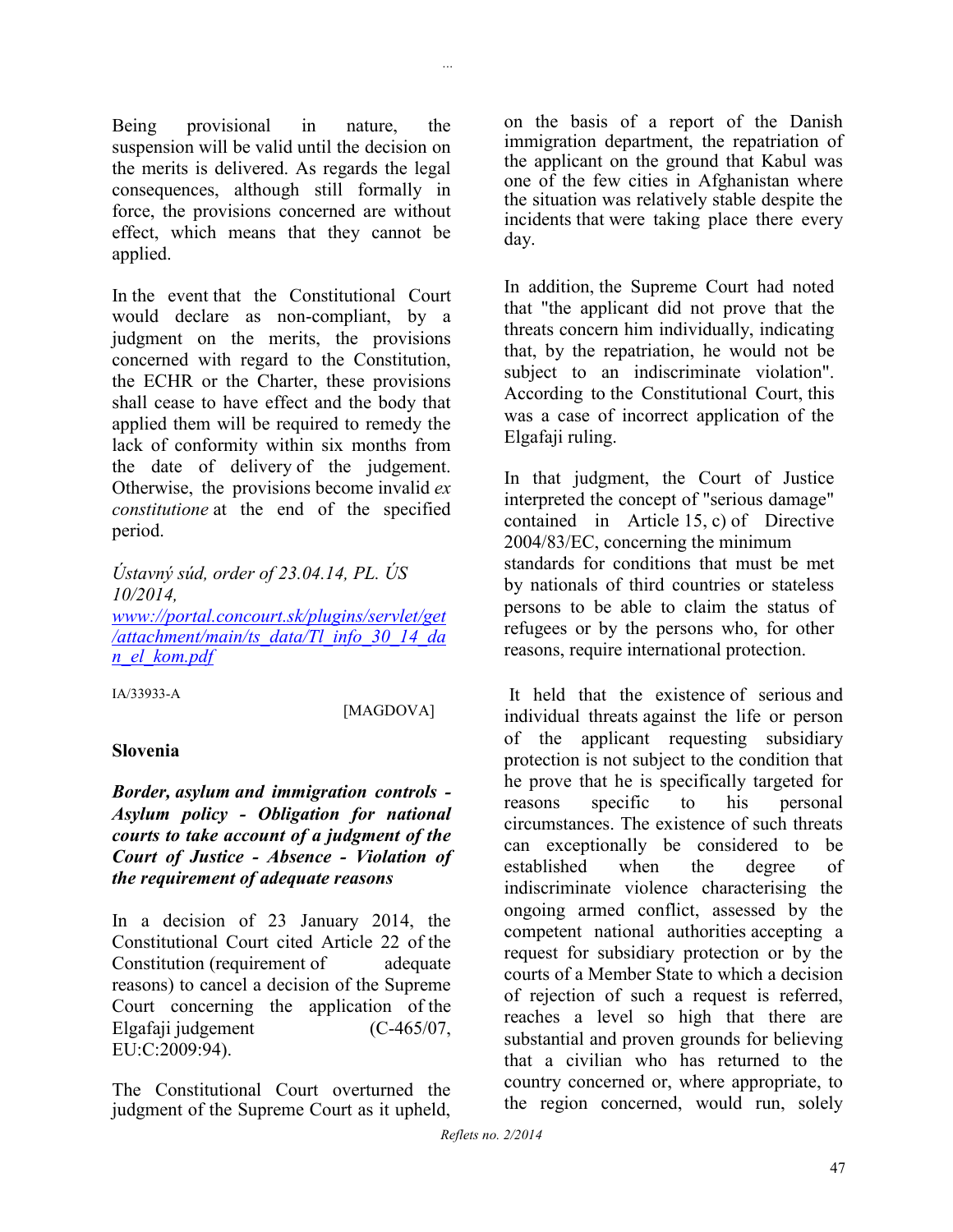Being provisional in nature, the suspension will be valid until the decision on the merits is delivered. As regards the legal consequences, although still formally in force, the provisions concerned are without effect, which means that they cannot be applied.

In the event that the Constitutional Court would declare as non-compliant, by a judgment on the merits, the provisions concerned with regard to the Constitution, the ECHR or the Charter, these provisions shall cease to have effect and the body that applied them will be required to remedy the lack of conformity within six months from the date of delivery of the judgement. Otherwise, the provisions become invalid *ex constitutione* at the end of the specified period.

*Ústavný súd, order of 23.04.14, PL. ÚS 10/2014,*
[www://portal.concourt.sk/plugins/servlet/get/attachment/main/ts_data/Tl_info_30_14_dan_el_kom.pdf](www://portal.concourt.sk/plugins/servlet/get/attachment/main/ts_data/Tl_info_30_14_dan_el_kom.pdf)

IA/33933-A

[MAGDOVA]

**Slovenia**

***Border, asylum and immigration controls - Asylum policy - Obligation for national courts to take account of a judgment of the Court of Justice - Absence - Violation of the requirement of adequate reasons***

In a decision of 23 January 2014, the Constitutional Court cited Article 22 of the Constitution (requirement of adequate reasons) to cancel a decision of the Supreme Court concerning the application of the Elgafaji judgement (C-465/07, EU:C:2009:94).

The Constitutional Court overturned the judgment of the Supreme Court as it upheld, on the basis of a report of the Danish immigration department, the repatriation of the applicant on the ground that Kabul was one of the few cities in Afghanistan where the situation was relatively stable despite the incidents that were taking place there every day.

In addition, the Supreme Court had noted that "the applicant did not prove that the threats concern him individually, indicating that, by the repatriation, he would not be subject to an indiscriminate violation". According to the Constitutional Court, this was a case of incorrect application of the Elgafaji ruling.

In that judgment, the Court of Justice interpreted the concept of "serious damage" contained in Article 15, c) of Directive 2004/83/EC, concerning the minimum standards for conditions that must be met by nationals of third countries or stateless persons to be able to claim the status of refugees or by the persons who, for other reasons, require international protection.

It held that the existence of serious and individual threats against the life or person of the applicant requesting subsidiary protection is not subject to the condition that he prove that he is specifically targeted for reasons specific to his personal circumstances. The existence of such threats can exceptionally be considered to be established when the degree of indiscriminate violence characterising the ongoing armed conflict, assessed by the competent national authorities accepting a request for subsidiary protection or by the courts of a Member State to which a decision of rejection of such a request is referred, reaches a level so high that there are substantial and proven grounds for believing that a civilian who has returned to the country concerned or, where appropriate, to the region concerned, would run, solely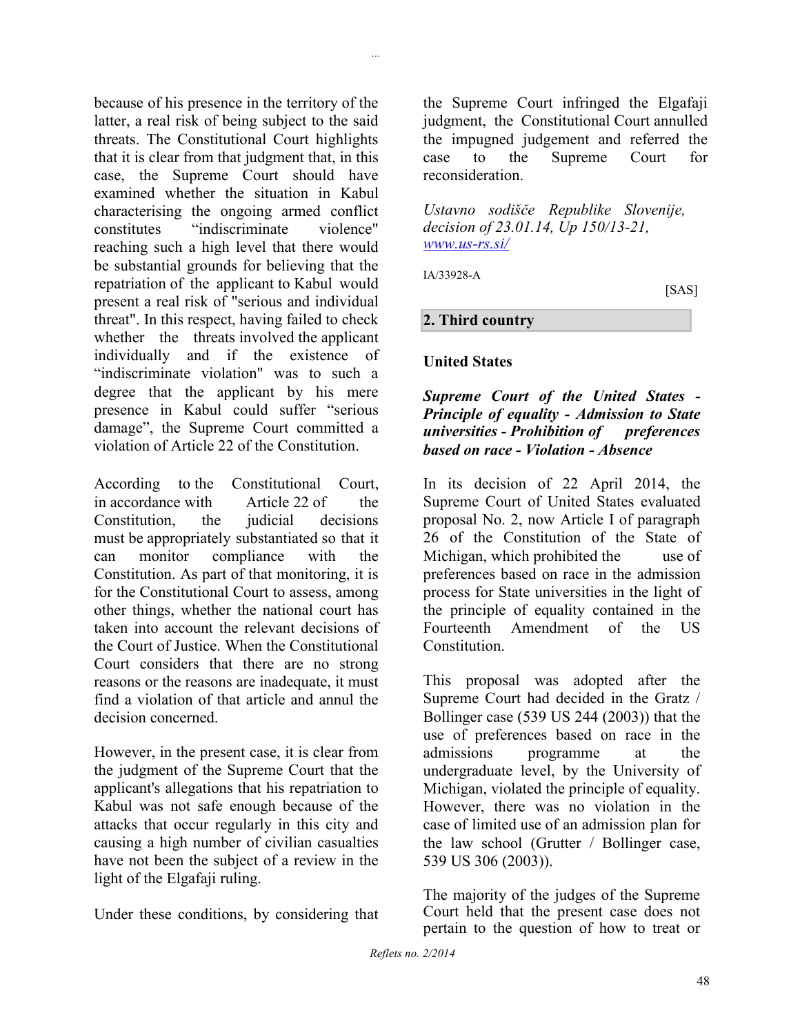because of his presence in the territory of the latter, a real risk of being subject to the said threats. The Constitutional Court highlights that it is clear from that judgment that, in this case, the Supreme Court should have examined whether the situation in Kabul characterising the ongoing armed conflict constitutes "indiscriminate violence" reaching such a high level that there would be substantial grounds for believing that the repatriation of the applicant to Kabul would present a real risk of "serious and individual threat". In this respect, having failed to check whether the threats involved the applicant individually and if the existence of "indiscriminate violation" was to such a degree that the applicant by his mere presence in Kabul could suffer "serious damage", the Supreme Court committed a violation of Article 22 of the Constitution.

According to the Constitutional Court, in accordance with Article 22 of the Constitution, the judicial decisions must be appropriately substantiated so that it can monitor compliance with the Constitution. As part of that monitoring, it is for the Constitutional Court to assess, among other things, whether the national court has taken into account the relevant decisions of the Court of Justice. When the Constitutional Court considers that there are no strong reasons or the reasons are inadequate, it must find a violation of that article and annul the decision concerned.

However, in the present case, it is clear from the judgment of the Supreme Court that the applicant's allegations that his repatriation to Kabul was not safe enough because of the attacks that occur regularly in this city and causing a high number of civilian casualties have not been the subject of a review in the light of the Elgafaji ruling.

Under these conditions, by considering that the Supreme Court infringed the Elgafaji judgment, the Constitutional Court annulled the impugned judgement and referred the case to the Supreme Court for reconsideration.

*Ustavno sodišče Republike Slovenije, decision of 23.01.14, Up 150/13-21, [www.us-rs.si/](www.us-rs.si/)*

IA/33928-A

[SAS]

## 2. Third country

### United States

***Supreme Court of the United States - Principle of equality - Admission to State universities - Prohibition of preferences based on race - Violation - Absence***

In its decision of 22 April 2014, the Supreme Court of United States evaluated proposal No. 2, now Article I of paragraph 26 of the Constitution of the State of Michigan, which prohibited the use of preferences based on race in the admission process for State universities in the light of the principle of equality contained in the Fourteenth Amendment of the US Constitution.

This proposal was adopted after the Supreme Court had decided in the Gratz / Bollinger case (539 US 244 (2003)) that the use of preferences based on race in the admissions programme at the undergraduate level, by the University of Michigan, violated the principle of equality. However, there was no violation in the case of limited use of an admission plan for the law school (Grutter / Bollinger case, 539 US 306 (2003)).

The majority of the judges of the Supreme Court held that the present case does not pertain to the question of how to treat or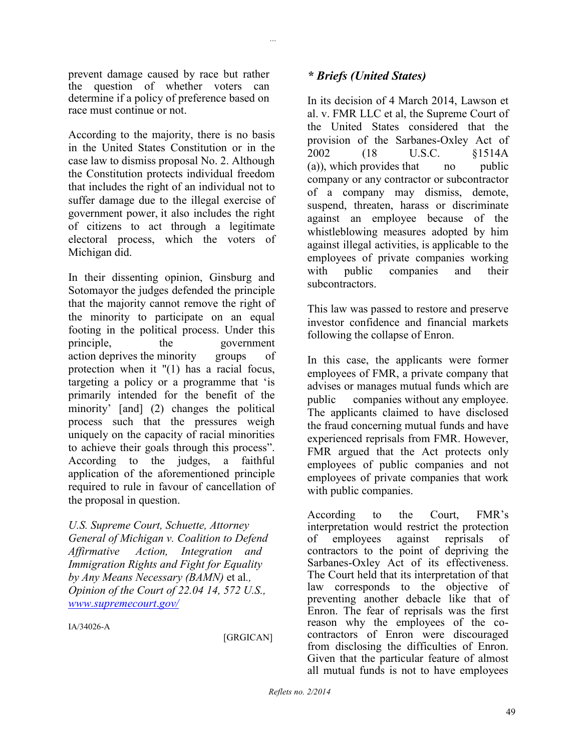prevent damage caused by race but rather the question of whether voters can determine if a policy of preference based on race must continue or not.

According to the majority, there is no basis in the United States Constitution or in the case law to dismiss proposal No. 2. Although the Constitution protects individual freedom that includes the right of an individual not to suffer damage due to the illegal exercise of government power, it also includes the right of citizens to act through a legitimate electoral process, which the voters of Michigan did.

In their dissenting opinion, Ginsburg and Sotomayor the judges defended the principle that the majority cannot remove the right of the minority to participate on an equal footing in the political process. Under this principle, the government action deprives the minority groups of protection when it "(1) has a racial focus, targeting a policy or a programme that 'is primarily intended for the benefit of the minority' [and] (2) changes the political process such that the pressures weigh uniquely on the capacity of racial minorities to achieve their goals through this process". According to the judges, a faithful application of the aforementioned principle required to rule in favour of cancellation of the proposal in question.

*U.S. Supreme Court, Schuette, Attorney General of Michigan v. Coalition to Defend Affirmative Action, Integration and Immigration Rights and Fight for Equality by Any Means Necessary (BAMN)* et al*., Opinion of the Court of 22.04 14, 572 U.S., www.supremecourt.gov/*

IA/34026-A

[GRGICAN]

## * Briefs (United States)

In its decision of 4 March 2014, Lawson et al. v. FMR LLC et al, the Supreme Court of the United States considered that the provision of the Sarbanes-Oxley Act of 2002 (18 U.S.C. §1514A (a)), which provides that no public company or any contractor or subcontractor of a company may dismiss, demote, suspend, threaten, harass or discriminate against an employee because of the whistleblowing measures adopted by him against illegal activities, is applicable to the employees of private companies working with public companies and their subcontractors.

This law was passed to restore and preserve investor confidence and financial markets following the collapse of Enron.

In this case, the applicants were former employees of FMR, a private company that advises or manages mutual funds which are public companies without any employee. The applicants claimed to have disclosed the fraud concerning mutual funds and have experienced reprisals from FMR. However, FMR argued that the Act protects only employees of public companies and not employees of private companies that work with public companies.

According to the Court, FMR's interpretation would restrict the protection of employees against reprisals of contractors to the point of depriving the Sarbanes-Oxley Act of its effectiveness. The Court held that its interpretation of that law corresponds to the objective of preventing another debacle like that of Enron. The fear of reprisals was the first reason why the employees of the co-contractors of Enron were discouraged from disclosing the difficulties of Enron. Given that the particular feature of almost all mutual funds is not to have employees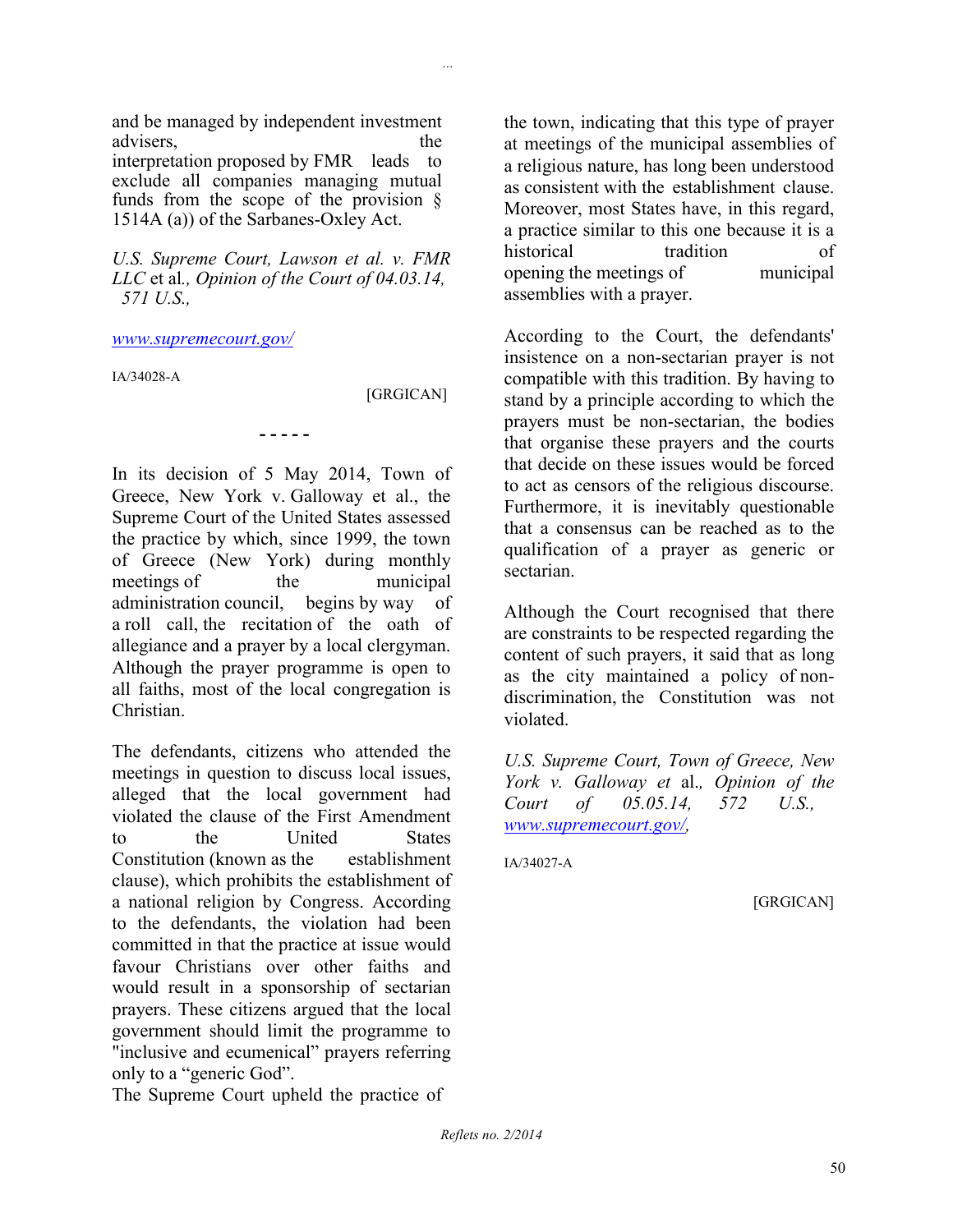and be managed by independent investment advisers, the interpretation proposed by FMR leads to exclude all companies managing mutual funds from the scope of the provision § 1514A (a)) of the Sarbanes-Oxley Act.

*U.S. Supreme Court, Lawson et al. v. FMR LLC* et al*., Opinion of the Court of 04.03.14, 571 U.S.,*

www.supremecourt.gov/

IA/34028-A

[GRGICAN]

- - - - -

In its decision of 5 May 2014, Town of Greece, New York v. Galloway et al., the Supreme Court of the United States assessed the practice by which, since 1999, the town of Greece (New York) during monthly meetings of the municipal administration council, begins by way of a roll call, the recitation of the oath of allegiance and a prayer by a local clergyman. Although the prayer programme is open to all faiths, most of the local congregation is Christian.

The defendants, citizens who attended the meetings in question to discuss local issues, alleged that the local government had violated the clause of the First Amendment to the United States Constitution (known as the establishment clause), which prohibits the establishment of a national religion by Congress. According to the defendants, the violation had been committed in that the practice at issue would favour Christians over other faiths and would result in a sponsorship of sectarian prayers. These citizens argued that the local government should limit the programme to "inclusive and ecumenical" prayers referring only to a "generic God".

The Supreme Court upheld the practice of the town, indicating that this type of prayer at meetings of the municipal assemblies of a religious nature, has long been understood as consistent with the establishment clause. Moreover, most States have, in this regard, a practice similar to this one because it is a historical tradition of opening the meetings of municipal assemblies with a prayer.

According to the Court, the defendants' insistence on a non-sectarian prayer is not compatible with this tradition. By having to stand by a principle according to which the prayers must be non-sectarian, the bodies that organise these prayers and the courts that decide on these issues would be forced to act as censors of the religious discourse. Furthermore, it is inevitably questionable that a consensus can be reached as to the qualification of a prayer as generic or sectarian.

Although the Court recognised that there are constraints to be respected regarding the content of such prayers, it said that as long as the city maintained a policy of non-discrimination, the Constitution was not violated.

*U.S. Supreme Court, Town of Greece, New York v. Galloway et* al.*, Opinion of the Court of 05.05.14, 572 U.S.,* www.supremecourt.gov/,

IA/34027-A

[GRGICAN]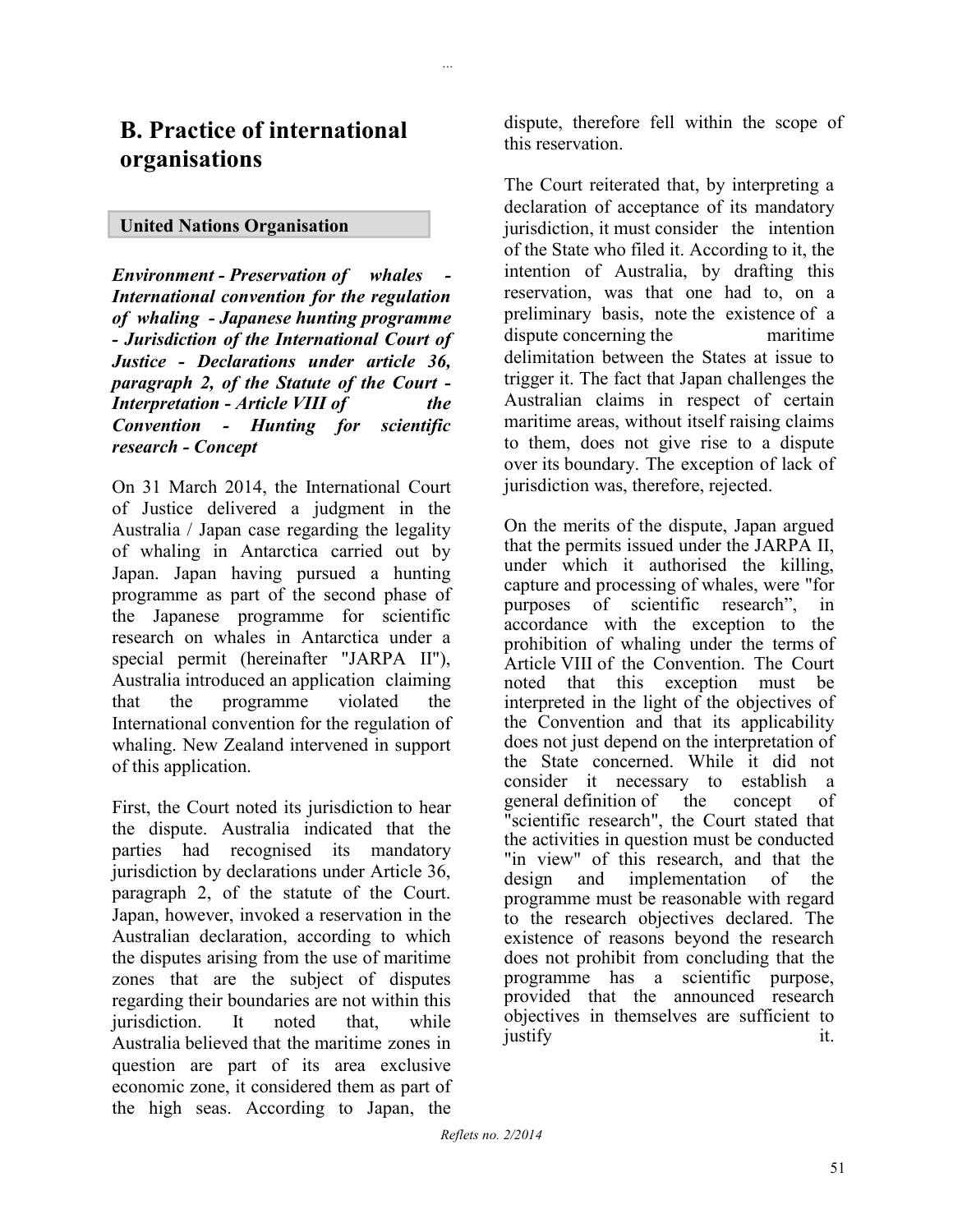## B. Practice of international organisations

**United Nations Organisation**

***Environment - Preservation of whales - International convention for the regulation of whaling - Japanese hunting programme - Jurisdiction of the International Court of Justice - Declarations under article 36, paragraph 2, of the Statute of the Court - Interpretation - Article VIII of the Convention - Hunting for scientific research - Concept***

On 31 March 2014, the International Court of Justice delivered a judgment in the Australia / Japan case regarding the legality of whaling in Antarctica carried out by Japan. Japan having pursued a hunting programme as part of the second phase of the Japanese programme for scientific research on whales in Antarctica under a special permit (hereinafter "JARPA II"), Australia introduced an application claiming that the programme violated the International convention for the regulation of whaling. New Zealand intervened in support of this application.

First, the Court noted its jurisdiction to hear the dispute. Australia indicated that the parties had recognised its mandatory jurisdiction by declarations under Article 36, paragraph 2, of the statute of the Court. Japan, however, invoked a reservation in the Australian declaration, according to which the disputes arising from the use of maritime zones that are the subject of disputes regarding their boundaries are not within this jurisdiction. It noted that, while Australia believed that the maritime zones in question are part of its area exclusive economic zone, it considered them as part of the high seas. According to Japan, the dispute, therefore fell within the scope of this reservation.

The Court reiterated that, by interpreting a declaration of acceptance of its mandatory jurisdiction, it must consider the intention of the State who filed it. According to it, the intention of Australia, by drafting this reservation, was that one had to, on a preliminary basis, note the existence of a dispute concerning the maritime delimitation between the States at issue to trigger it. The fact that Japan challenges the Australian claims in respect of certain maritime areas, without itself raising claims to them, does not give rise to a dispute over its boundary. The exception of lack of jurisdiction was, therefore, rejected.

On the merits of the dispute, Japan argued that the permits issued under the JARPA II, under which it authorised the killing, capture and processing of whales, were "for purposes of scientific research", in accordance with the exception to the prohibition of whaling under the terms of Article VIII of the Convention. The Court noted that this exception must be interpreted in the light of the objectives of the Convention and that its applicability does not just depend on the interpretation of the State concerned. While it did not consider it necessary to establish a general definition of the concept of "scientific research", the Court stated that the activities in question must be conducted "in view" of this research, and that the design and implementation of the programme must be reasonable with regard to the research objectives declared. The existence of reasons beyond the research does not prohibit from concluding that the programme has a scientific purpose, provided that the announced research objectives in themselves are sufficient to justify it.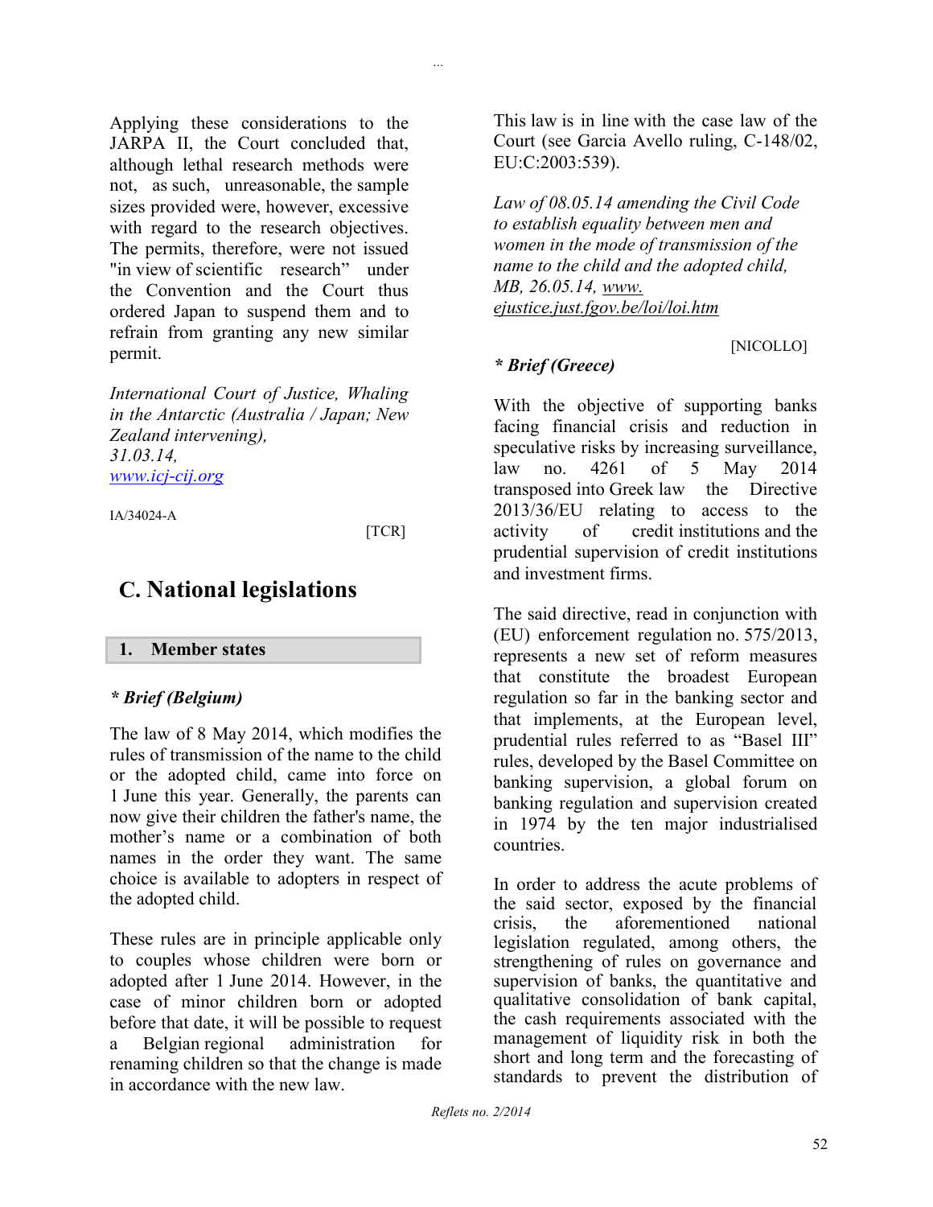Applying these considerations to the JARPA II, the Court concluded that, although lethal research methods were not, as such, unreasonable, the sample sizes provided were, however, excessive with regard to the research objectives. The permits, therefore, were not issued "in view of scientific research" under the Convention and the Court thus ordered Japan to suspend them and to refrain from granting any new similar permit.

*International Court of Justice, Whaling in the Antarctic (Australia / Japan; New Zealand intervening), 31.03.14, [www.icj-cij.org](www.icj-cij.org)*

IA/34024-A

[TCR]

## C. National legislations

### 1. Member states

#### * Brief (Belgium)

The law of 8 May 2014, which modifies the rules of transmission of the name to the child or the adopted child, came into force on 1 June this year. Generally, the parents can now give their children the father's name, the mother's name or a combination of both names in the order they want. The same choice is available to adopters in respect of the adopted child.

These rules are in principle applicable only to couples whose children were born or adopted after 1 June 2014. However, in the case of minor children born or adopted before that date, it will be possible to request a Belgian regional administration for renaming children so that the change is made in accordance with the new law.

This law is in line with the case law of the Court (see Garcia Avello ruling, C-148/02, EU:C:2003:539).

*Law of 08.05.14 amending the Civil Code to establish equality between men and women in the mode of transmission of the name to the child and the adopted child, MB, 26.05.14, [www.ejustice.just.fgov.be/loi/loi.htm](www.ejustice.just.fgov.be/loi/loi.htm)*

[NICOLLO]

#### * Brief (Greece)

With the objective of supporting banks facing financial crisis and reduction in speculative risks by increasing surveillance, law no. 4261 of 5 May 2014 transposed into Greek law the Directive 2013/36/EU relating to access to the activity of credit institutions and the prudential supervision of credit institutions and investment firms.

The said directive, read in conjunction with (EU) enforcement regulation no. 575/2013, represents a new set of reform measures that constitute the broadest European regulation so far in the banking sector and that implements, at the European level, prudential rules referred to as "Basel III" rules, developed by the Basel Committee on banking supervision, a global forum on banking regulation and supervision created in 1974 by the ten major industrialised countries.

In order to address the acute problems of the said sector, exposed by the financial crisis, the aforementioned national legislation regulated, among others, the strengthening of rules on governance and supervision of banks, the quantitative and qualitative consolidation of bank capital, the cash requirements associated with the management of liquidity risk in both the short and long term and the forecasting of standards to prevent the distribution of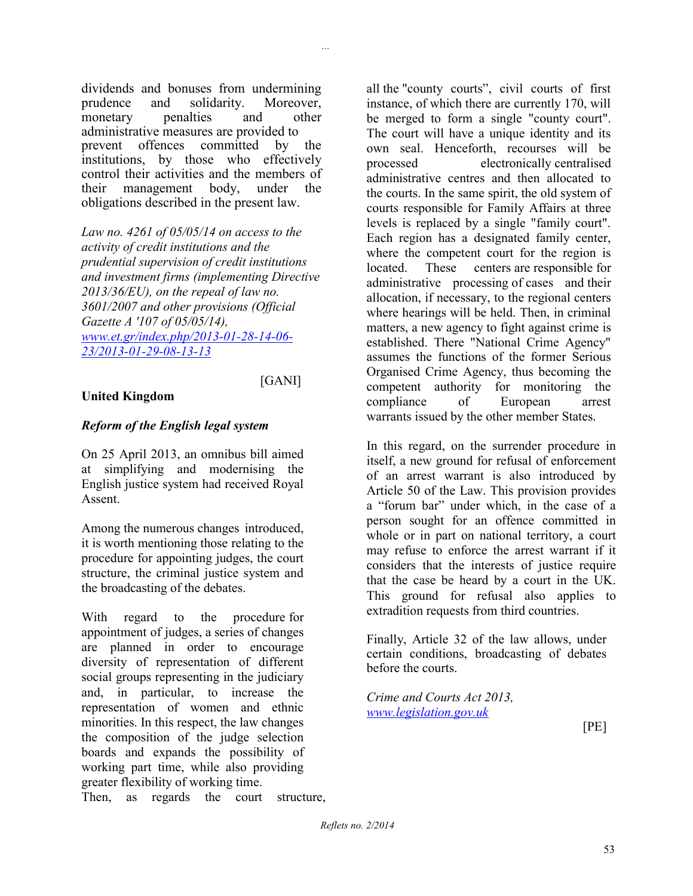dividends and bonuses from undermining prudence and solidarity. Moreover, monetary penalties and other administrative measures are provided to prevent offences committed by the institutions, by those who effectively control their activities and the members of their management body, under the obligations described in the present law.

*Law no. 4261 of 05/05/14 on access to the activity of credit institutions and the prudential supervision of credit institutions and investment firms (implementing Directive 2013/36/EU), on the repeal of law no. 3601/2007 and other provisions (Official Gazette A '107 of 05/05/14), [www.et.gr/index.php/2013-01-28-14-06-23/2013-01-29-08-13-13](www.et.gr/index.php/2013-01-28-14-06-23/2013-01-29-08-13-13)*

[GANI]

**United Kingdom**

***Reform of the English legal system***

On 25 April 2013, an omnibus bill aimed at simplifying and modernising the English justice system had received Royal Assent.

Among the numerous changes introduced, it is worth mentioning those relating to the procedure for appointing judges, the court structure, the criminal justice system and the broadcasting of the debates.

With regard to the procedure for appointment of judges, a series of changes are planned in order to encourage diversity of representation of different social groups representing in the judiciary and, in particular, to increase the representation of women and ethnic minorities. In this respect, the law changes the composition of the judge selection boards and expands the possibility of working part time, while also providing greater flexibility of working time.

Then, as regards the court structure, all the "county courts", civil courts of first instance, of which there are currently 170, will be merged to form a single "county court". The court will have a unique identity and its own seal. Henceforth, recourses will be processed electronically centralised administrative centres and then allocated to the courts. In the same spirit, the old system of courts responsible for Family Affairs at three levels is replaced by a single "family court". Each region has a designated family center, where the competent court for the region is located. These centers are responsible for administrative processing of cases and their allocation, if necessary, to the regional centers where hearings will be held. Then, in criminal matters, a new agency to fight against crime is established. There "National Crime Agency" assumes the functions of the former Serious Organised Crime Agency, thus becoming the competent authority for monitoring the compliance of European arrest warrants issued by the other member States.

In this regard, on the surrender procedure in itself, a new ground for refusal of enforcement of an arrest warrant is also introduced by Article 50 of the Law. This provision provides a "forum bar" under which, in the case of a person sought for an offence committed in whole or in part on national territory, a court may refuse to enforce the arrest warrant if it considers that the interests of justice require that the case be heard by a court in the UK. This ground for refusal also applies to extradition requests from third countries.

Finally, Article 32 of the law allows, under certain conditions, broadcasting of debates before the courts.

*Crime and Courts Act 2013, [www.legislation.gov.uk](www.legislation.gov.uk)*

[PE]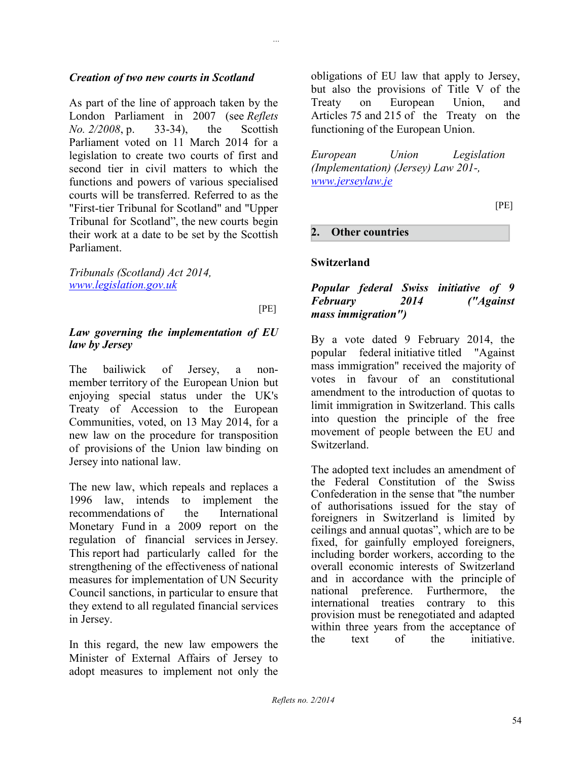***Creation of two new courts in Scotland***

As part of the line of approach taken by the London Parliament in 2007 (see *Reflets No. 2/2008*, p. 33-34), the Scottish Parliament voted on 11 March 2014 for a legislation to create two courts of first and second tier in civil matters to which the functions and powers of various specialised courts will be transferred. Referred to as the "First-tier Tribunal for Scotland" and "Upper Tribunal for Scotland", the new courts begin their work at a date to be set by the Scottish Parliament.

*Tribunals (Scotland) Act 2014,*
*www.legislation.gov.uk*

[PE]

***Law governing the implementation of EU law by Jersey***

The bailiwick of Jersey, a non-member territory of the European Union but enjoying special status under the UK's Treaty of Accession to the European Communities, voted, on 13 May 2014, for a new law on the procedure for transposition of provisions of the Union law binding on Jersey into national law.

The new law, which repeals and replaces a 1996 law, intends to implement the recommendations of the International Monetary Fund in a 2009 report on the regulation of financial services in Jersey. This report had particularly called for the strengthening of the effectiveness of national measures for implementation of UN Security Council sanctions, in particular to ensure that they extend to all regulated financial services in Jersey.

In this regard, the new law empowers the Minister of External Affairs of Jersey to adopt measures to implement not only the obligations of EU law that apply to Jersey, but also the provisions of Title V of the Treaty on European Union, and Articles 75 and 215 of the Treaty on the functioning of the European Union.

*European Union Legislation (Implementation) (Jersey) Law 201-,*
*www.jerseylaw.je*

[PE]

## 2. Other countries

### Switzerland

***Popular federal Swiss initiative of 9 February 2014 ("Against mass immigration")***

By a vote dated 9 February 2014, the popular federal initiative titled "Against mass immigration" received the majority of votes in favour of an constitutional amendment to the introduction of quotas to limit immigration in Switzerland. This calls into question the principle of the free movement of people between the EU and Switzerland.

The adopted text includes an amendment of the Federal Constitution of the Swiss Confederation in the sense that "the number of authorisations issued for the stay of foreigners in Switzerland is limited by ceilings and annual quotas", which are to be fixed, for gainfully employed foreigners, including border workers, according to the overall economic interests of Switzerland and in accordance with the principle of national preference. Furthermore, the international treaties contrary to this provision must be renegotiated and adapted within three years from the acceptance of the text of the initiative.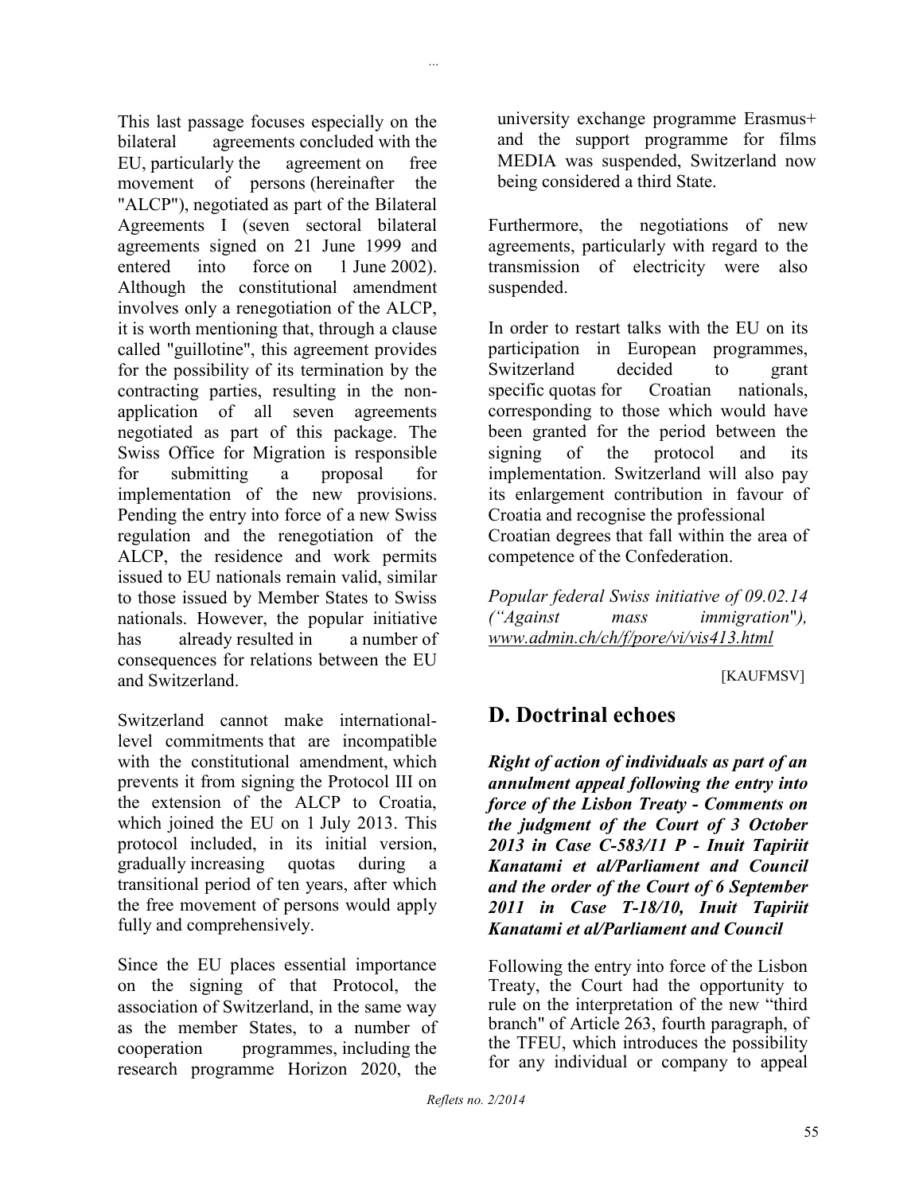This last passage focuses especially on the bilateral agreements concluded with the EU, particularly the agreement on free movement of persons (hereinafter the "ALCP"), negotiated as part of the Bilateral Agreements I (seven sectoral bilateral agreements signed on 21 June 1999 and entered into force on 1 June 2002). Although the constitutional amendment involves only a renegotiation of the ALCP, it is worth mentioning that, through a clause called "guillotine", this agreement provides for the possibility of its termination by the contracting parties, resulting in the non-application of all seven agreements negotiated as part of this package. The Swiss Office for Migration is responsible for submitting a proposal for implementation of the new provisions. Pending the entry into force of a new Swiss regulation and the renegotiation of the ALCP, the residence and work permits issued to EU nationals remain valid, similar to those issued by Member States to Swiss nationals. However, the popular initiative has already resulted in a number of consequences for relations between the EU and Switzerland.

Switzerland cannot make international-level commitments that are incompatible with the constitutional amendment, which prevents it from signing the Protocol III on the extension of the ALCP to Croatia, which joined the EU on 1 July 2013. This protocol included, in its initial version, gradually increasing quotas during a transitional period of ten years, after which the free movement of persons would apply fully and comprehensively.

Since the EU places essential importance on the signing of that Protocol, the association of Switzerland, in the same way as the member States, to a number of cooperation programmes, including the research programme Horizon 2020, the university exchange programme Erasmus+ and the support programme for films MEDIA was suspended, Switzerland now being considered a third State.

Furthermore, the negotiations of new agreements, particularly with regard to the transmission of electricity were also suspended.

In order to restart talks with the EU on its participation in European programmes, Switzerland decided to grant specific quotas for Croatian nationals, corresponding to those which would have been granted for the period between the signing of the protocol and its implementation. Switzerland will also pay its enlargement contribution in favour of Croatia and recognise the professional Croatian degrees that fall within the area of competence of the Confederation.

*Popular federal Swiss initiative of 09.02.14 ("Against mass immigration"), www.admin.ch/ch/f/pore/vi/vis413.html*

[KAUFMSV]

## D. Doctrinal echoes

***Right of action of individuals as part of an annulment appeal following the entry into force of the Lisbon Treaty - Comments on the judgment of the Court of 3 October 2013 in Case C-583/11 P - Inuit Tapiriit Kanatami et al/Parliament and Council and the order of the Court of 6 September 2011 in Case T-18/10, Inuit Tapiriit Kanatami et al/Parliament and Council***

Following the entry into force of the Lisbon Treaty, the Court had the opportunity to rule on the interpretation of the new "third branch" of Article 263, fourth paragraph, of the TFEU, which introduces the possibility for any individual or company to appeal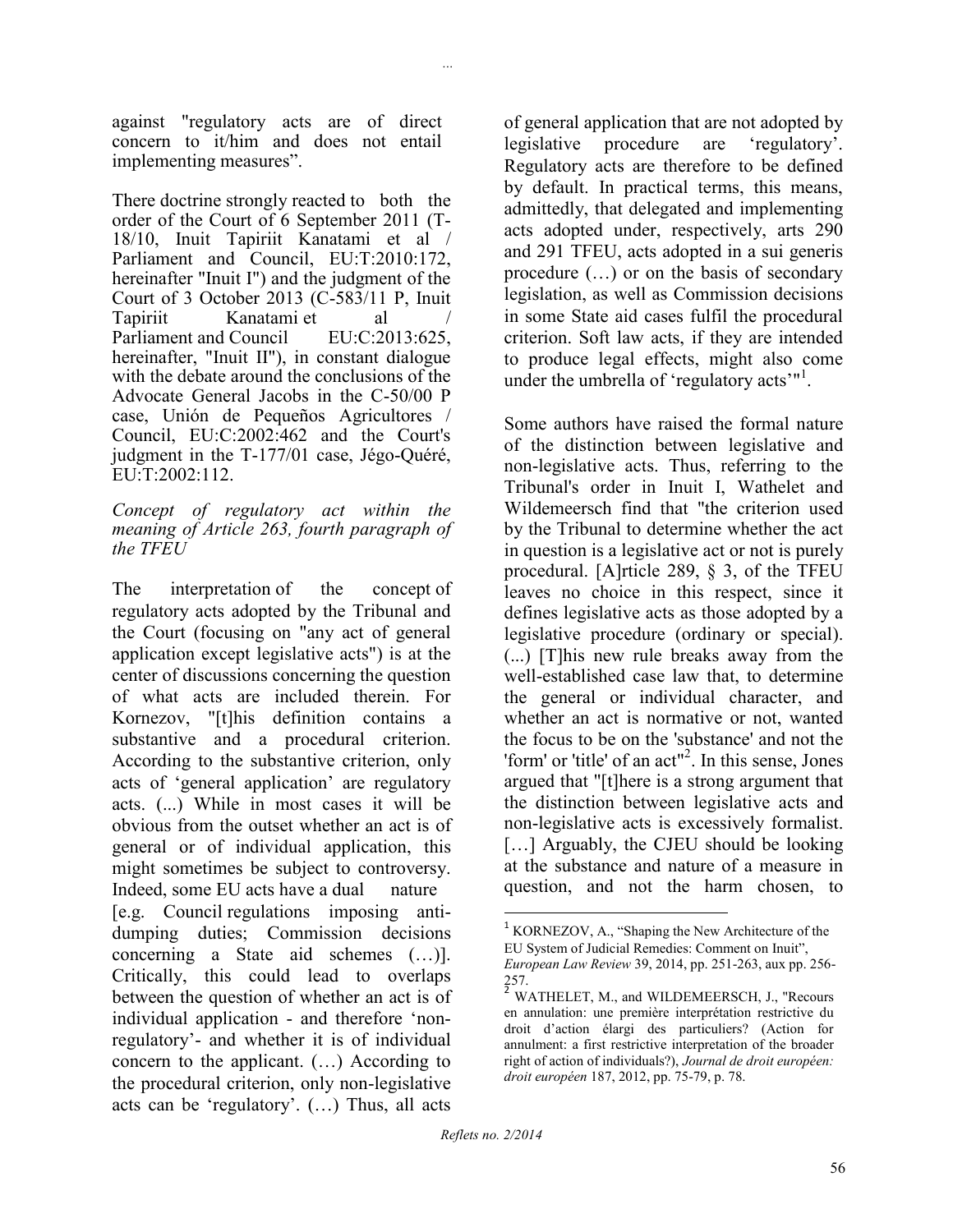against "regulatory acts are of direct concern to it/him and does not entail implementing measures".

There doctrine strongly reacted to both the order of the Court of 6 September 2011 (T-18/10, Inuit Tapiriit Kanatami et al / Parliament and Council, EU:T:2010:172, hereinafter "Inuit I") and the judgment of the Court of 3 October 2013 (C-583/11 P, Inuit Tapiriit Kanatami et al / Parliament and Council EU:C:2013:625, hereinafter, "Inuit II"), in constant dialogue with the debate around the conclusions of the Advocate General Jacobs in the C-50/00 P case, Unión de Pequeños Agricultores / Council, EU:C:2002:462 and the Court's judgment in the T-177/01 case, Jégo-Quéré, EU:T:2002:112.

*Concept of regulatory act within the meaning of Article 263, fourth paragraph of the TFEU*

The interpretation of the concept of regulatory acts adopted by the Tribunal and the Court (focusing on "any act of general application except legislative acts") is at the center of discussions concerning the question of what acts are included therein. For Kornezov, "[t]his definition contains a substantive and a procedural criterion. According to the substantive criterion, only acts of 'general application' are regulatory acts. (...) While in most cases it will be obvious from the outset whether an act is of general or of individual application, this might sometimes be subject to controversy. Indeed, some EU acts have a dual nature [e.g. Council regulations imposing anti-dumping duties; Commission decisions concerning a State aid schemes (…)]. Critically, this could lead to overlaps between the question of whether an act is of individual application - and therefore 'non-regulatory'- and whether it is of individual concern to the applicant. (…) According to the procedural criterion, only non-legislative acts can be 'regulatory'. (…) Thus, all acts of general application that are not adopted by legislative procedure are 'regulatory'. Regulatory acts are therefore to be defined by default. In practical terms, this means, admittedly, that delegated and implementing acts adopted under, respectively, arts 290 and 291 TFEU, acts adopted in a sui generis procedure (…) or on the basis of secondary legislation, as well as Commission decisions in some State aid cases fulfil the procedural criterion. Soft law acts, if they are intended to produce legal effects, might also come under the umbrella of 'regulatory acts'"[1].

Some authors have raised the formal nature of the distinction between legislative and non-legislative acts. Thus, referring to the Tribunal's order in Inuit I, Wathelet and Wildemeersch find that "the criterion used by the Tribunal to determine whether the act in question is a legislative act or not is purely procedural. [A]rticle 289, § 3, of the TFEU leaves no choice in this respect, since it defines legislative acts as those adopted by a legislative procedure (ordinary or special). (...) [T]his new rule breaks away from the well-established case law that, to determine the general or individual character, and whether an act is normative or not, wanted the focus to be on the 'substance' and not the 'form' or 'title' of an act"[2]. In this sense, Jones argued that "[t]here is a strong argument that the distinction between legislative acts and non-legislative acts is excessively formalist. […] Arguably, the CJEU should be looking at the substance and nature of a measure in question, and not the harm chosen, to

---

[1] KORNEZOV, A., "Shaping the New Architecture of the EU System of Judicial Remedies: Comment on Inuit", *European Law Review* 39, 2014, pp. 251-263, aux pp. 256-257.

[2] WATHELET, M., and WILDEMEERSCH, J., "Recours en annulation: une première interprétation restrictive du droit d'action élargi des particuliers? (Action for annulment: a first restrictive interpretation of the broader right of action of individuals?), *Journal de droit européen: droit européen* 187, 2012, pp. 75-79, p. 78.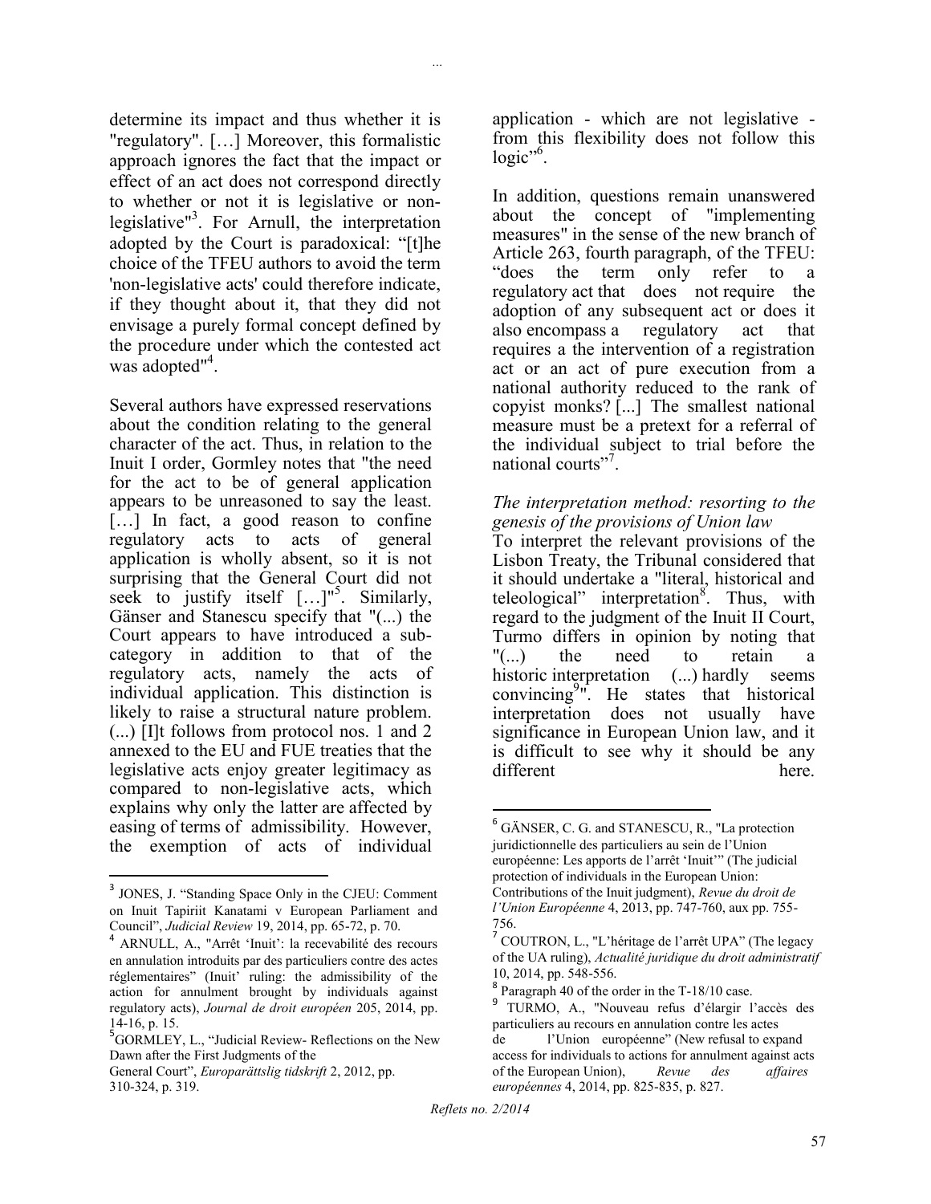determine its impact and thus whether it is "regulatory". […] Moreover, this formalistic approach ignores the fact that the impact or effect of an act does not correspond directly to whether or not it is legislative or non-legislative"[3]. For Arnull, the interpretation adopted by the Court is paradoxical: "[t]he choice of the TFEU authors to avoid the term 'non-legislative acts' could therefore indicate, if they thought about it, that they did not envisage a purely formal concept defined by the procedure under which the contested act was adopted"[4].

Several authors have expressed reservations about the condition relating to the general character of the act. Thus, in relation to the Inuit I order, Gormley notes that "the need for the act to be of general application appears to be unreasoned to say the least. […] In fact, a good reason to confine regulatory acts to acts of general application is wholly absent, so it is not surprising that the General Court did not seek to justify itself […]"[5]. Similarly, Gänser and Stanescu specify that "(...) the Court appears to have introduced a sub-category in addition to that of the regulatory acts, namely the acts of individual application. This distinction is likely to raise a structural nature problem. (...) [I]t follows from protocol nos. 1 and 2 annexed to the EU and FUE treaties that the legislative acts enjoy greater legitimacy as compared to non-legislative acts, which explains why only the latter are affected by easing of terms of admissibility. However, the exemption of acts of individual application - which are not legislative - from this flexibility does not follow this logic"[6].

In addition, questions remain unanswered about the concept of "implementing measures" in the sense of the new branch of Article 263, fourth paragraph, of the TFEU: "does the term only refer to a regulatory act that does not require the adoption of any subsequent act or does it also encompass a regulatory act that requires a the intervention of a registration act or an act of pure execution from a national authority reduced to the rank of copyist monks? [...] The smallest national measure must be a pretext for a referral of the individual subject to trial before the national courts"[7].

*The interpretation method: resorting to the genesis of the provisions of Union law*

To interpret the relevant provisions of the Lisbon Treaty, the Tribunal considered that it should undertake a "literal, historical and teleological" interpretation[8]. Thus, with regard to the judgment of the Inuit II Court, Turmo differs in opinion by noting that "(...) the need to retain a historic interpretation (...) hardly seems convincing[9]". He states that historical interpretation does not usually have significance in European Union law, and it is difficult to see why it should be any different here.

---

[3] JONES, J. "Standing Space Only in the CJEU: Comment on Inuit Tapiriit Kanatami v European Parliament and Council", *Judicial Review* 19, 2014, pp. 65-72, p. 70.

[4] ARNULL, A., "Arrêt 'Inuit': la recevabilité des recours en annulation introduits par des particuliers contre des actes réglementaires" (Inuit' ruling: the admissibility of the action for annulment brought by individuals against regulatory acts), *Journal de droit européen* 205, 2014, pp. 14-16, p. 15.

[5] GORMLEY, L., "Judicial Review- Reflections on the New Dawn after the First Judgments of the General Court", *Europarättslig tidskrift* 2, 2012, pp. 310-324, p. 319.

[6] GÄNSER, C. G. and STANESCU, R., "La protection juridictionnelle des particuliers au sein de l'Union européenne: Les apports de l'arrêt 'Inuit'" (The judicial protection of individuals in the European Union: Contributions of the Inuit judgment), *Revue du droit de l'Union Européenne* 4, 2013, pp. 747-760, aux pp. 755-756.

[7] COUTRON, L., "L'héritage de l'arrêt UPA" (The legacy of the UA ruling), *Actualité juridique du droit administratif* 10, 2014, pp. 548-556.

[8] Paragraph 40 of the order in the T-18/10 case.

[9] TURMO, A., "Nouveau refus d'élargir l'accès des particuliers au recours en annulation contre les actes de l'Union européenne" (New refusal to expand access for individuals to actions for annulment against acts of the European Union), *Revue des affaires européennes* 4, 2014, pp. 825-835, p. 827.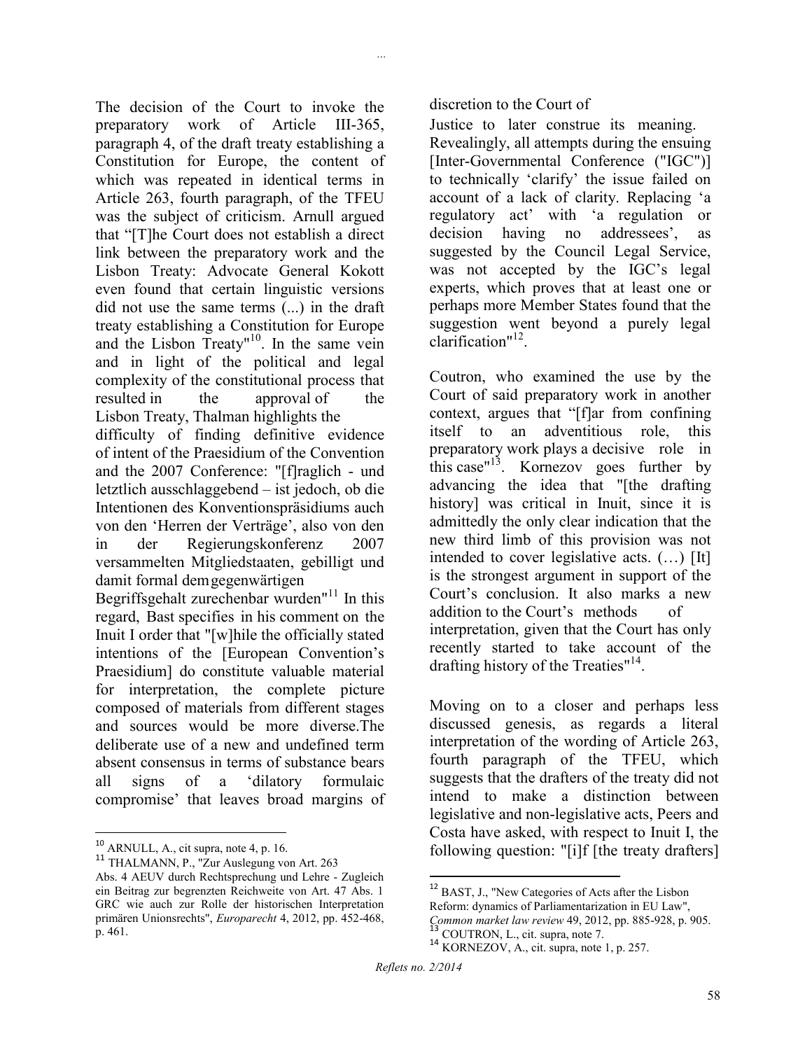The decision of the Court to invoke the preparatory work of Article III-365, paragraph 4, of the draft treaty establishing a Constitution for Europe, the content of which was repeated in identical terms in Article 263, fourth paragraph, of the TFEU was the subject of criticism. Arnull argued that "[T]he Court does not establish a direct link between the preparatory work and the Lisbon Treaty: Advocate General Kokott even found that certain linguistic versions did not use the same terms (...) in the draft treaty establishing a Constitution for Europe and the Lisbon Treaty"[10]. In the same vein and in light of the political and legal complexity of the constitutional process that resulted in the approval of the Lisbon Treaty, Thalman highlights the difficulty of finding definitive evidence of intent of the Praesidium of the Convention and the 2007 Conference: "[f]raglich - und letztlich ausschlaggebend – ist jedoch, ob die Intentionen des Konventionspräsidiums auch von den 'Herren der Verträge', also von den in der Regierungskonferenz 2007 versammelten Mitgliedstaaten, gebilligt und damit formal dem gegenwärtigen Begriffsgehalt zurechenbar wurden"[11] In this regard, Bast specifies in his comment on the Inuit I order that "[w]hile the officially stated intentions of the [European Convention's Praesidium] do constitute valuable material for interpretation, the complete picture composed of materials from different stages and sources would be more diverse.The deliberate use of a new and undefined term absent consensus in terms of substance bears all signs of a 'dilatory formulaic compromise' that leaves broad margins of discretion to the Court of Justice to later construe its meaning. Revealingly, all attempts during the ensuing [Inter-Governmental Conference ("IGC")] to technically 'clarify' the issue failed on account of a lack of clarity. Replacing 'a regulatory act' with 'a regulation or decision having no addressees', as suggested by the Council Legal Service, was not accepted by the IGC's legal experts, which proves that at least one or perhaps more Member States found that the suggestion went beyond a purely legal clarification"[12].

Coutron, who examined the use by the Court of said preparatory work in another context, argues that "[f]ar from confining itself to an adventitious role, this preparatory work plays a decisive role in this case"[13]. Kornezov goes further by advancing the idea that "[the drafting history] was critical in Inuit, since it is admittedly the only clear indication that the new third limb of this provision was not intended to cover legislative acts. (…) [It] is the strongest argument in support of the Court's conclusion. It also marks a new addition to the Court's methods of interpretation, given that the Court has only recently started to take account of the drafting history of the Treaties"[14].

Moving on to a closer and perhaps less discussed genesis, as regards a literal interpretation of the wording of Article 263, fourth paragraph of the TFEU, which suggests that the drafters of the treaty did not intend to make a distinction between legislative and non-legislative acts, Peers and Costa have asked, with respect to Inuit I, the following question: "[i]f [the treaty drafters]

---

[10] ARNULL, A., cit supra, note 4, p. 16.

[11] THALMANN, P., "Zur Auslegung von Art. 263 Abs. 4 AEUV durch Rechtsprechung und Lehre - Zugleich ein Beitrag zur begrenzten Reichweite von Art. 47 Abs. 1 GRC wie auch zur Rolle der historischen Interpretation primären Unionsrechts", *Europarecht* 4, 2012, pp. 452-468, p. 461.

[12] BAST, J., "New Categories of Acts after the Lisbon Reform: dynamics of Parliamentarization in EU Law", *Common market law review* 49, 2012, pp. 885-928, p. 905.

[13] COUTRON, L., cit. supra, note 7.

[14] KORNEZOV, A., cit. supra, note 1, p. 257.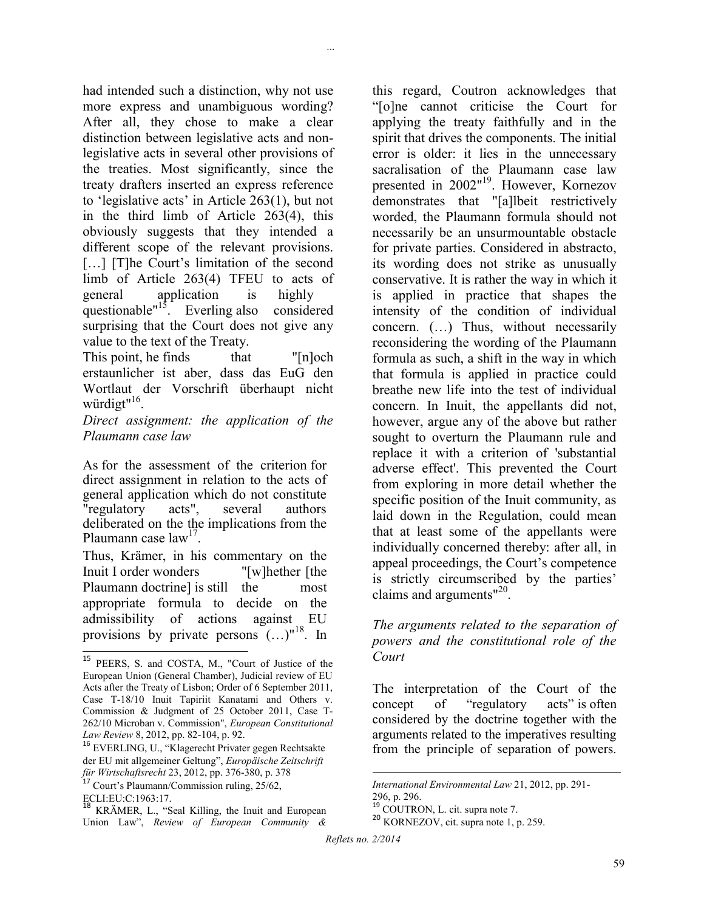had intended such a distinction, why not use more express and unambiguous wording? After all, they chose to make a clear distinction between legislative acts and non-legislative acts in several other provisions of the treaties. Most significantly, since the treaty drafters inserted an express reference to 'legislative acts' in Article 263(1), but not in the third limb of Article 263(4), this obviously suggests that they intended a different scope of the relevant provisions. […] [T]he Court's limitation of the second limb of Article 263(4) TFEU to acts of general application is highly questionable"[15]. Everling also considered surprising that the Court does not give any value to the text of the Treaty.

This point, he finds that "[n]och erstaunlicher ist aber, dass das EuG den Wortlaut der Vorschrift überhaupt nicht würdigt"[16].

*Direct assignment: the application of the Plaumann case law*

As for the assessment of the criterion for direct assignment in relation to the acts of general application which do not constitute "regulatory acts", several authors deliberated on the the implications from the Plaumann case law[17].

Thus, Krämer, in his commentary on the Inuit I order wonders "[w]hether [the Plaumann doctrine] is still the most appropriate formula to decide on the admissibility of actions against EU provisions by private persons (…)"[18]. In this regard, Coutron acknowledges that "[o]ne cannot criticise the Court for applying the treaty faithfully and in the spirit that drives the components. The initial error is older: it lies in the unnecessary sacralisation of the Plaumann case law presented in 2002"[19]. However, Kornezov demonstrates that "[a]lbeit restrictively worded, the Plaumann formula should not necessarily be an unsurmountable obstacle for private parties. Considered in abstracto, its wording does not strike as unusually conservative. It is rather the way in which it is applied in practice that shapes the intensity of the condition of individual concern. (…) Thus, without necessarily reconsidering the wording of the Plaumann formula as such, a shift in the way in which that formula is applied in practice could breathe new life into the test of individual concern. In Inuit, the appellants did not, however, argue any of the above but rather sought to overturn the Plaumann rule and replace it with a criterion of 'substantial adverse effect'. This prevented the Court from exploring in more detail whether the specific position of the Inuit community, as laid down in the Regulation, could mean that at least some of the appellants were individually concerned thereby: after all, in appeal proceedings, the Court's competence is strictly circumscribed by the parties' claims and arguments"[20].

*The arguments related to the separation of powers and the constitutional role of the Court*

The interpretation of the Court of the concept of "regulatory acts" is often considered by the doctrine together with the arguments related to the imperatives resulting from the principle of separation of powers.

---

[15] PEERS, S. and COSTA, M., "Court of Justice of the European Union (General Chamber), Judicial review of EU Acts after the Treaty of Lisbon; Order of 6 September 2011, Case T-18/10 Inuit Tapiriit Kanatami and Others v. Commission & Judgment of 25 October 2011, Case T-262/10 Microban v. Commission", *European Constitutional Law Review* 8, 2012, pp. 82-104, p. 92.

[16] EVERLING, U., "Klagerecht Privater gegen Rechtsakte der EU mit allgemeiner Geltung", *Europäische Zeitschrift für Wirtschaftsrecht* 23, 2012, pp. 376-380, p. 378

[17] Court's Plaumann/Commission ruling, 25/62, ECLI:EU:C:1963:17.

[18] KRÄMER, L., "Seal Killing, the Inuit and European Union Law", *Review of European Community & International Environmental Law* 21, 2012, pp. 291-296, p. 296.

[19] COUTRON, L. cit. supra note 7.

[20] KORNEZOV, cit. supra note 1, p. 259.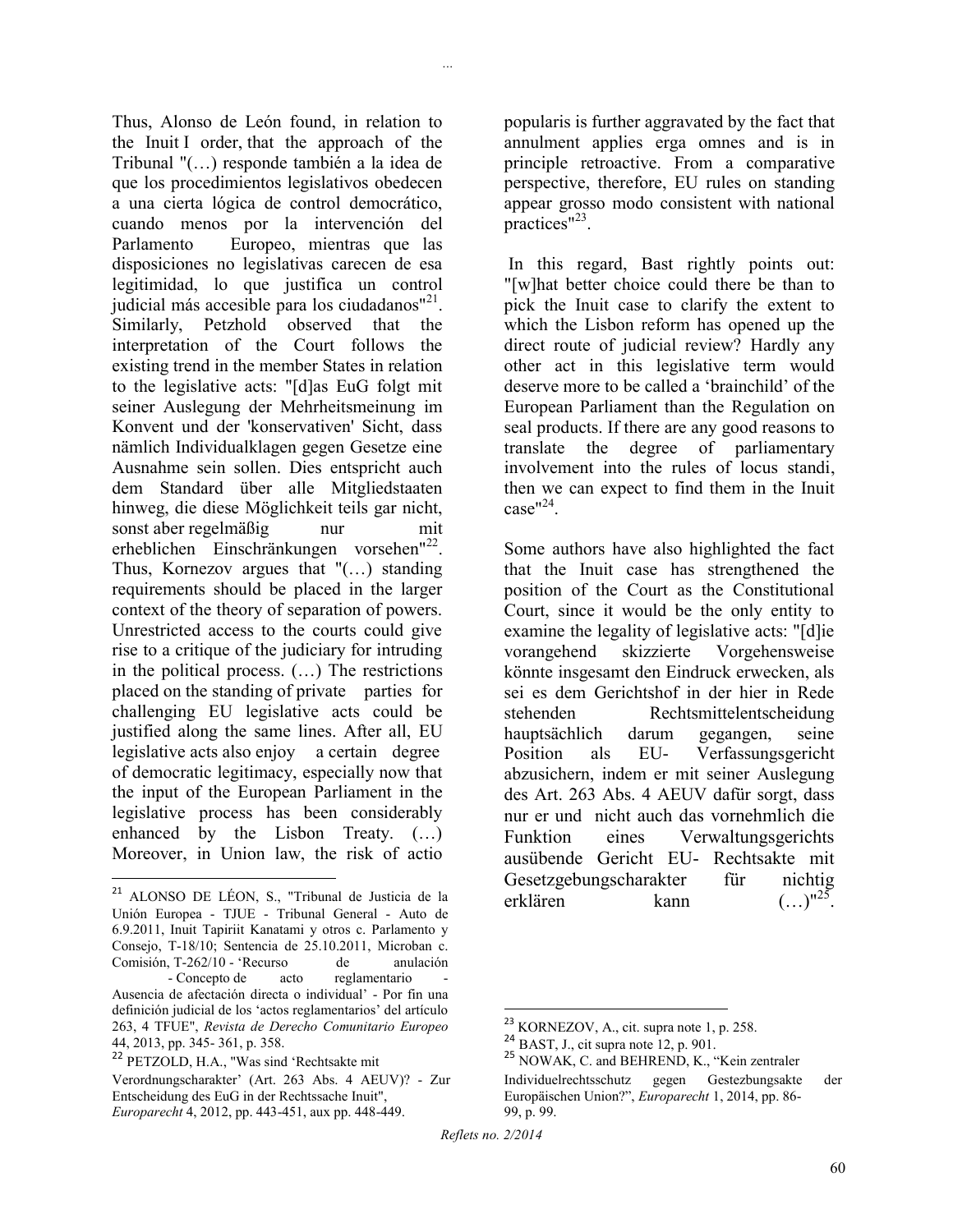Thus, Alonso de León found, in relation to the Inuit I order, that the approach of the Tribunal "(…) responde también a la idea de que los procedimientos legislativos obedecen a una cierta lógica de control democrático, cuando menos por la intervención del Parlamento Europeo, mientras que las disposiciones no legislativas carecen de esa legitimidad, lo que justifica un control judicial más accesible para los ciudadanos"[21]. Similarly, Petzhold observed that the interpretation of the Court follows the existing trend in the member States in relation to the legislative acts: "[d]as EuG folgt mit seiner Auslegung der Mehrheitsmeinung im Konvent und der 'konservativen' Sicht, dass nämlich Individualklagen gegen Gesetze eine Ausnahme sein sollen. Dies entspricht auch dem Standard über alle Mitgliedstaaten hinweg, die diese Möglichkeit teils gar nicht, sonst aber regelmäßig nur mit erheblichen Einschränkungen vorsehen"[22]. Thus, Kornezov argues that "(…) standing requirements should be placed in the larger context of the theory of separation of powers. Unrestricted access to the courts could give rise to a critique of the judiciary for intruding in the political process. (…) The restrictions placed on the standing of private parties for challenging EU legislative acts could be justified along the same lines. After all, EU legislative acts also enjoy a certain degree of democratic legitimacy, especially now that the input of the European Parliament in the legislative process has been considerably enhanced by the Lisbon Treaty. (…) Moreover, in Union law, the risk of actio popularis is further aggravated by the fact that annulment applies erga omnes and is in principle retroactive. From a comparative perspective, therefore, EU rules on standing appear grosso modo consistent with national practices"[23].

In this regard, Bast rightly points out: "[w]hat better choice could there be than to pick the Inuit case to clarify the extent to which the Lisbon reform has opened up the direct route of judicial review? Hardly any other act in this legislative term would deserve more to be called a 'brainchild' of the European Parliament than the Regulation on seal products. If there are any good reasons to translate the degree of parliamentary involvement into the rules of locus standi, then we can expect to find them in the Inuit case"[24].

Some authors have also highlighted the fact that the Inuit case has strengthened the position of the Court as the Constitutional Court, since it would be the only entity to examine the legality of legislative acts: "[d]ie vorangehend skizzierte Vorgehensweise könnte insgesamt den Eindruck erwecken, als sei es dem Gerichtshof in der hier in Rede stehenden Rechtsmittelentscheidung hauptsächlich darum gegangen, seine Position als EU- Verfassungsgericht abzusichern, indem er mit seiner Auslegung des Art. 263 Abs. 4 AEUV dafür sorgt, dass nur er und nicht auch das vornehmlich die Funktion eines Verwaltungsgerichts ausübende Gericht EU- Rechtsakte mit Gesetzgebungscharakter für nichtig erklären kann (…)"[25].

---

[21] ALONSO DE LÉON, S., "Tribunal de Justicia de la Unión Europea - TJUE - Tribunal General - Auto de 6.9.2011, Inuit Tapiriit Kanatami y otros c. Parlamento y Consejo, T-18/10; Sentencia de 25.10.2011, Microban c. Comisión, T-262/10 - 'Recurso de anulación - Concepto de acto reglamentario - Ausencia de afectación directa o individual' - Por fin una definición judicial de los 'actos reglamentarios' del artículo 263, 4 TFUE", *Revista de Derecho Comunitario Europeo* 44, 2013, pp. 345- 361, p. 358.

[22] PETZOLD, H.A., "Was sind 'Rechtsakte mit Verordnungscharakter' (Art. 263 Abs. 4 AEUV)? - Zur Entscheidung des EuG in der Rechtssache Inuit", *Europarecht* 4, 2012, pp. 443-451, aux pp. 448-449.

[23] KORNEZOV, A., cit. supra note 1, p. 258.

[24] BAST, J., cit supra note 12, p. 901.

[25] NOWAK, C. and BEHREND, K., "Kein zentraler Individuelrechtsschutz gegen Gestezbungsakte der Europäischen Union?", *Europarecht* 1, 2014, pp. 86-99, p. 99.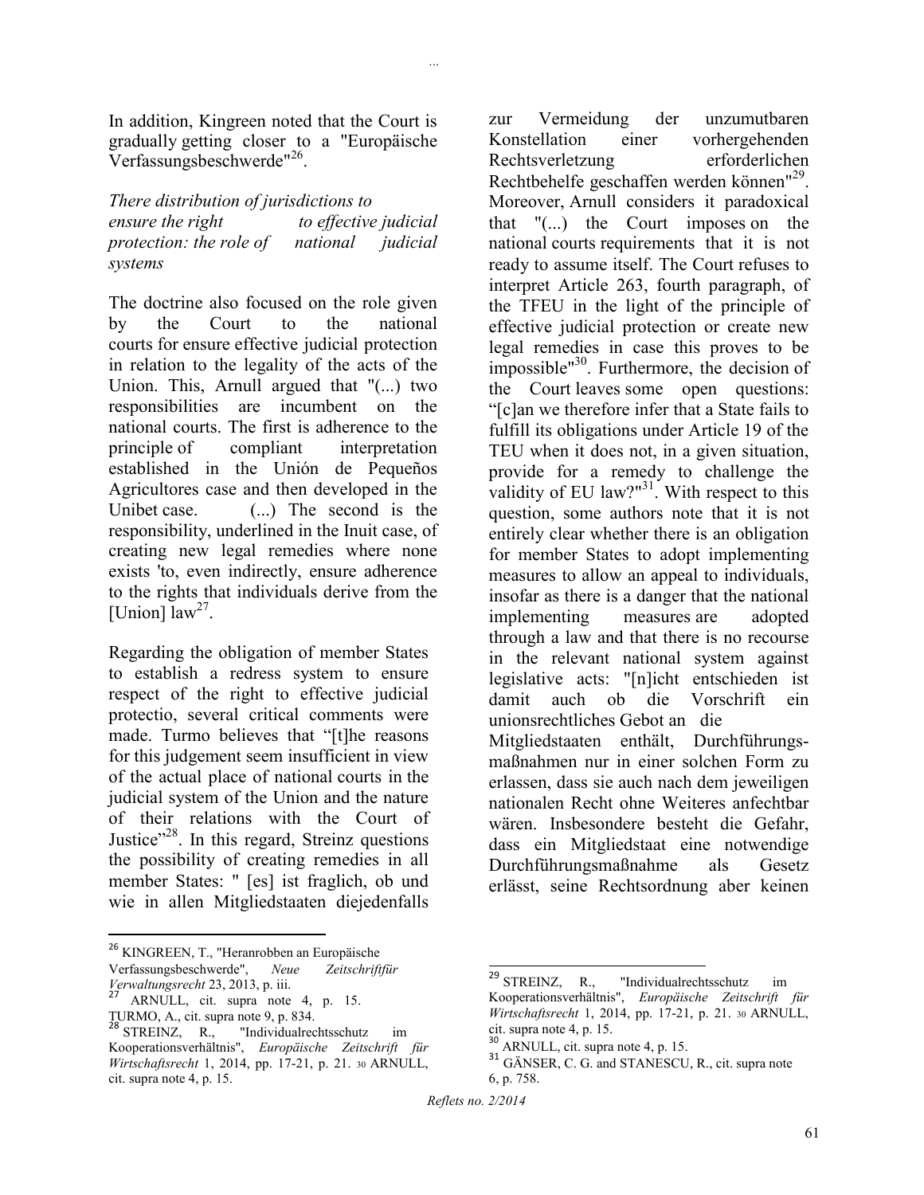In addition, Kingreen noted that the Court is gradually getting closer to a "Europäische Verfassungsbeschwerde"[26].

*There distribution of jurisdictions to ensure the right to effective judicial protection: the role of national judicial systems*

The doctrine also focused on the role given by the Court to the national courts for ensure effective judicial protection in relation to the legality of the acts of the Union. This, Arnull argued that "(...) two responsibilities are incumbent on the national courts. The first is adherence to the principle of compliant interpretation established in the Unión de Pequeños Agricultores case and then developed in the Unibet case. (...) The second is the responsibility, underlined in the Inuit case, of creating new legal remedies where none exists 'to, even indirectly, ensure adherence to the rights that individuals derive from the [Union] law[27].

Regarding the obligation of member States to establish a redress system to ensure respect of the right to effective judicial protectio, several critical comments were made. Turmo believes that "[t]he reasons for this judgement seem insufficient in view of the actual place of national courts in the judicial system of the Union and the nature of their relations with the Court of Justice"[28]. In this regard, Streinz questions the possibility of creating remedies in all member States: " [es] ist fraglich, ob und wie in allen Mitgliedstaaten diejedenfalls zur Vermeidung der unzumutbaren Konstellation einer vorhergehenden Rechtsverletzung erforderlichen Rechtbehelfe geschaffen werden können"[29]. Moreover, Arnull considers it paradoxical that "(...) the Court imposes on the national courts requirements that it is not ready to assume itself. The Court refuses to interpret Article 263, fourth paragraph, of the TFEU in the light of the principle of effective judicial protection or create new legal remedies in case this proves to be impossible"[30]. Furthermore, the decision of the Court leaves some open questions: "[c]an we therefore infer that a State fails to fulfill its obligations under Article 19 of the TEU when it does not, in a given situation, provide for a remedy to challenge the validity of EU law?"[31]. With respect to this question, some authors note that it is not entirely clear whether there is an obligation for member States to adopt implementing measures to allow an appeal to individuals, insofar as there is a danger that the national implementing measures are adopted through a law and that there is no recourse in the relevant national system against legislative acts: "[n]icht entschieden ist damit auch ob die Vorschrift ein unionsrechtliches Gebot an die Mitgliedstaaten enthält, Durchführungs-maßnahmen nur in einer solchen Form zu erlassen, dass sie auch nach dem jeweiligen nationalen Recht ohne Weiteres anfechtbar wären. Insbesondere besteht die Gefahr, dass ein Mitgliedstaat eine notwendige Durchführungsmaßnahme als Gesetz erlässt, seine Rechtsordnung aber keinen

---

[26] KINGREEN, T., "Heranrobben an Europäische Verfassungsbeschwerde", *Neue Zeitschriftfür Verwaltungsrecht* 23, 2013, p. iii.

[27] ARNULL, cit. supra note 4, p. 15. TURMO, A., cit. supra note 9, p. 834.

[28] STREINZ, R., "Individualrechtsschutz im Kooperationsverhältnis", *Europäische Zeitschrift für Wirtschaftsrecht* 1, 2014, pp. 17-21, p. 21. 30 ARNULL, cit. supra note 4, p. 15.

[29] STREINZ, R., "Individualrechtsschutz im Kooperationsverhältnis", *Europäische Zeitschrift für Wirtschaftsrecht* 1, 2014, pp. 17-21, p. 21. 30 ARNULL, cit. supra note 4, p. 15.

[30] ARNULL, cit. supra note 4, p. 15.

[31] GÄNSER, C. G. and STANESCU, R., cit. supra note 6, p. 758.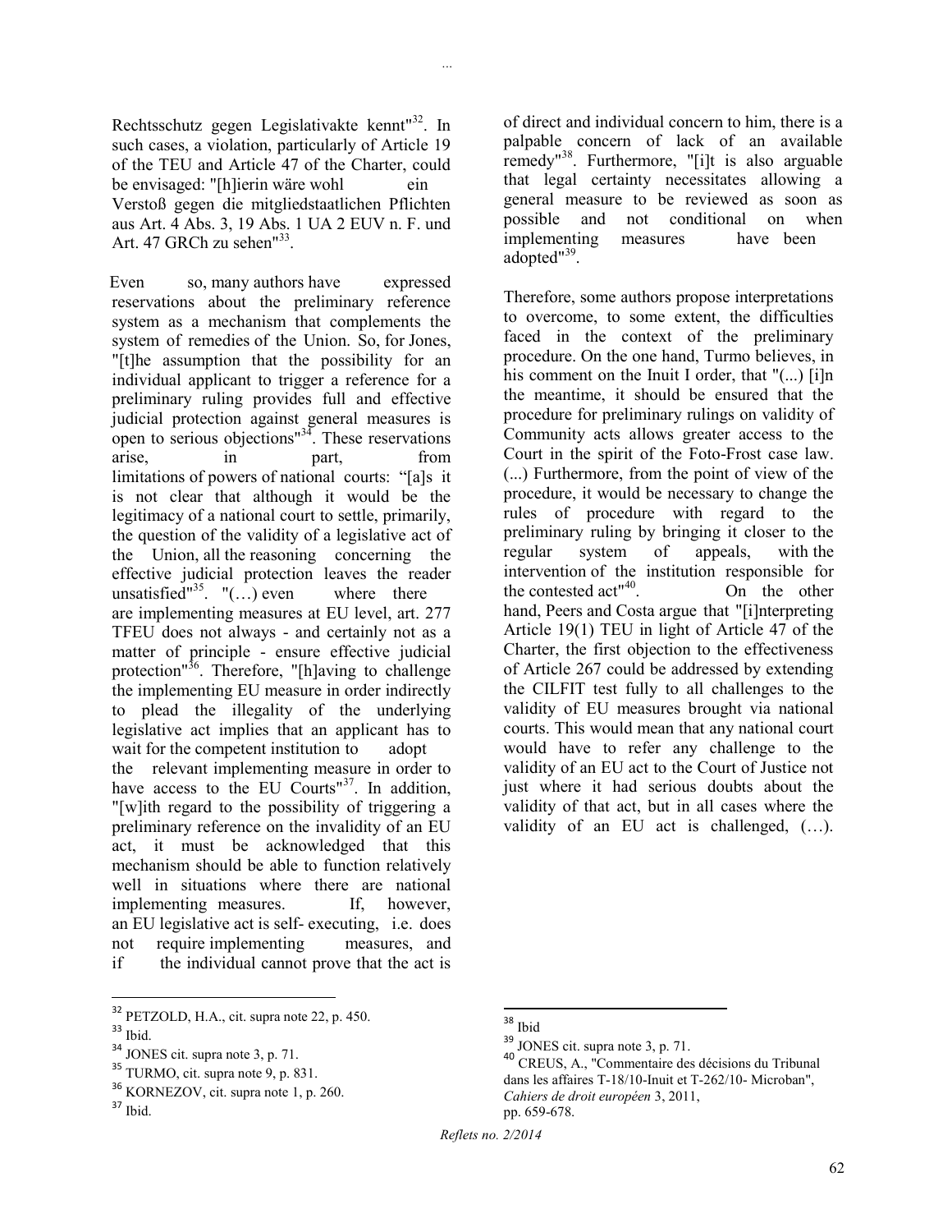Rechtsschutz gegen Legislativakte kennt"[32]. In such cases, a violation, particularly of Article 19 of the TEU and Article 47 of the Charter, could be envisaged: "[h]ierin wäre wohl ein Verstoß gegen die mitgliedstaatlichen Pflichten aus Art. 4 Abs. 3, 19 Abs. 1 UA 2 EUV n. F. und Art. 47 GRCh zu sehen"[33].

Even so, many authors have expressed reservations about the preliminary reference system as a mechanism that complements the system of remedies of the Union. So, for Jones, "[t]he assumption that the possibility for an individual applicant to trigger a reference for a preliminary ruling provides full and effective judicial protection against general measures is open to serious objections"[34]. These reservations arise, in part, from limitations of powers of national courts: "[a]s it is not clear that although it would be the legitimacy of a national court to settle, primarily, the question of the validity of a legislative act of the Union, all the reasoning concerning the effective judicial protection leaves the reader unsatisfied"[35]. "(…) even where there are implementing measures at EU level, art. 277 TFEU does not always - and certainly not as a matter of principle - ensure effective judicial protection"[36]. Therefore, "[h]aving to challenge the implementing EU measure in order indirectly to plead the illegality of the underlying legislative act implies that an applicant has to wait for the competent institution to adopt the relevant implementing measure in order to have access to the EU Courts"[37]. In addition, "[w]ith regard to the possibility of triggering a preliminary reference on the invalidity of an EU act, it must be acknowledged that this mechanism should be able to function relatively well in situations where there are national implementing measures. If, however, an EU legislative act is self- executing, i.e. does not require implementing measures, and if the individual cannot prove that the act is of direct and individual concern to him, there is a palpable concern of lack of an available remedy"[38]. Furthermore, "[i]t is also arguable that legal certainty necessitates allowing a general measure to be reviewed as soon as possible and not conditional on when implementing measures have been adopted"[39].

Therefore, some authors propose interpretations to overcome, to some extent, the difficulties faced in the context of the preliminary procedure. On the one hand, Turmo believes, in his comment on the Inuit I order, that "(...) [i]n the meantime, it should be ensured that the procedure for preliminary rulings on validity of Community acts allows greater access to the Court in the spirit of the Foto-Frost case law. (...) Furthermore, from the point of view of the procedure, it would be necessary to change the rules of procedure with regard to the preliminary ruling by bringing it closer to the regular system of appeals, with the intervention of the institution responsible for the contested act"[40]. On the other hand, Peers and Costa argue that "[i]nterpreting Article 19(1) TEU in light of Article 47 of the Charter, the first objection to the effectiveness of Article 267 could be addressed by extending the CILFIT test fully to all challenges to the validity of EU measures brought via national courts. This would mean that any national court would have to refer any challenge to the validity of an EU act to the Court of Justice not just where it had serious doubts about the validity of that act, but in all cases where the validity of an EU act is challenged, (…).

---

[32] PETZOLD, H.A., cit. supra note 22, p. 450.

[33] Ibid.

[34] JONES cit. supra note 3, p. 71.

[35] TURMO, cit. supra note 9, p. 831.

[36] KORNEZOV, cit. supra note 1, p. 260.

[37] Ibid.

[38] Ibid

[39] JONES cit. supra note 3, p. 71.

[40] CREUS, A., "Commentaire des décisions du Tribunal dans les affaires T-18/10-Inuit et T-262/10- Microban", *Cahiers de droit européen* 3, 2011, pp. 659-678.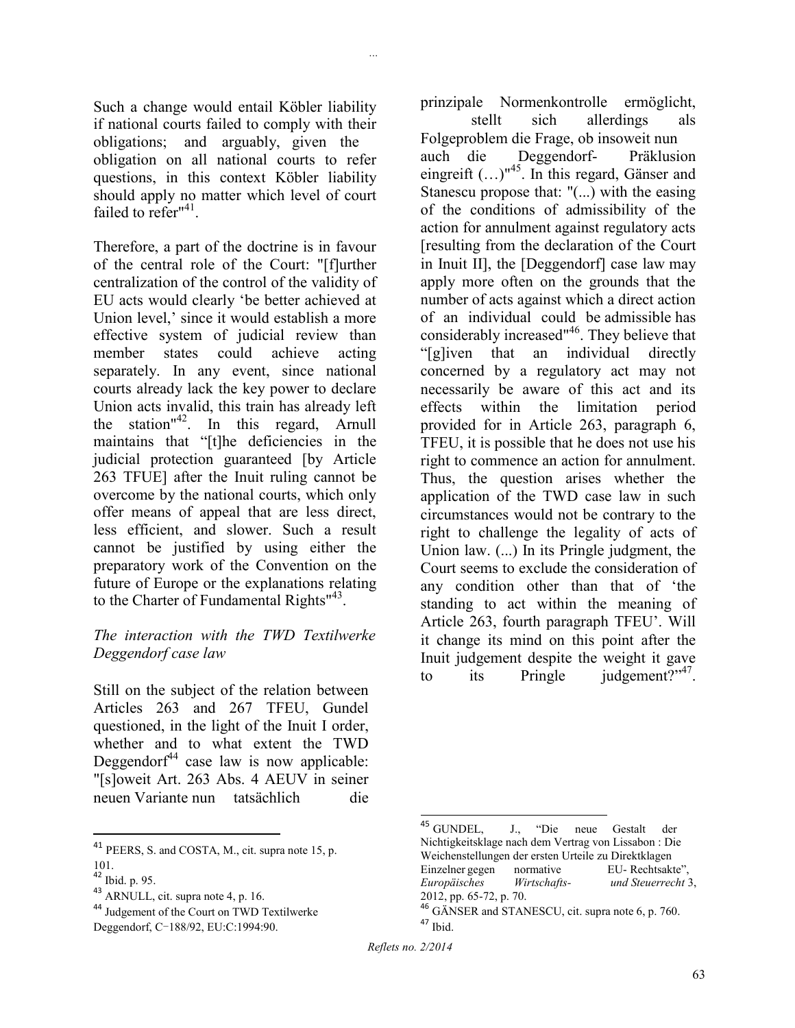Such a change would entail Köbler liability if national courts failed to comply with their obligations; and arguably, given the obligation on all national courts to refer questions, in this context Köbler liability should apply no matter which level of court failed to refer"[41].

Therefore, a part of the doctrine is in favour of the central role of the Court: "[f]urther centralization of the control of the validity of EU acts would clearly 'be better achieved at Union level,' since it would establish a more effective system of judicial review than member states could achieve acting separately. In any event, since national courts already lack the key power to declare Union acts invalid, this train has already left the station"[42]. In this regard, Arnull maintains that "[t]he deficiencies in the judicial protection guaranteed [by Article 263 TFUE] after the Inuit ruling cannot be overcome by the national courts, which only offer means of appeal that are less direct, less efficient, and slower. Such a result cannot be justified by using either the preparatory work of the Convention on the future of Europe or the explanations relating to the Charter of Fundamental Rights"[43].

*The interaction with the TWD Textilwerke Deggendorf case law*

Still on the subject of the relation between Articles 263 and 267 TFEU, Gundel questioned, in the light of the Inuit I order, whether and to what extent the TWD Deggendorf[44] case law is now applicable: "[s]oweit Art. 263 Abs. 4 AEUV in seiner neuen Variante nun tatsächlich die prinzipale Normenkontrolle ermöglicht, stellt sich allerdings als Folgeproblem die Frage, ob insoweit nun auch die Deggendorf- Präklusion eingreift (…)"[45]. In this regard, Gänser and Stanescu propose that: "(...) with the easing of the conditions of admissibility of the action for annulment against regulatory acts [resulting from the declaration of the Court in Inuit II], the [Deggendorf] case law may apply more often on the grounds that the number of acts against which a direct action of an individual could be admissible has considerably increased"[46]. They believe that "[g]iven that an individual directly concerned by a regulatory act may not necessarily be aware of this act and its effects within the limitation period provided for in Article 263, paragraph 6, TFEU, it is possible that he does not use his right to commence an action for annulment. Thus, the question arises whether the application of the TWD case law in such circumstances would not be contrary to the right to challenge the legality of acts of Union law. (...) In its Pringle judgment, the Court seems to exclude the consideration of any condition other than that of 'the standing to act within the meaning of Article 263, fourth paragraph TFEU'. Will it change its mind on this point after the Inuit judgement despite the weight it gave to its Pringle judgement?"[47].

---

[41] PEERS, S. and COSTA, M., cit. supra note 15, p. 101.

[42] Ibid. p. 95.

[43] ARNULL, cit. supra note 4, p. 16.

[44] Judgement of the Court on TWD Textilwerke Deggendorf, C‑188/92, EU:C:1994:90.

[45] GUNDEL, J., "Die neue Gestalt der Nichtigkeitsklage nach dem Vertrag von Lissabon : Die Weichenstellungen der ersten Urteile zu Direktklagen Einzelner gegen normative EU- Rechtsakte", *Europäisches Wirtschafts- und Steuerrecht* 3, 2012, pp. 65-72, p. 70.

[46] GÄNSER and STANESCU, cit. supra note 6, p. 760.

[47] Ibid.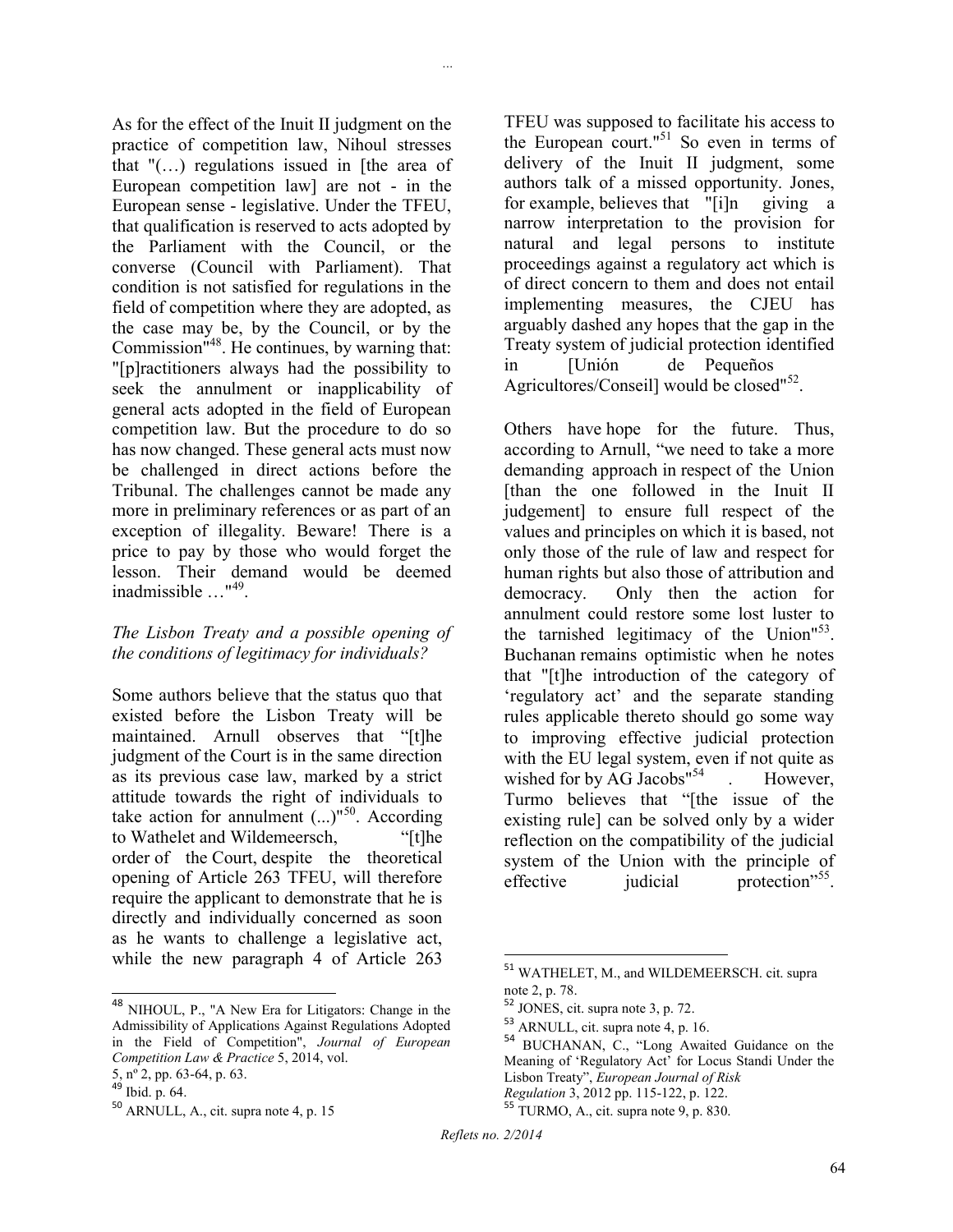As for the effect of the Inuit II judgment on the practice of competition law, Nihoul stresses that "(…) regulations issued in [the area of European competition law] are not - in the European sense - legislative. Under the TFEU, that qualification is reserved to acts adopted by the Parliament with the Council, or the converse (Council with Parliament). That condition is not satisfied for regulations in the field of competition where they are adopted, as the case may be, by the Council, or by the Commission"[48]. He continues, by warning that: "[p]ractitioners always had the possibility to seek the annulment or inapplicability of general acts adopted in the field of European competition law. But the procedure to do so has now changed. These general acts must now be challenged in direct actions before the Tribunal. The challenges cannot be made any more in preliminary references or as part of an exception of illegality. Beware! There is a price to pay by those who would forget the lesson. Their demand would be deemed inadmissible …"[49].

*The Lisbon Treaty and a possible opening of the conditions of legitimacy for individuals?*

Some authors believe that the status quo that existed before the Lisbon Treaty will be maintained. Arnull observes that “[t]he judgment of the Court is in the same direction as its previous case law, marked by a strict attitude towards the right of individuals to take action for annulment (...)"[50]. According to Wathelet and Wildemeersch, “[t]he order of the Court, despite the theoretical opening of Article 263 TFEU, will therefore require the applicant to demonstrate that he is directly and individually concerned as soon as he wants to challenge a legislative act, while the new paragraph 4 of Article 263 TFEU was supposed to facilitate his access to the European court."[51] So even in terms of delivery of the Inuit II judgment, some authors talk of a missed opportunity. Jones, for example, believes that "[i]n giving a narrow interpretation to the provision for natural and legal persons to institute proceedings against a regulatory act which is of direct concern to them and does not entail implementing measures, the CJEU has arguably dashed any hopes that the gap in the Treaty system of judicial protection identified in [Unión de Pequeños Agricultores/Conseil] would be closed"[52].

Others have hope for the future. Thus, according to Arnull, “we need to take a more demanding approach in respect of the Union [than the one followed in the Inuit II judgement] to ensure full respect of the values and principles on which it is based, not only those of the rule of law and respect for human rights but also those of attribution and democracy. Only then the action for annulment could restore some lost luster to the tarnished legitimacy of the Union"[53]. Buchanan remains optimistic when he notes that "[t]he introduction of the category of ‘regulatory act’ and the separate standing rules applicable thereto should go some way to improving effective judicial protection with the EU legal system, even if not quite as wished for by AG Jacobs"[54]. However, Turmo believes that “[the issue of the existing rule] can be solved only by a wider reflection on the compatibility of the judicial system of the Union with the principle of effective judicial protection”[55].

---

[48] NIHOUL, P., "A New Era for Litigators: Change in the Admissibility of Applications Against Regulations Adopted in the Field of Competition", *Journal of European Competition Law & Practice* 5, 2014, vol. 5, nº 2, pp. 63-64, p. 63.

[49] Ibid. p. 64.

[50] ARNULL, A., cit. supra note 4, p. 15

[51] WATHELET, M., and WILDEMEERSCH. cit. supra note 2, p. 78.

[52] JONES, cit. supra note 3, p. 72.

[53] ARNULL, cit. supra note 4, p. 16.

[54] BUCHANAN, C., “Long Awaited Guidance on the Meaning of ‘Regulatory Act’ for Locus Standi Under the Lisbon Treaty”, *European Journal of Risk Regulation* 3, 2012 pp. 115-122, p. 122.

[55] TURMO, A., cit. supra note 9, p. 830.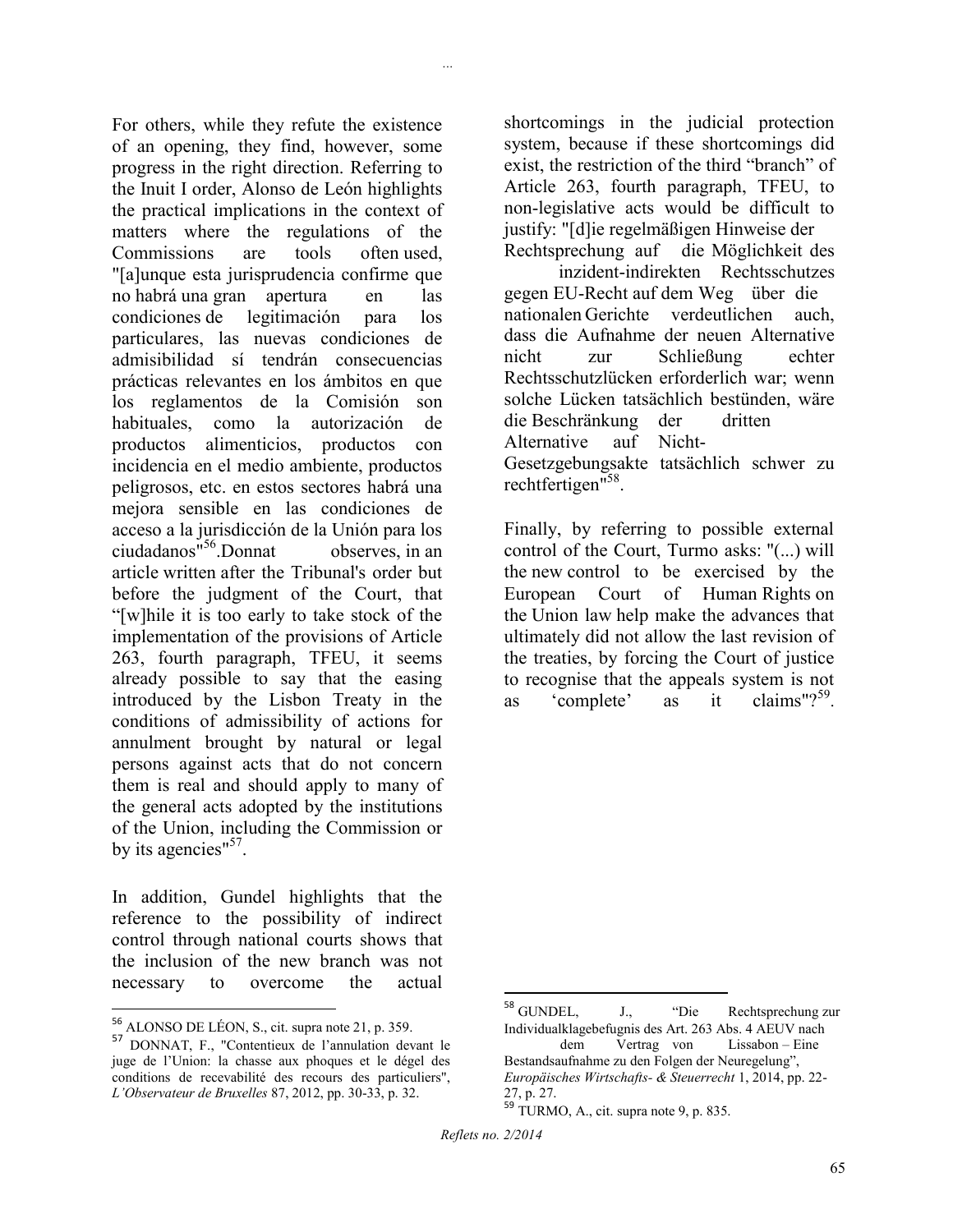For others, while they refute the existence of an opening, they find, however, some progress in the right direction. Referring to the Inuit I order, Alonso de León highlights the practical implications in the context of matters where the regulations of the Commissions are tools often used, "[a]unque esta jurisprudencia confirme que no habrá una gran apertura en las condiciones de legitimación para los particulares, las nuevas condiciones de admisibilidad sí tendrán consecuencias prácticas relevantes en los ámbitos en que los reglamentos de la Comisión son habituales, como la autorización de productos alimenticios, productos con incidencia en el medio ambiente, productos peligrosos, etc. en estos sectores habrá una mejora sensible en las condiciones de acceso a la jurisdicción de la Unión para los ciudadanos"[56]. Donnat observes, in an article written after the Tribunal's order but before the judgment of the Court, that "[w]hile it is too early to take stock of the implementation of the provisions of Article 263, fourth paragraph, TFEU, it seems already possible to say that the easing introduced by the Lisbon Treaty in the conditions of admissibility of actions for annulment brought by natural or legal persons against acts that do not concern them is real and should apply to many of the general acts adopted by the institutions of the Union, including the Commission or by its agencies"[57].

In addition, Gundel highlights that the reference to the possibility of indirect control through national courts shows that the inclusion of the new branch was not necessary to overcome the actual shortcomings in the judicial protection system, because if these shortcomings did exist, the restriction of the third "branch" of Article 263, fourth paragraph, TFEU, to non-legislative acts would be difficult to justify: "[d]ie regelmäßigen Hinweise der Rechtsprechung auf die Möglichkeit des inzident-indirekten Rechtsschutzes gegen EU-Recht auf dem Weg über die nationalen Gerichte verdeutlichen auch, dass die Aufnahme der neuen Alternative nicht zur Schließung echter Rechtsschutzlücken erforderlich war; wenn solche Lücken tatsächlich bestünden, wäre die Beschränkung der dritten Alternative auf Nicht-Gesetzgebungsakte tatsächlich schwer zu rechtfertigen"[58].

Finally, by referring to possible external control of the Court, Turmo asks: "(...) will the new control to be exercised by the European Court of Human Rights on the Union law help make the advances that ultimately did not allow the last revision of the treaties, by forcing the Court of justice to recognise that the appeals system is not as 'complete' as it claims"?[59].

---

[56] ALONSO DE LÉON, S., cit. supra note 21, p. 359.

[57] DONNAT, F., "Contentieux de l'annulation devant le juge de l'Union: la chasse aux phoques et le dégel des conditions de recevabilité des recours des particuliers", *L'Observateur de Bruxelles* 87, 2012, pp. 30-33, p. 32.

[58] GUNDEL, J., "Die Rechtsprechung zur Individualklagebefugnis des Art. 263 Abs. 4 AEUV nach dem Vertrag von Lissabon – Eine Bestandsaufnahme zu den Folgen der Neuregelung", *Europäisches Wirtschafts- & Steuerrecht* 1, 2014, pp. 22-27, p. 27.

[59] TURMO, A., cit. supra note 9, p. 835.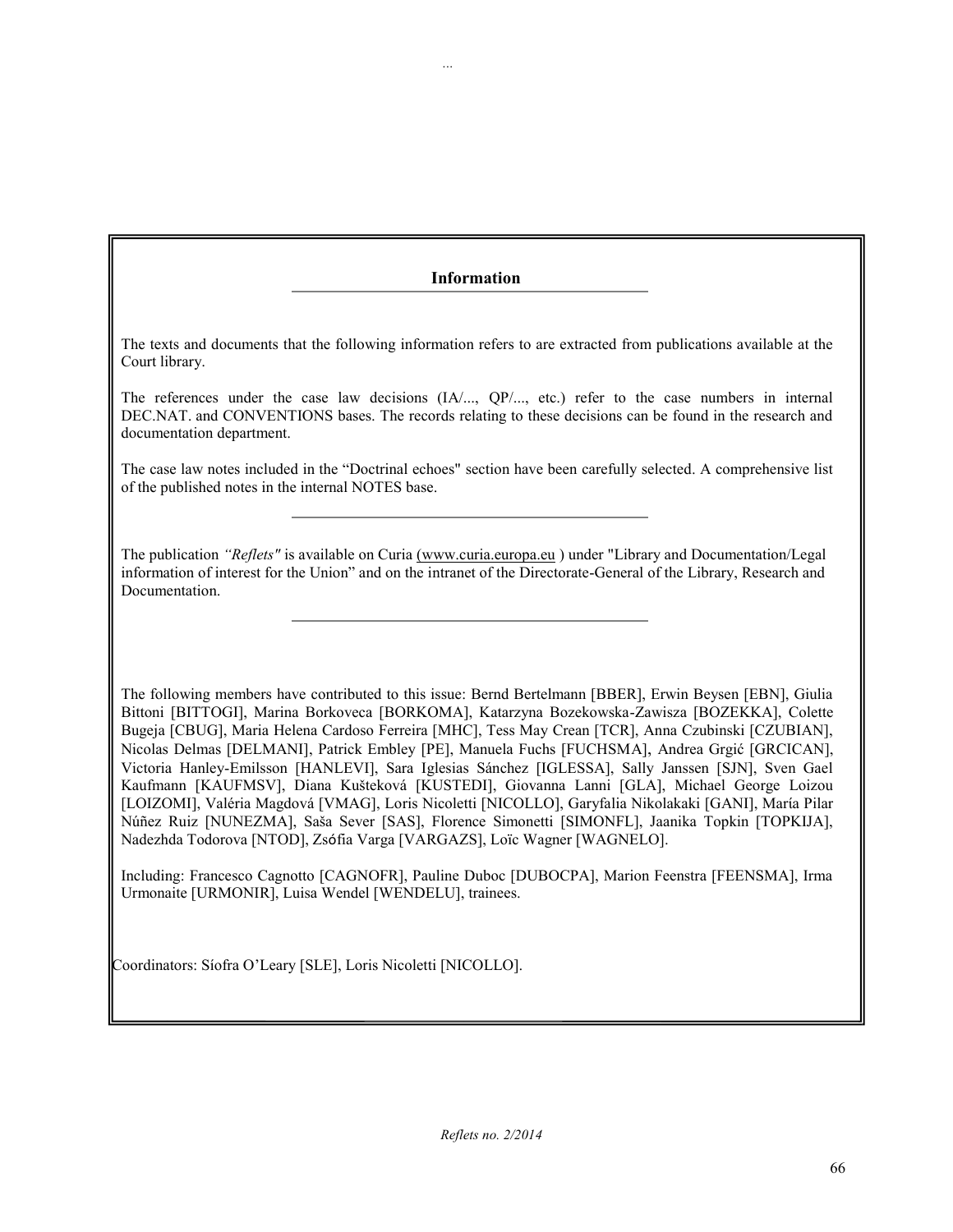## Information

The texts and documents that the following information refers to are extracted from publications available at the Court library.

The references under the case law decisions (IA/..., QP/..., etc.) refer to the case numbers in internal DEC.NAT. and CONVENTIONS bases. The records relating to these decisions can be found in the research and documentation department.

The case law notes included in the "Doctrinal echoes" section have been carefully selected. A comprehensive list of the published notes in the internal NOTES base.

---

The publication *"Reflets"* is available on Curia (www.curia.europa.eu ) under "Library and Documentation/Legal information of interest for the Union" and on the intranet of the Directorate-General of the Library, Research and Documentation.

---

The following members have contributed to this issue: Bernd Bertelmann [BBER], Erwin Beysen [EBN], Giulia Bittoni [BITTOGI], Marina Borkoveca [BORKOMA], Katarzyna Bozekowska-Zawisza [BOZEKKA], Colette Bugeja [CBUG], Maria Helena Cardoso Ferreira [MHC], Tess May Crean [TCR], Anna Czubinski [CZUBIAN], Nicolas Delmas [DELMANI], Patrick Embley [PE], Manuela Fuchs [FUCHSMA], Andrea Grgić [GRCICAN], Victoria Hanley-Emilsson [HANLEVI], Sara Iglesias Sánchez [IGLESSA], Sally Janssen [SJN], Sven Gael Kaufmann [KAUFMSV], Diana Kušteková [KUSTEDI], Giovanna Lanni [GLA], Michael George Loizou [LOIZOMI], Valéria Magdová [VMAG], Loris Nicoletti [NICOLLO], Garyfalia Nikolakaki [GANI], María Pilar Núñez Ruiz [NUNEZMA], Saša Sever [SAS], Florence Simonetti [SIMONFL], Jaanika Topkin [TOPKIJA], Nadezhda Todorova [NTOD], Zsófia Varga [VARGAZS], Loïc Wagner [WAGNELO].

Including: Francesco Cagnotto [CAGNOFR], Pauline Duboc [DUBOCPA], Marion Feenstra [FEENSMA], Irma Urmonaite [URMONIR], Luisa Wendel [WENDELU], trainees.

Coordinators: Síofra O'Leary [SLE], Loris Nicoletti [NICOLLO].